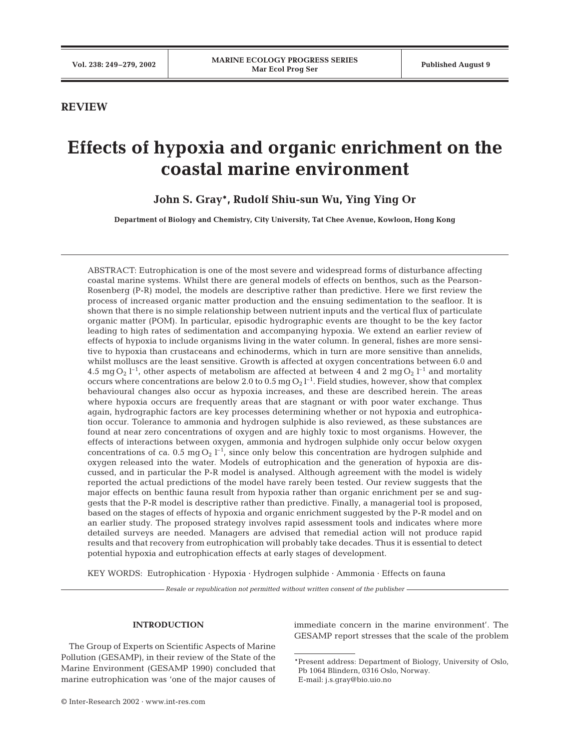## REVIEW

# Effects of hypoxia and organic enrichment on the coastal marine environment

**John S. Gray***, **Rudolf Shiu-sun Wu, Ying Ying Or**

**Department of Biology and Chemistry, City University, Tat Chee Avenue, Kowloon, Hong Kong**

ABSTRACT: Eutrophication is one of the most severe and widespread forms of disturbance affecting coastal marine systems. Whilst there are general models of effects on benthos, such as the Pearson-Rosenberg (P-R) model, the models are descriptive rather than predictive. Here we first review the process of increased organic matter production and the ensuing sedimentation to the seafloor. It is shown that there is no simple relationship between nutrient inputs and the vertical flux of particulate organic matter (POM). In particular, episodic hydrographic events are thought to be the key factor leading to high rates of sedimentation and accompanying hypoxia. We extend an earlier review of effects of hypoxia to include organisms living in the water column. In general, fishes are more sensitive to hypoxia than crustaceans and echinoderms, which in turn are more sensitive than annelids, whilst molluscs are the least sensitive. Growth is affected at oxygen concentrations between 6.0 and 4.5 mg $O_2$ $l^{-1}$, other aspects of metabolism are affected at between 4 and 2 mg $O_2$ $l^{-1}$ and mortality occurs where concentrations are below 2.0 to 0.5 mg $O_2$ $l^{-1}$. Field studies, however, show that complex behavioural changes also occur as hypoxia increases, and these are described herein. The areas where hypoxia occurs are frequently areas that are stagnant or with poor water exchange. Thus again, hydrographic factors are key processes determining whether or not hypoxia and eutrophication occur. Tolerance to ammonia and hydrogen sulphide is also reviewed, as these substances are found at near zero concentrations of oxygen and are highly toxic to most organisms. However, the effects of interactions between oxygen, ammonia and hydrogen sulphide only occur below oxygen concentrations of ca. 0.5 mg $O_2$ $l^{-1}$, since only below this concentration are hydrogen sulphide and oxygen released into the water. Models of eutrophication and the generation of hypoxia are discussed, and in particular the P-R model is analysed. Although agreement with the model is widely reported the actual predictions of the model have rarely been tested. Our review suggests that the major effects on benthic fauna result from hypoxia rather than organic enrichment per se and suggests that the P-R model is descriptive rather than predictive. Finally, a managerial tool is proposed, based on the stages of effects of hypoxia and organic enrichment suggested by the P-R model and on an earlier study. The proposed strategy involves rapid assessment tools and indicates where more detailed surveys are needed. Managers are advised that remedial action will not produce rapid results and that recovery from eutrophication will probably take decades. Thus it is essential to detect potential hypoxia and eutrophication effects at early stages of development.

KEY WORDS: Eutrophication · Hypoxia · Hydrogen sulphide · Ammonia · Effects on fauna

*Resale or republication not permitted without written consent of the publisher*

## INTRODUCTION

The Group of Experts on Scientific Aspects of Marine Pollution (GESAMP), in their review of the State of the Marine Environment (GESAMP 1990) concluded that marine eutrophication was 'one of the major causes of immediate concern in the marine environment'. The GESAMP report stresses that the scale of the problem

*Present address: Department of Biology, University of Oslo, Pb 1064 Blindern, 0316 Oslo, Norway. E-mail: j.s.gray@bio.uio.no

© Inter-Research 2002 · www.int-res.com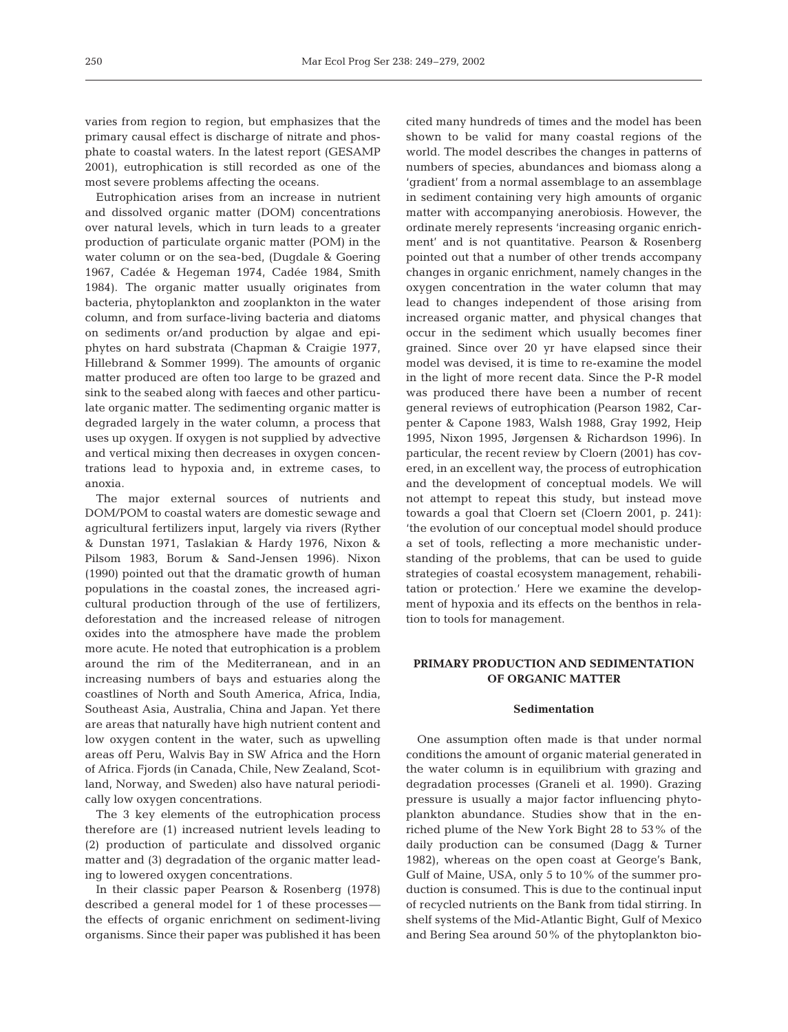varies from region to region, but emphasizes that the primary causal effect is discharge of nitrate and phosphate to coastal waters. In the latest report (GESAMP 2001), eutrophication is still recorded as one of the most severe problems affecting the oceans.

Eutrophication arises from an increase in nutrient and dissolved organic matter (DOM) concentrations over natural levels, which in turn leads to a greater production of particulate organic matter (POM) in the water column or on the sea-bed, (Dugdale & Goering 1967, Cadée & Hegeman 1974, Cadée 1984, Smith 1984). The organic matter usually originates from bacteria, phytoplankton and zooplankton in the water column, and from surface-living bacteria and diatoms on sediments or/and production by algae and epiphytes on hard substrata (Chapman & Craigie 1977, Hillebrand & Sommer 1999). The amounts of organic matter produced are often too large to be grazed and sink to the seabed along with faeces and other particulate organic matter. The sedimenting organic matter is degraded largely in the water column, a process that uses up oxygen. If oxygen is not supplied by advective and vertical mixing then decreases in oxygen concentrations lead to hypoxia and, in extreme cases, to anoxia.

The major external sources of nutrients and DOM/POM to coastal waters are domestic sewage and agricultural fertilizers input, largely via rivers (Ryther & Dunstan 1971, Taslakian & Hardy 1976, Nixon & Pilsom 1983, Borum & Sand-Jensen 1996). Nixon (1990) pointed out that the dramatic growth of human populations in the coastal zones, the increased agricultural production through of the use of fertilizers, deforestation and the increased release of nitrogen oxides into the atmosphere have made the problem more acute. He noted that eutrophication is a problem around the rim of the Mediterranean, and in an increasing numbers of bays and estuaries along the coastlines of North and South America, Africa, India, Southeast Asia, Australia, China and Japan. Yet there are areas that naturally have high nutrient content and low oxygen content in the water, such as upwelling areas off Peru, Walvis Bay in SW Africa and the Horn of Africa. Fjords (in Canada, Chile, New Zealand, Scotland, Norway, and Sweden) also have natural periodically low oxygen concentrations.

The 3 key elements of the eutrophication process therefore are (1) increased nutrient levels leading to (2) production of particulate and dissolved organic matter and (3) degradation of the organic matter leading to lowered oxygen concentrations.

In their classic paper Pearson & Rosenberg (1978) described a general model for 1 of these processes— the effects of organic enrichment on sediment-living organisms. Since their paper was published it has been cited many hundreds of times and the model has been shown to be valid for many coastal regions of the world. The model describes the changes in patterns of numbers of species, abundances and biomass along a 'gradient' from a normal assemblage to an assemblage in sediment containing very high amounts of organic matter with accompanying anerobiosis. However, the ordinate merely represents 'increasing organic enrichment' and is not quantitative. Pearson & Rosenberg pointed out that a number of other trends accompany changes in organic enrichment, namely changes in the oxygen concentration in the water column that may lead to changes independent of those arising from increased organic matter, and physical changes that occur in the sediment which usually becomes finer grained. Since over 20 yr have elapsed since their model was devised, it is time to re-examine the model in the light of more recent data. Since the P-R model was produced there have been a number of recent general reviews of eutrophication (Pearson 1982, Carpenter & Capone 1983, Walsh 1988, Gray 1992, Heip 1995, Nixon 1995, Jørgensen & Richardson 1996). In particular, the recent review by Cloern (2001) has covered, in an excellent way, the process of eutrophication and the development of conceptual models. We will not attempt to repeat this study, but instead move towards a goal that Cloern set (Cloern 2001, p. 241): 'the evolution of our conceptual model should produce a set of tools, reflecting a more mechanistic understanding of the problems, that can be used to guide strategies of coastal ecosystem management, rehabilitation or protection.' Here we examine the development of hypoxia and its effects on the benthos in relation to tools for management.

## PRIMARY PRODUCTION AND SEDIMENTATION OF ORGANIC MATTER

### Sedimentation

One assumption often made is that under normal conditions the amount of organic material generated in the water column is in equilibrium with grazing and degradation processes (Graneli et al. 1990). Grazing pressure is usually a major factor influencing phytoplankton abundance. Studies show that in the enriched plume of the New York Bight 28 to 53% of the daily production can be consumed (Dagg & Turner 1982), whereas on the open coast at George's Bank, Gulf of Maine, USA, only 5 to 10% of the summer production is consumed. This is due to the continual input of recycled nutrients on the Bank from tidal stirring. In shelf systems of the Mid-Atlantic Bight, Gulf of Mexico and Bering Sea around 50% of the phytoplankton bio-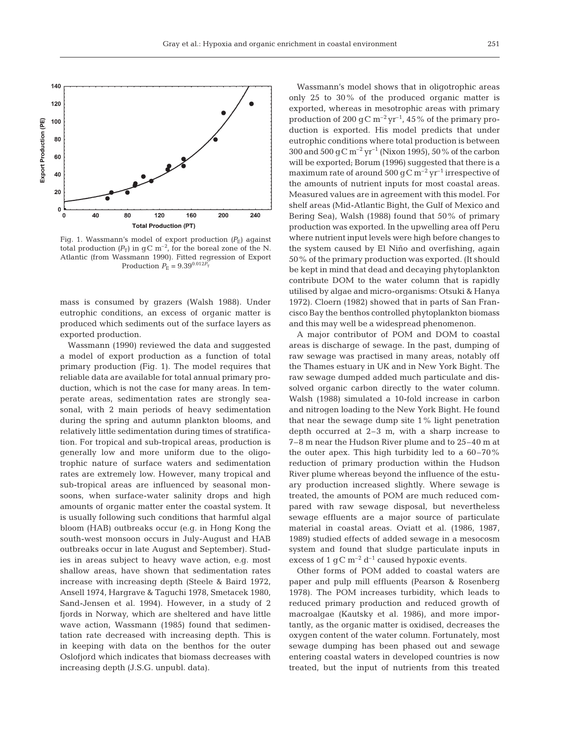Fig. 1. Wassmann's model of export production ($P_E$) against total production ($P_T$) in g C m$^{-2}$, for the boreal zone of the N. Atlantic (from Wassmann 1990). Fitted regression of Export Production $P_E = 9.39^{0.012P_T}$

mass is consumed by grazers (Walsh 1988). Under eutrophic conditions, an excess of organic matter is produced which sediments out of the surface layers as exported production.

Wassmann (1990) reviewed the data and suggested a model of export production as a function of total primary production (Fig. 1). The model requires that reliable data are available for total annual primary production, which is not the case for many areas. In temperate areas, sedimentation rates are strongly seasonal, with 2 main periods of heavy sedimentation during the spring and autumn plankton blooms, and relatively little sedimentation during times of stratification. For tropical and sub-tropical areas, production is generally low and more uniform due to the oligotrophic nature of surface waters and sedimentation rates are extremely low. However, many tropical and sub-tropical areas are influenced by seasonal monsoons, when surface-water salinity drops and high amounts of organic matter enter the coastal system. It is usually following such conditions that harmful algal bloom (HAB) outbreaks occur (e.g. in Hong Kong the south-west monsoon occurs in July-August and HAB outbreaks occur in late August and September). Studies in areas subject to heavy wave action, e.g. most shallow areas, have shown that sedimentation rates increase with increasing depth (Steele & Baird 1972, Ansell 1974, Hargrave & Taguchi 1978, Smetacek 1980, Sand-Jensen et al. 1994). However, in a study of 2 fjords in Norway, which are sheltered and have little wave action, Wassmann (1985) found that sedimentation rate decreased with increasing depth. This is in keeping with data on the benthos for the outer Oslofjord which indicates that biomass decreases with increasing depth (J.S.G. unpubl. data).

Wassmann's model shows that in oligotrophic areas only 25 to 30% of the produced organic matter is exported, whereas in mesotrophic areas with primary production of 200 g C m$^{-2}$ yr$^{-1}$, 45% of the primary production is exported. His model predicts that under eutrophic conditions where total production is between 300 and 500 g C m$^{-2}$ yr$^{-1}$ (Nixon 1995), 50% of the carbon will be exported; Borum (1996) suggested that there is a maximum rate of around 500 g C m$^{-2}$ yr$^{-1}$ irrespective of the amounts of nutrient inputs for most coastal areas. Measured values are in agreement with this model. For shelf areas (Mid-Atlantic Bight, the Gulf of Mexico and Bering Sea), Walsh (1988) found that 50% of primary production was exported. In the upwelling area off Peru where nutrient input levels were high before changes to the system caused by El Niño and overfishing, again 50% of the primary production was exported. (It should be kept in mind that dead and decaying phytoplankton contribute DOM to the water column that is rapidly utilised by algae and micro-organisms: Otsuki & Hanya 1972). Cloern (1982) showed that in parts of San Francisco Bay the benthos controlled phytoplankton biomass and this may well be a widespread phenomenon.

A major contributor of POM and DOM to coastal areas is discharge of sewage. In the past, dumping of raw sewage was practised in many areas, notably off the Thames estuary in UK and in New York Bight. The raw sewage dumped added much particulate and dissolved organic carbon directly to the water column. Walsh (1988) simulated a 10-fold increase in carbon and nitrogen loading to the New York Bight. He found that near the sewage dump site 1% light penetration depth occurred at 2–3 m, with a sharp increase to 7–8 m near the Hudson River plume and to 25–40 m at the outer apex. This high turbidity led to a 60–70% reduction of primary production within the Hudson River plume whereas beyond the influence of the estuary production increased slightly. Where sewage is treated, the amounts of POM are much reduced compared with raw sewage disposal, but nevertheless sewage effluents are a major source of particulate material in coastal areas. Oviatt et al. (1986, 1987, 1989) studied effects of added sewage in a mesocosm system and found that sludge particulate inputs in excess of 1 g C m$^{-2}$ d$^{-1}$ caused hypoxic events.

Other forms of POM added to coastal waters are paper and pulp mill effluents (Pearson & Rosenberg 1978). The POM increases turbidity, which leads to reduced primary production and reduced growth of macroalgae (Kautsky et al. 1986), and more importantly, as the organic matter is oxidised, decreases the oxygen content of the water column. Fortunately, most sewage dumping has been phased out and sewage entering coastal waters in developed countries is now treated, but the input of nutrients from this treated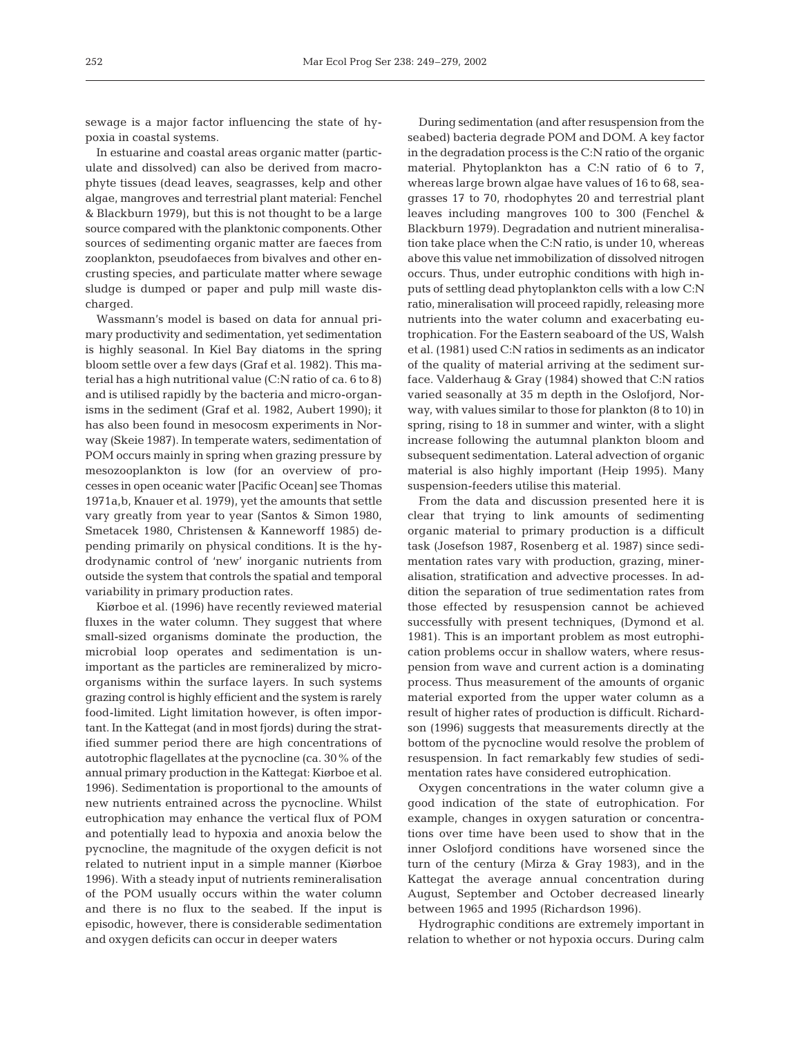sewage is a major factor influencing the state of hypoxia in coastal systems.

In estuarine and coastal areas organic matter (particulate and dissolved) can also be derived from macrophyte tissues (dead leaves, seagrasses, kelp and other algae, mangroves and terrestrial plant material: Fenchel & Blackburn 1979), but this is not thought to be a large source compared with the planktonic components. Other sources of sedimenting organic matter are faeces from zooplankton, pseudofaeces from bivalves and other encrusting species, and particulate matter where sewage sludge is dumped or paper and pulp mill waste discharged.

Wassmann's model is based on data for annual primary productivity and sedimentation, yet sedimentation is highly seasonal. In Kiel Bay diatoms in the spring bloom settle over a few days (Graf et al. 1982). This material has a high nutritional value (C:N ratio of ca. 6 to 8) and is utilised rapidly by the bacteria and micro-organisms in the sediment (Graf et al. 1982, Aubert 1990); it has also been found in mesocosm experiments in Norway (Skeie 1987). In temperate waters, sedimentation of POM occurs mainly in spring when grazing pressure by mesozooplankton is low (for an overview of processes in open oceanic water [Pacific Ocean] see Thomas 1971a,b, Knauer et al. 1979), yet the amounts that settle vary greatly from year to year (Santos & Simon 1980, Smetacek 1980, Christensen & Kanneworff 1985) depending primarily on physical conditions. It is the hydrodynamic control of 'new' inorganic nutrients from outside the system that controls the spatial and temporal variability in primary production rates.

Kiørboe et al. (1996) have recently reviewed material fluxes in the water column. They suggest that where small-sized organisms dominate the production, the microbial loop operates and sedimentation is unimportant as the particles are remineralized by microorganisms within the surface layers. In such systems grazing control is highly efficient and the system is rarely food-limited. Light limitation however, is often important. In the Kattegat (and in most fjords) during the stratified summer period there are high concentrations of autotrophic flagellates at the pycnocline (ca. 30% of the annual primary production in the Kattegat: Kiørboe et al. 1996). Sedimentation is proportional to the amounts of new nutrients entrained across the pycnocline. Whilst eutrophication may enhance the vertical flux of POM and potentially lead to hypoxia and anoxia below the pycnocline, the magnitude of the oxygen deficit is not related to nutrient input in a simple manner (Kiørboe 1996). With a steady input of nutrients remineralisation of the POM usually occurs within the water column and there is no flux to the seabed. If the input is episodic, however, there is considerable sedimentation and oxygen deficits can occur in deeper waters

During sedimentation (and after resuspension from the seabed) bacteria degrade POM and DOM. A key factor in the degradation process is the C:N ratio of the organic material. Phytoplankton has a C:N ratio of 6 to 7, whereas large brown algae have values of 16 to 68, seagrasses 17 to 70, rhodophytes 20 and terrestrial plant leaves including mangroves 100 to 300 (Fenchel & Blackburn 1979). Degradation and nutrient mineralisation take place when the C:N ratio, is under 10, whereas above this value net immobilization of dissolved nitrogen occurs. Thus, under eutrophic conditions with high inputs of settling dead phytoplankton cells with a low C:N ratio, mineralisation will proceed rapidly, releasing more nutrients into the water column and exacerbating eutrophication. For the Eastern seaboard of the US, Walsh et al. (1981) used C:N ratios in sediments as an indicator of the quality of material arriving at the sediment surface. Valderhaug & Gray (1984) showed that C:N ratios varied seasonally at 35 m depth in the Oslofjord, Norway, with values similar to those for plankton (8 to 10) in spring, rising to 18 in summer and winter, with a slight increase following the autumnal plankton bloom and subsequent sedimentation. Lateral advection of organic material is also highly important (Heip 1995). Many suspension-feeders utilise this material.

From the data and discussion presented here it is clear that trying to link amounts of sedimenting organic material to primary production is a difficult task (Josefson 1987, Rosenberg et al. 1987) since sedimentation rates vary with production, grazing, mineralisation, stratification and advective processes. In addition the separation of true sedimentation rates from those effected by resuspension cannot be achieved successfully with present techniques, (Dymond et al. 1981). This is an important problem as most eutrophication problems occur in shallow waters, where resuspension from wave and current action is a dominating process. Thus measurement of the amounts of organic material exported from the upper water column as a result of higher rates of production is difficult. Richardson (1996) suggests that measurements directly at the bottom of the pycnocline would resolve the problem of resuspension. In fact remarkably few studies of sedimentation rates have considered eutrophication.

Oxygen concentrations in the water column give a good indication of the state of eutrophication. For example, changes in oxygen saturation or concentrations over time have been used to show that in the inner Oslofjord conditions have worsened since the turn of the century (Mirza & Gray 1983), and in the Kattegat the average annual concentration during August, September and October decreased linearly between 1965 and 1995 (Richardson 1996).

Hydrographic conditions are extremely important in relation to whether or not hypoxia occurs. During calm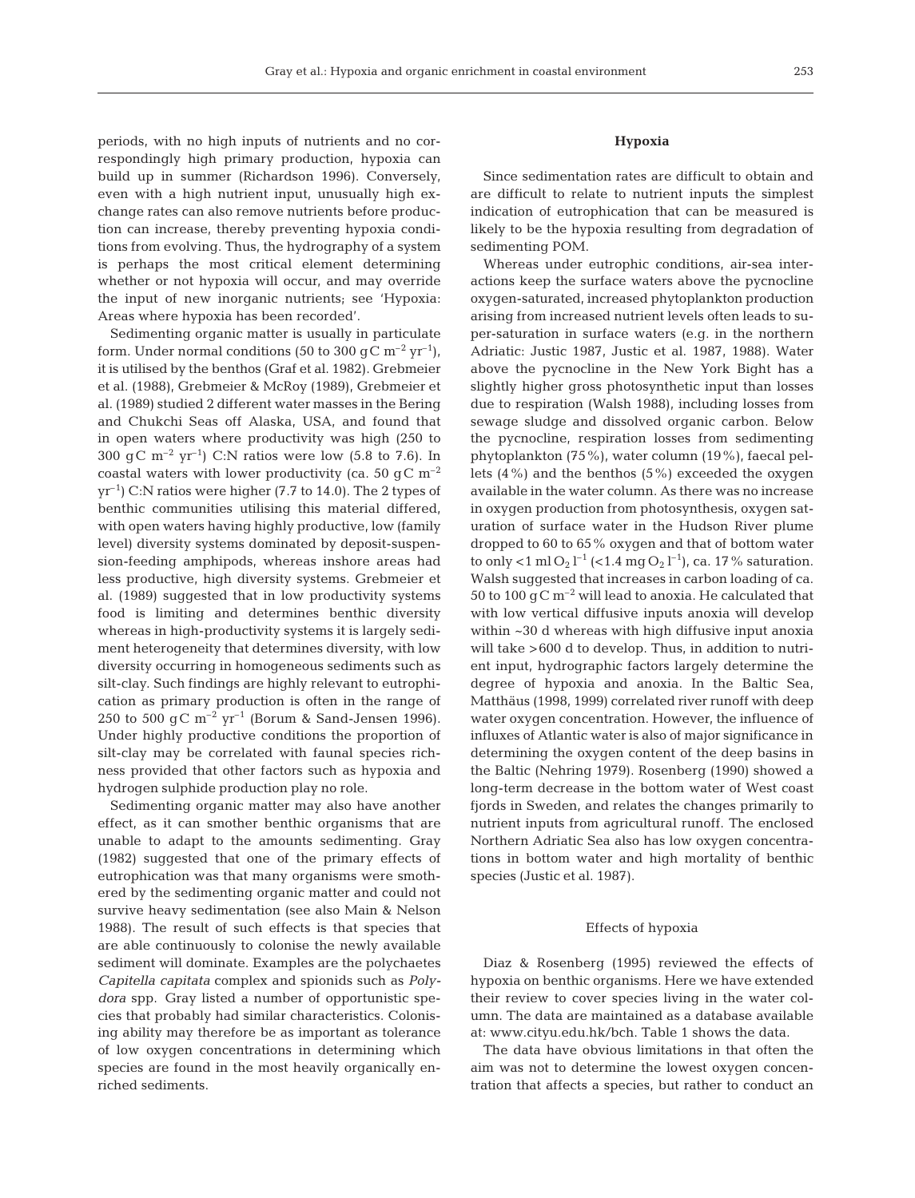periods, with no high inputs of nutrients and no correspondingly high primary production, hypoxia can build up in summer (Richardson 1996). Conversely, even with a high nutrient input, unusually high exchange rates can also remove nutrients before production can increase, thereby preventing hypoxia conditions from evolving. Thus, the hydrography of a system is perhaps the most critical element determining whether or not hypoxia will occur, and may override the input of new inorganic nutrients; see 'Hypoxia: Areas where hypoxia has been recorded'.

Sedimenting organic matter is usually in particulate form. Under normal conditions (50 to 300 g C $m^{-2}$ $yr^{-1}$), it is utilised by the benthos (Graf et al. 1982). Grebmeier et al. (1988), Grebmeier & McRoy (1989), Grebmeier et al. (1989) studied 2 different water masses in the Bering and Chukchi Seas off Alaska, USA, and found that in open waters where productivity was high (250 to 300 g C $m^{-2}$ $yr^{-1}$) C:N ratios were low (5.8 to 7.6). In coastal waters with lower productivity (ca. 50 g C $m^{-2}$ $yr^{-1}$) C:N ratios were higher (7.7 to 14.0). The 2 types of benthic communities utilising this material differed, with open waters having highly productive, low (family level) diversity systems dominated by deposit-suspension-feeding amphipods, whereas inshore areas had less productive, high diversity systems. Grebmeier et al. (1989) suggested that in low productivity systems food is limiting and determines benthic diversity whereas in high-productivity systems it is largely sediment heterogeneity that determines diversity, with low diversity occurring in homogeneous sediments such as silt-clay. Such findings are highly relevant to eutrophication as primary production is often in the range of 250 to 500 g C $m^{-2}$ $yr^{-1}$ (Borum & Sand-Jensen 1996). Under highly productive conditions the proportion of silt-clay may be correlated with faunal species richness provided that other factors such as hypoxia and hydrogen sulphide production play no role.

Sedimenting organic matter may also have another effect, as it can smother benthic organisms that are unable to adapt to the amounts sedimenting. Gray (1982) suggested that one of the primary effects of eutrophication was that many organisms were smothered by the sedimenting organic matter and could not survive heavy sedimentation (see also Main & Nelson 1988). The result of such effects is that species that are able continuously to colonise the newly available sediment will dominate. Examples are the polychaetes *Capitella capitata* complex and spionids such as *Polydora* spp. Gray listed a number of opportunistic species that probably had similar characteristics. Colonising ability may therefore be as important as tolerance of low oxygen concentrations in determining which species are found in the most heavily organically enriched sediments.

## Hypoxia

Since sedimentation rates are difficult to obtain and are difficult to relate to nutrient inputs the simplest indication of eutrophication that can be measured is likely to be the hypoxia resulting from degradation of sedimenting POM.

Whereas under eutrophic conditions, air-sea interactions keep the surface waters above the pycnocline oxygen-saturated, increased phytoplankton production arising from increased nutrient levels often leads to super-saturation in surface waters (e.g. in the northern Adriatic: Justic 1987, Justic et al. 1987, 1988). Water above the pycnocline in the New York Bight has a slightly higher gross photosynthetic input than losses due to respiration (Walsh 1988), including losses from sewage sludge and dissolved organic carbon. Below the pycnocline, respiration losses from sedimenting phytoplankton (75%), water column (19%), faecal pellets (4%) and the benthos (5%) exceeded the oxygen available in the water column. As there was no increase in oxygen production from photosynthesis, oxygen saturation of surface water in the Hudson River plume dropped to 60 to 65% oxygen and that of bottom water to only <1 ml $O_2$ $l^{-1}$ (<1.4 mg $O_2$ $l^{-1}$), ca. 17% saturation. Walsh suggested that increases in carbon loading of ca. 50 to 100 g C $m^{-2}$ will lead to anoxia. He calculated that with low vertical diffusive inputs anoxia will develop within ~30 d whereas with high diffusive input anoxia will take >600 d to develop. Thus, in addition to nutrient input, hydrographic factors largely determine the degree of hypoxia and anoxia. In the Baltic Sea, Matthäus (1998, 1999) correlated river runoff with deep water oxygen concentration. However, the influence of influxes of Atlantic water is also of major significance in determining the oxygen content of the deep basins in the Baltic (Nehring 1979). Rosenberg (1990) showed a long-term decrease in the bottom water of West coast fjords in Sweden, and relates the changes primarily to nutrient inputs from agricultural runoff. The enclosed Northern Adriatic Sea also has low oxygen concentrations in bottom water and high mortality of benthic species (Justic et al. 1987).

### Effects of hypoxia

Diaz & Rosenberg (1995) reviewed the effects of hypoxia on benthic organisms. Here we have extended their review to cover species living in the water column. The data are maintained as a database available at: www.cityu.edu.hk/bch. Table 1 shows the data.

The data have obvious limitations in that often the aim was not to determine the lowest oxygen concentration that affects a species, but rather to conduct an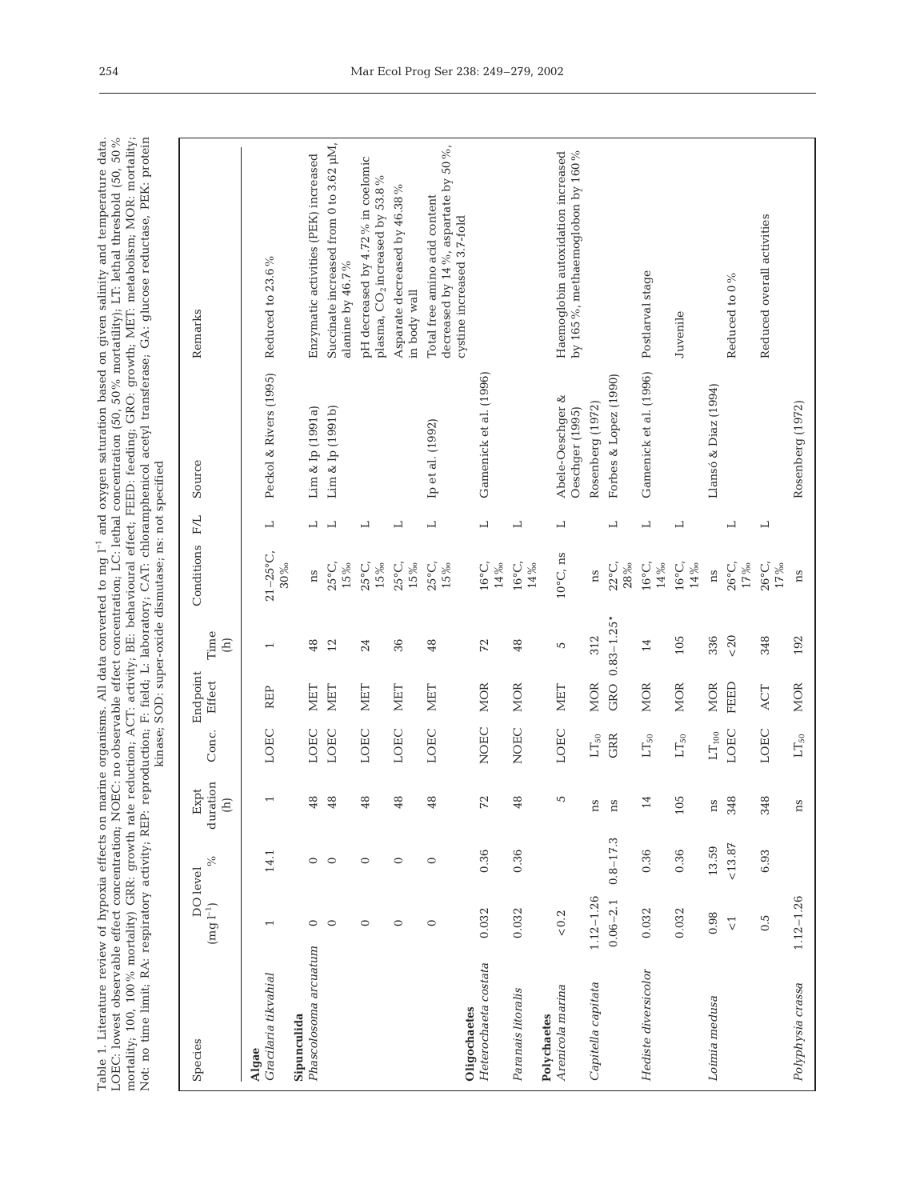Table 1. Literature review of hypoxia effects on marine organisms. All data converted to mg $l^{-1}$ and oxygen saturation based on given salinity and temperature data. LOEC: lowest observable effect concentration; NOEC: no observable effect concentration; LC: lethal concentration (50, 50% mortality); LT: lethal threshold (50, 50% mortality; 100, 100% mortality) GRR: growth rate reduction; ACT: activity; BE: behavioural effect; FEED: feeding; GRO: growth; MET: metabolism; MOR: mortality; Not: no time limit; RA: respiratory activity; REP: reproduction; F: field; L: laboratory; CAT: chloramphenicol acetyl transferase; GA: glucose reductase, PEK: protein kinase; SOD: super-oxide dismutase; ns: not specified

| Species | DO level (mg $l^{-1}$) | DO level % | Expt duration (h) | Endpoint Conc. | Endpoint Effect | Time (h) | Conditions | F/L | Source | Remarks |
|---|---|---|---|---|---|---|---|---|---|---|
| **Algae** | | | | | | | | | | |
| *Gracilaria tikvahial* | 1 | 14.1 | 1 | LOEC | REP | 1 | 21–25°C, 30‰ | L | Peckol & Rivers (1995) | Reduced to 23.6% |
| **Sipunculida** | | | | | | | | | | |
| *Phascolosoma arcuatum* | 0 | 0 | 48 | LOEC | MET | 48 | ns | L | Lim & Ip (1991a) | Enzymatic activities (PEK) increased |
| | 0 | 0 | 48 | LOEC | MET | 12 | 25°C, 15‰ | L | Lim & Ip (1991b) | Succinate increased from 0 to 3.62 µM, alanine by 46.7% |
| | 0 | 0 | 48 | LOEC | MET | 24 | 25°C, 15‰ | L | | pH decreased by 4.72% in coelomic plasma, $CO_2$ increased by 53.8% |
| | 0 | 0 | 48 | LOEC | MET | 36 | 25°C, 15‰ | L | | Asparate decreased by 46.38% in body wall |
| | 0 | 0 | 48 | LOEC | MET | 48 | 25°C, 15‰ | L | Ip et al. (1992) | Total free amino acid content decreased by 14%, aspartate by 50%, cystine increased 3.7-fold |
| **Oligochaetes** | | | | | | | | | | |
| *Heterochaeta costata* | 0.032 | 0.36 | 72 | NOEC | MOR | 72 | 16°C, 14‰ | L | Gamenick et al. (1996) | |
| *Paranais litoralis* | 0.032 | 0.36 | 48 | NOEC | MOR | 48 | 16°C, 14‰ | L | | |
| **Polychaetes** | | | | | | | | | | |
| *Arenicola marina* | <0.2 | | 5 | LOEC | MET | 5 | 10°C, ns | L | Abele-Oeschger & Oeschger (1995) | Haemoglobin autoxidation increased by 165%, methaemoglobon by 160% |
| *Capitella capitata* | 1.12–1.26 | | ns | $LT_{50}$ | MOR | 312 | ns | | Rosenberg (1972) | |
| | 0.06–2.1 | 0.8–17.3 | ns | GRR | GRO | 0.83–1.25* | 22°C, 28‰ | L | Forbes & Lopez (1990) | |
| *Hediste diversicolor* | 0.032 | 0.36 | 14 | $LT_{50}$ | MOR | 14 | 16°C, 14‰ | L | Gamenick et al. (1996) | Postlarval stage |
| | 0.032 | 0.36 | 105 | $LT_{50}$ | MOR | 105 | 16°C, 14‰ | L | | Juvenile |
| *Loimia medusa* | 0.98 | 13.59 | ns | $LT_{100}$ | MOR | 336 | ns | | Llansó & Diaz (1994) | |
| | <1 | <13.87 | 348 | LOEC | FEED | <20 | 26°C, 17‰ | L | | Reduced to 0% |
| | 0.5 | 6.93 | 348 | LOEC | ACT | 348 | 26°C, 17‰ | L | | Reduced overall activities |
| *Polyphysia crassa* | 1.12–1.26 | | ns | $LT_{50}$ | MOR | 192 | ns | | Rosenberg (1972) | |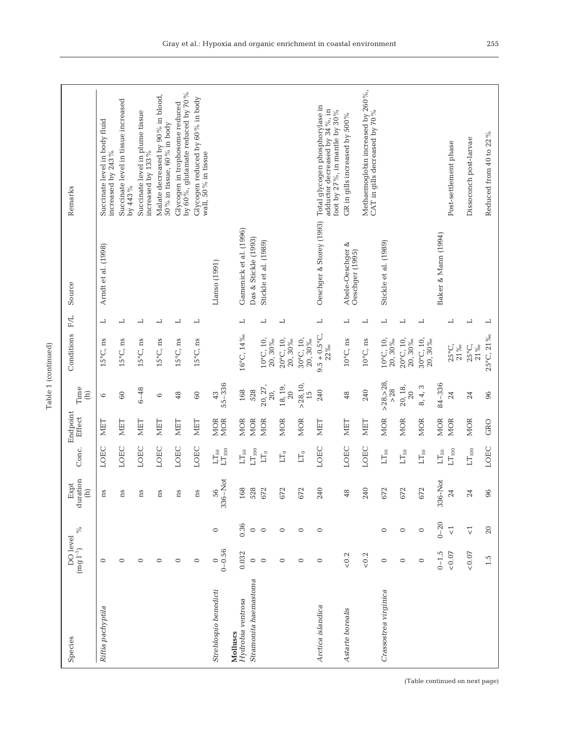Table 1 (continued)

| Species | DO level (mg l$^{-1}$) | % | Expt duration (h) | Conc. | Endpoint Effect | Time (h) | Conditions | F/L | Source | Remarks |
|---|---|---|---|---|---|---|---|---|---|---|
| *Riftia pachyptila* | 0 | | ns | LOEC | MET | 6 | 15°C, ns | L | Arndt et al. (1998) | Succinate level in body fluid increased by 243 % |
| | 0 | | ns | LOEC | MET | 60 | 15°C, ns | L | | Succinate level in tissue increased by 443 % |
| | 0 | | ns | LOEC | MET | 6–48 | 15°C, ns | L | | Succinate level in plume tissue increased by 133 % |
| | 0 | | ns | LOEC | MET | 6 | 15°C, ns | L | | Malate decreased by 90 % in blood, 50 % in tissue, 60 % in body |
| | 0 | | ns | LOEC | MET | 48 | 15°C, ns | L | | Glycogen in trophosome reduced by 60 %, glutamate reduced by 70 % |
| | 0 | | ns | LOEC | MET | 60 | 15°C, ns | L | | Glycogen reduced by 60 % in body wall, 50 % in tissue |
| *Streblospio benedicti* | 0<br>0–0.56 | 0 | 56<br>336–Not | $LT_{50}$<br>$LT_{100}$ | MOR<br>MOR | 43<br>55–336 | | | Llanso (1991) | |
| **Molluscs** | | | | | | | | | | |
| *Hydrobia ventrosa* | 0.032 | 0.36 | 168 | $LT_{50}$ | MOR | 168 | 16°C, 14 ‰ | L | Gamenick et al. (1996) | |
| *Stramonita haemastoma* | 0 | 0 | 528 | $LT_{100}$ | MOR | 528 | | | Das & Stickle (1993) | |
| | 0 | 0 | 672 | $LT_0$ | MOR | 20, 27, 20, | 10°C, 10, 20, 30‰ | L | Stickle et al. (1989) | |
| | 0 | 0 | 672 | $LT_0$ | MOR | 18, 19, 20 | 20°C, 10, 20, 30‰ | L | | |
| | 0 | 0 | 672 | $LT_0$ | MOR | >28,10, 15 | 30°C, 10, 20, 30‰ | | | |
| *Arctica islandica* | 0 | 0 | 240 | LOEC | MET | 240 | 9.5 + 0.5°C, 22‰ | L | Oeschger & Storey (1993) | Total glycogen phosphorylase in adductor decreased by 34 %, in foot by 27 %, in mantle by 30 % |
| *Astarte borealis* | <0.2 | | 48 | LOEC | MET | 48 | 10°C, ns | L | Abele-Oeschger & Oeschger (1995) | GR in gills increased by 500 % |
| | <0.2 | | 240 | LOEC | MET | 240 | 10°C, ns | L | | Methaemoglobin increased by 260 %, CAT in gills decreased by 70 % |
| *Crassostrea virginica* | 0 | 0 | 672 | $LT_{50}$ | MOR | >28,>28, >28 | 10°C, 10, 20, 30‰ | L | Stickle et al. (1989) | |
| | 0 | 0 | 672 | $LT_{50}$ | MOR | 20, 18, 20 | 20°C, 10, 20, 30‰ | L | | |
| | 0 | 0 | 672 | $LT_{50}$ | MOR | 8, 4, 3 | 30°C, 10, 20, 30‰ | L | | |
| | 0–1.5 | 0–20 | 336-Not | $LT_{50}$ | MOR | 84–336 | | | Baker & Mann (1994) | |
| | <0.07 | <1 | 24 | $LT_{100}$ | MOR | 24 | 25°C, 21‰ | L | | Post-settlement phase |
| | <0.07 | <1 | 24 | $LT_{100}$ | MOR | 24 | 25°C, 21‰ | L | | Dissoconch post-larvae |
| | 1.5 | 20 | 96 | LOEC | GRO | 96 | 25°C, 21 ‰ | L | | Reduced from 40 to 22 % |

(Table continued on next page)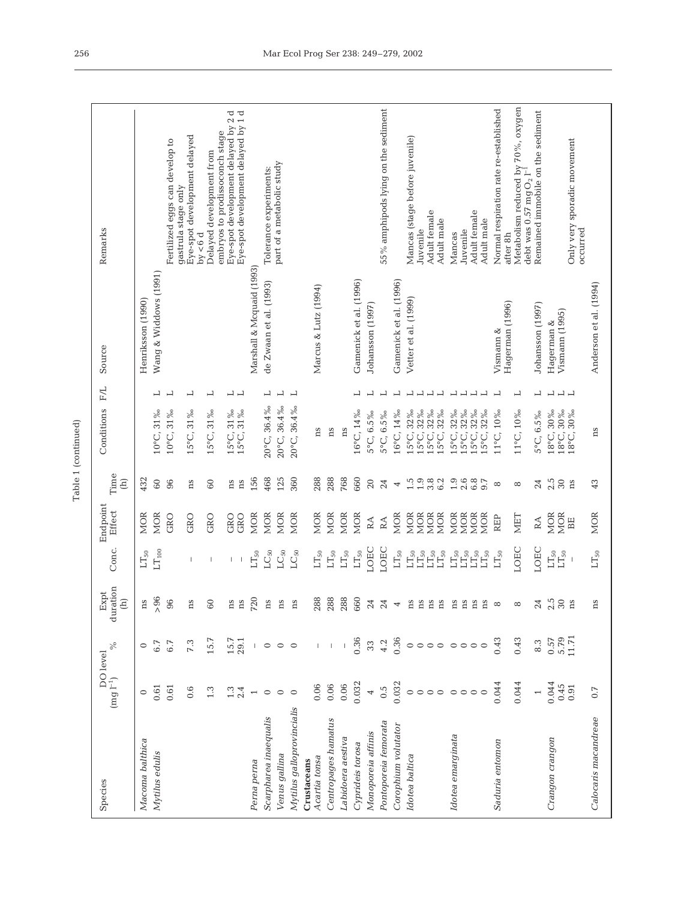Table 1 (continued)

| Species | DO level ($mg\ l^{-1}$) | % | Expt duration (h) | Conc. | Endpoint Effect | Time (h) | Conditions | F/L | Source | Remarks |
|---|---|---|---|---|---|---|---|---|---|---|
| *Macoma balthica* | 0 | 0 | ns | $LT_{50}$ | MOR | 432 | | | Henriksson (1990) | |
| *Mytilus edulis* | 0.61 | 6.7 | >96 | $LT_{100}$ | MOR | 60 | 10°C, 31‰ | L | Wang & Widdows (1991) | |
| | 0.61 | 6.7 | 96 | | GRO | 96 | 10°C, 31‰ | L | | Fertilized eggs can develop to gastrula stage only |
| | 0.6 | 7.3 | ns | – | GRO | ns | 15°C, 31‰ | L | | Eye-spot development delayed by < 6 d |
| | 1.3 | 15.7 | 60 | – | GRO | 60 | 15°C, 31‰ | L | | Delayed development from embryos to prodissoconch stage |
| | 1.3 | 15.7 | ns | – | GRO | ns | 15°C, 31‰ | L | | Eye-spot development delayed by 2 d |
| | 2.4 | 29.1 | ns | – | GRO | ns | 15°C, 31‰ | L | | Eye-spot development delayed by 1 d |
| *Perna perna* | 1 | – | 720 | $LT_{50}$ | MOR | 156 | | | Marshall & Mcquaid (1993) | |
| *Scarpharea inaequalis* | 0 | 0 | ns | $LC_{50}$ | MOR | 468 | 20°C, 36.4‰ | L | de Zwaan et al. (1993) | Tolerance experiments: |
| *Venus gallina* | 0 | 0 | ns | $LC_{50}$ | MOR | 125 | 20°C, 36.4‰ | L | | part of a metabolic study |
| *Mytilus galloprovincialis* | 0 | 0 | ns | $LC_{50}$ | MOR | 360 | 20°C, 36.4‰ | L | | |
| **Crustaceans** | | | | | | | | | | |
| *Acartia tonsa* | 0.06 | – | 288 | $LT_{50}$ | MOR | 288 | ns | | Marcus & Lutz (1994) | |
| *Centropages hamatus* | 0.06 | – | 288 | $LT_{50}$ | MOR | 288 | ns | | | |
| *Labidoera aestiva* | 0.06 | – | 288 | $LT_{50}$ | MOR | 768 | ns | | | |
| *Cyprideis torosa* | 0.032 | 0.36 | 660 | $LT_{50}$ | MOR | 660 | 16°C, 14‰ | L | Gamenick et al. (1996) | |
| *Monoporeia affinis* | 4 | 33 | 24 | LOEC | RA | 20 | 5°C, 6.5‰ | L | Johansson (1997) | |
| *Pontoporeia femorata* | 0.5 | 4.2 | 24 | LOEC | RA | 24 | 5°C, 6.5‰ | L | | 55% amphipods lying on the sediment |
| *Corophium volutator* | 0.032 | 0.36 | 4 | $LT_{50}$ | MOR | 4 | 16°C, 14‰ | L | Gamenick et al. (1996) | |
| *Idotea baltica* | 0 | 0 | ns | $LT_{50}$ | MOR | 1.5 | 15°C, 32‰ | L | Vetter et al. (1999) | Mancas (stage before juvenile) |
| | 0 | 0 | ns | $LT_{50}$ | MOR | 1.9 | 15°C, 32‰ | L | | Juvenile |
| | 0 | 0 | ns | $LT_{50}$ | MOR | 3.8 | 15°C, 32‰ | L | | Adult female |
| | 0 | 0 | ns | $LT_{50}$ | MOR | 6.2 | 15°C, 32‰ | L | | Adult male |
| *Idotea emarginata* | 0 | 0 | ns | $LT_{50}$ | MOR | 1.9 | 15°C, 32‰ | L | | Mancas |
| | 0 | 0 | ns | $LT_{50}$ | MOR | 2.6 | 15°C, 32‰ | L | | Juvenile |
| | 0 | 0 | ns | $LT_{50}$ | MOR | 6.8 | 15°C, 32‰ | L | | Adult female |
| | 0 | 0 | ns | $LT_{50}$ | MOR | 9.7 | 15°C, 32‰ | L | | Adult male |
| *Saduria entomon* | 0.044 | 0.43 | 8 | $LT_{50}$ | REP | 8 | 11°C, 10‰ | L | Vismann & Hagerman (1996) | Normal respiration rate re-established after 8h |
| | 0.044 | 0.43 | 8 | LOEC | MET | 8 | 11°C, 10‰ | L | | Metabolism reduced by 70%, oxygen debt was 0.57 $mg\ O_2\ l^{-1}$ |
| | 1 | 8.3 | 24 | LOEC | RA | 24 | 5°C, 6.5‰ | L | Johansson (1997) | Remained immobile on the sediment |
| *Crangon crangon* | 0.044 | 0.57 | 2.5 | $LT_{50}$ | MOR | 2.5 | 18°C, 30‰ | L | Hagerman & Vismann (1995) | |
| | 0.45 | 5.79 | 30 | $LT_{50}$ | MOR | 30 | 18°C, 30‰ | L | | |
| | 0.91 | 11.71 | ns | – | BE | ns | 18°C, 30‰ | L | | Only very sporadic movement occurred |
| *Calocaris macandreae* | 0.7 | | ns | $LT_{50}$ | MOR | 43 | ns | | Anderson et al. (1994) | |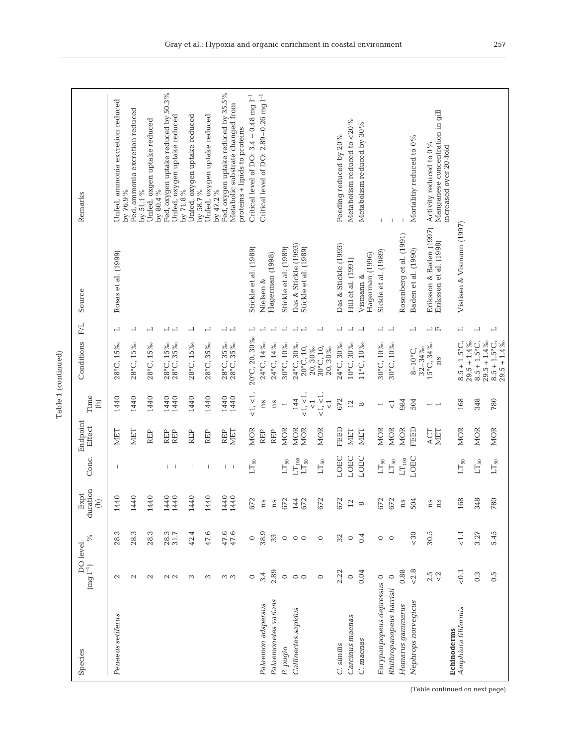Table 1 (continued)

| Species | DO level ($mg\ l^{-1}$) | % | Expt duration (h) | Conc. | Endpoint Effect | Time (h) | Conditions | F/L | Source | Remarks |
|---|---|---|---|---|---|---|---|---|---|---|
| *Penaeus setiferus* | 2 | 28.3 | 1440 | – | MET | 1440 | 28°C, 15‰ | L | Rosas et al. (1999) | Unfed, ammonia excretion reduced by 76.9% |
| | 2 | 28.3 | 1440 | | MET | 1440 | 28°C, 15‰ | L | | Fed, ammonia excretion reduced by 51.1% |
| | 2 | 28.3 | 1440 | | REP | 1440 | 28°C, 15‰ | L | | Unfed, oxgen uptake reduced by 80.4% |
| | 2 | 28.3 | 1440 | – | REP | 1440 | 28°C, 15‰ | L | | Fed, oxygen uptake reduced by 50.3% |
| | 2 | 31.7 | 1440 | – | REP | 1440 | 28°C, 35‰ | L | | Unfed, oxygen uptake reduced by 71.8% |
| | 3 | 42.4 | 1440 | – | REP | 1440 | 28°C, 15‰ | L | | Unfed, oxygen uptake reduced by 58.7% |
| | 3 | 47.6 | 1440 | – | REP | 1440 | 28°C, 35‰ | L | | Unfed, oxygen uptake reduced by 47.2% |
| | 3 | 47.6 | 1440 | – | REP | 1440 | 28°C, 35‰ | L | | Fed, oxygen uptake reduced by 35.5% |
| | 3 | 47.6 | 1440 | – | MET | 1440 | 28°C, 35‰ | L | | Metabolic substrate changed from proteins + lipids to proteins |
| *Palaemon adspersus* | 0 | 0 | 672 | $LT_{50}$ | MOR | <1, <1, ns | 20°C, 20, 30‰ | L | Stickle et al. (1989) | Critical level of DO: 3.4 + 0.48 mg $l^{-1}$ |
| *Palaemonetes varians* | 3.4 | 38.9 | ns | | REP | ns | 24°C, 14‰ | L | Nielsen & Hagerman (1998) | Critical level of DO: 2.89+0.26 mg $l^{-1}$ |
| | 2.89 | 33 | ns | | REP | ns | 24°C, 14‰ | L | | |
| *P. pugio* | 0 | 0 | 672 | $LT_{50}$ | MOR | 1 | 30°C, 10‰ | L | Stickle et al. (1989) | |
| *Callinectes sapidus* | 0 | 0 | 144 | $LT_{100}$ | MOR | 144 | 24°C, 30‰ | L | Das & Stickle (1993) | |
| | 0 | 0 | 672 | $LT_{50}$ | MOR | <1, <1, <1 | 20°C, 10, 20, 30‰ | L | Stickle et al. (1989) | |
| | 0 | 0 | 672 | $LT_{50}$ | MOR | <1, <1, <1 | 30°C, 10, 20, 30‰ | L | | |
| *C. similis* | 2.22 | 32 | 672 | LOEC | FEED | 672 | 24°C, 30‰ | L | Das & Stickle (1993) | Feeding reduced by 20% |
| *Carcinus maenas* | 0 | 0 | 12 | LOEC | MET | 12 | 10°C, 30‰ | L | Hill et al. (1991) | Metabolism reduced to <20% |
| *C. maenas* | 0.04 | 0.4 | 8 | LOEC | MET | 8 | 11°C, 10‰ | L | Vismann & Hagerman (1996) | Metabolism reduced by 30% |
| *Eurypanpopeus depressus* | 0 | 0 | 672 | $LT_{50}$ | MOR | 1 | 30°C, 10‰ | L | Sickle et al. (1989) | – |
| *Rhithropanopeus harrisii* | 0 | 0 | 672 | $LT_{50}$ | MOR | <1 | 30°C, 10‰ | L | | – |
| *Homarus gammarus* | 0.88 | | ns | $LT_{100}$ | MOR | 984 | | | Rosenberg et al. (1991) | – |
| *Nephrops norvegicus* | <2.8 | <30 | 504 | LOEC | FEED | 504 | 8–10°C, 32–34‰ | L | Baden et al. (1990) | Mortality reduced to 0% |
| | 2.5 | 30.5 | ns | | ACT | 1 | 15°C, 34‰ | L | Eriksson & Baden (1997) | Activity reduced to 0% |
| | <2 | | ns | | MET | 1 | ns | F | Eriksson et al. (1998) | Manganese concentration in gill increased over 20-fold |
| **Echinoderms** | | | | | | | | | | |
| *Amphiura filiformis* | <0.1 | <1.1 | 168 | $LT_{50}$ | MOR | 168 | 8.5 + 1.5°C, 29.5 + 1.4‰ | L | Vistisen & Vismann (1997) | |
| | 0.3 | 3.27 | 348 | $LT_{50}$ | MOR | 348 | 8.5 + 1.5°C, 29.5 + 1.4‰ | L | | |
| | 0.5 | 5.45 | 780 | $LT_{50}$ | MOR | 780 | 8.5 + 1.5°C, 29.5 + 1.4‰ | L | | |

(Table continued on next page)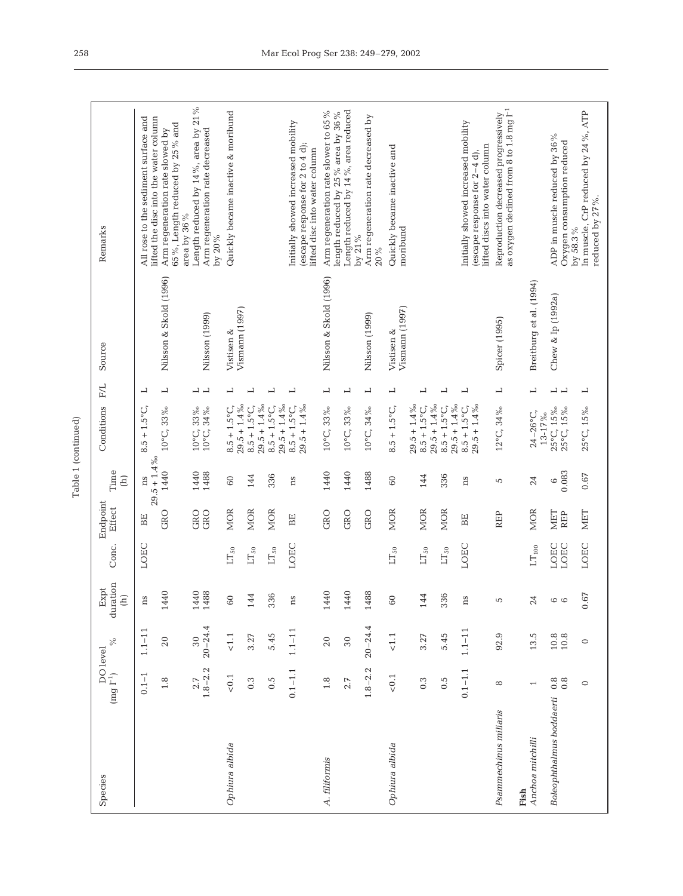Table 1 (continued)

| Species | DO level (mg l$^{-1}$) | % | Expt duration (h) | Conc. | Endpoint Effect | Time (h) | Conditions | F/L | Source | Remarks |
|---|---|---|---|---|---|---|---|---|---|---|
| | 0.1–1 | 1.1–11 | ns | LOEC | BE | ns | 8.5 + 1.5°C, 29.5 + 1.4‰ | L | | All rose to the sediment surface and lifted the disc into the water column |
| | 1.8 | 20 | 1440 | | GRO | 1440 | 10°C, 33‰ | L | Nilsson & Skold (1996) | Arm regeneration rate slowed by 65%, Length reduced by 25% and area by 36% |
| | 2.7 | 30 | 1440 | | GRO | 1440 | 10°C, 33‰ | L | | Length reduced by 14%, area by 21% |
| | 1.8–2.2 | 20–24.4 | 1488 | | GRO | 1488 | 10°C, 34‰ | L | Nilsson (1999) | Arm regeneration rate decreased by 20% |
| *Ophiura albida* | <0.1 | <1.1 | 60 | $LT_{50}$ | MOR | 60 | 8.5 + 1.5°C, 29.5 + 1.4‰ | L | Vistisen & Vismann (1997) | Quickly became inactive & moribund |
| | 0.3 | 3.27 | 144 | $LT_{50}$ | MOR | 144 | 8.5 + 1.5°C, 29.5 + 1.4‰ | L | | |
| | 0.5 | 5.45 | 336 | $LT_{50}$ | MOR | 336 | 8.5 + 1.5°C, 29.5 + 1.4‰ | L | | |
| | 0.1–1.1 | 1.1–11 | ns | LOEC | BE | ns | 8.5 + 1.5°C, 29.5 + 1.4‰ | L | | Initially showed increased mobility (escape response for 2 to 4 d); lifted disc into water column |
| *A. filiformis* | 1.8 | 20 | 1440 | | GRO | 1440 | 10°C, 33‰ | L | Nilsson & Skold (1996) | Arm regeneration rate slower to 65% length reduced by 25% area by 36% |
| | 2.7 | 30 | 1440 | | GRO | 1440 | 10°C, 33‰ | L | | Length reduced by 14%, area reduced by 21% |
| | 1.8–2.2 | 20–24.4 | 1488 | | GRO | 1488 | 10°C, 34‰ | L | Nilsson (1999) | Arm regeneration rate decreased by 20% |
| *Ophiura albida* | <0.1 | <1.1 | 60 | $LT_{50}$ | MOR | 60 | 8.5 + 1.5°C, 29.5 + 1.4‰ | L | Vistisen & Vismann (1997) | Quickly became inactive and moribund |
| | 0.3 | 3.27 | 144 | $LT_{50}$ | MOR | 144 | 8.5 + 1.5°C, 29.5 + 1.4‰ | L | | |
| | 0.5 | 5.45 | 336 | $LT_{50}$ | MOR | 336 | 8.5 + 1.5°C, 29.5 + 1.4‰ | L | | |
| | 0.1–1.1 | 1.1–11 | ns | LOEC | BE | ns | 8.5 + 1.5°C, 29.5 + 1.4‰ | L | | Initially showed increased mobility (escape response for 2–4 d), lifted discs into water column |
| *Psammechinus miliaris* | 8 | 92.9 | 5 | | REP | 5 | 12°C, 34‰ | L | Spicer (1995) | Reproduction decreased progressively as oxygen declined from 8 to 1.8 mg l$^{-1}$ |
| **Fish** | | | | | | | | | | |
| *Anchoa mitchilli* | 1 | 13.5 | 24 | $LT_{100}$ | MOR | 24 | 24–26°C, 13-17‰ | L | Breitburg et al. (1994) | |
| *Boleophthalmus boddaerti* | 0.8 | 10.8 | 6 | LOEC | MET | 6 | 25°C, 15‰ | L | Chew & Ip (1992a) | ADP in muscle reduced by 36% |
| | 0.8 | 10.8 | 6 | LOEC | REP | 0.083 | 25°C, 15‰ | L | | Oxygen consumption reduced by 58.3% |
| | 0 | 0 | 0.67 | LOEC | MET | 0.67 | 25°C, 15‰ | L | | In muscle, CrP reduced by 24%, ATP reduced by 27%. |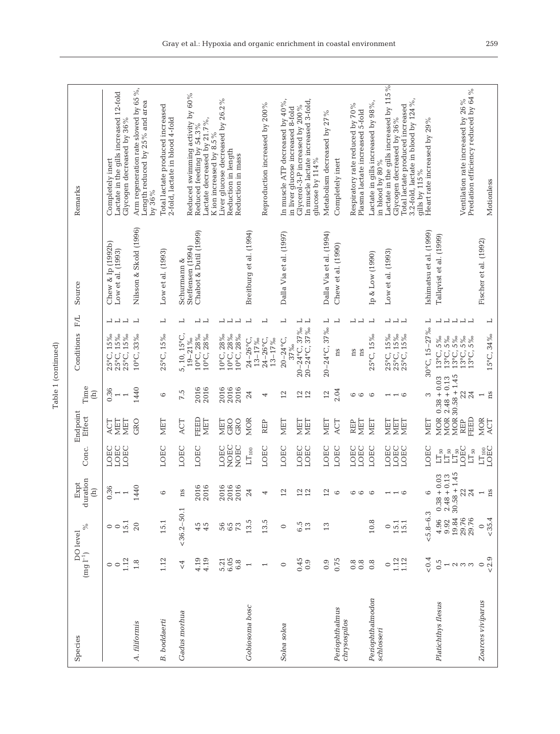Table 1 (continued)

| Species | DO level (mg l⁻¹) | % | Expt duration (h) | Conc. | Endpoint Effect | Time (h) | Conditions | F/L | Source | Remarks |
|---|---|---|---|---|---|---|---|---|---|---|
| | 0 | 0 | 0.36 | LOEC | ACT | 0.36 | 25°C, 15‰ | L | Chew & Ip (1992b) | Completely inert |
| | 0 | 0 | 1 | LOEC | MET | 1 | 25°C, 15‰ | L | Low et al. (1993) | Lactate in the gills increased 12-fold |
| | 1.12 | 15.1 | 1 | LOEC | MET | 1 | 25°C, 15‰ | L | | Glycogen decreased by 36% |
| *A. filiformis* | 1.8 | 20 | 1440 | | GRO | 1440 | 10°C, 33‰ | L | Nilsson & Skold (1996) | Arm regeneration rate slowed by 65%, Length reduced by 25% and area by 36% |
| *B. boddaerti* | 1.12 | 15.1 | 6 | LOEC | MET | 6 | 25°C, 15‰ | L | Low et al. (1993) | Total lactate produced increased 2-fold, lactate in blood 4-fold |
| *Gadus morhua* | <4 | <36.2–50.1 | ns | LOEC | ACT | 7.5 | 5, 10, 15°C, 19–21‰ | L | Schurmann & Steffensen (1994) | Reduced swimming activity by 60% |
| | 4.19 | 45 | 2016 | LOEC | FEED | 2016 | 10°C, 28‰ | L | Chabot & Dutil (1999) | Reduced feeding by 54.3% |
| | 4.19 | 45 | 2016 | | MET | 2016 | 10°C, 28‰ | L | | Lactate decreased by 21.7%, K ion increased by 8.5% |
| | 5.21 | 56 | 2016 | LOEC | MET | 2016 | 10°C, 28‰ | L | | Liver glucose decreased by 26.2% |
| | 6.05 | 65 | 2016 | NOEC | GRO | 2016 | 10°C, 28‰ | L | | Reduction in length |
| | 6.8 | 73 | 2016 | NOEC | GRO | 2016 | 10°C, 28‰ | L | | Reduction in mass |
| *Gobiosoma bosc* | 1 | 13.5 | 24 | $LT_{100}$ | MOR | 24 | 24–26°C, 13–17‰ | L | Breitburg et al. (1994) | |
| | 1 | 13.5 | 4 | LOEC | REP | 4 | 24–26°C, 13–17‰ | L | | Reproduction increased by 200% |
| *Solea solea* | 0 | 0 | 12 | LOEC | MET | 12 | 20–24°C, 37‰ | L | Dalla Via et al. (1997) | In muscle ATP decreased by 40%, in liver glucose increased 8-fold |
| | 0.45 | 6.5 | 12 | LOEC | MET | 12 | 20–24°C, 37‰ | L | | Glycerol-3-P increased by 200% |
| | 0.9 | 13 | 12 | LOEC | MET | 12 | 20–24°C, 37‰ | L | | In muscle lactate increased 3-fold, glucose by 114% |
| | 0.9 | 13 | 12 | LOEC | MET | 12 | 20–24°C, 37‰ | L | Dalla Via et al. (1994) | Metabolism decreased by 27% |
| *Periophthalmus chrysospilos* | 0.75 | | 6 | LOEC | ACT | 2.04 | ns | L | Chew et al. (1990) | Completely inert |
| | 0.8 | | 6 | LOEC | REP | 6 | ns | L | | Respiratory rate reduced by 70% |
| | 0.8 | | 6 | LOEC | MET | 6 | ns | L | | Plasma lactate increased 5-fold |
| *Periophthalmodon schlosseri* | 0.8 | 10.8 | 6 | LOEC | MET | 6 | 25°C, 15‰ | L | Ip & Low (1990) | Lactate in gills increased by 98%, in blood by 80% |
| | 0 | 0 | 1 | LOEC | MET | 1 | 25°C, 15‰ | L | Low et al. (1993) | Lactate in the gills increased by 115% |
| | 1.12 | 15.1 | 1 | LOEC | MET | 1 | 25°C, 15‰ | L | | Glycogen decreased by 36% |
| | 1.12 | 15.1 | 6 | LOEC | MET | 6 | 25°C, 15‰ | L | | Total lactate produced increased 3.2-fold, lactate in blood by 124%, gills by 115% |
| | <0.4 | <5.8–6.3 | 6 | LOEC | MET | 3 | 30°C, 15–27‰ | L | Ishimatsu et al. (1999) | Heart rate increased by 29% |
| *Platichthys flesus* | 0.5 | 4.96 | 0.38 + 0.03 | $LT_{50}$ | MOR | 0.38 + 0.03 | 13°C, 5‰ | L | Tallqvist et al. (1999) | |
| | 1 | 9.92 | 2.48 + 0.13 | $LT_{50}$ | MOR | 2.48 + 0.13 | 13°C, 5‰ | L | | |
| | 2 | 19.84 | 30.58 + 1.45 | $LT_{50}$ | MOR | 30.58 + 1.45 | 13°C, 5‰ | L | | |
| | 3 | 29.76 | 22 | LOEC | REP | 22 | 13°C, 5‰ | L | | Ventilation rate increased by 26% |
| | 3 | 29.76 | 24 | $LT_{50}$ | FEED | 24 | 13°C, 5‰ | L | | Predation efficiency reduced by 64% |
| *Zoarces viviparus* | 0 | 0 | 1 | $LT_{100}$ | MOR | 1 | | | Fischer et al. (1992) | |
| | <2.9 | <35.4 | ns | LOEC | ACT | ns | 15°C, 34‰ | L | | Motionless |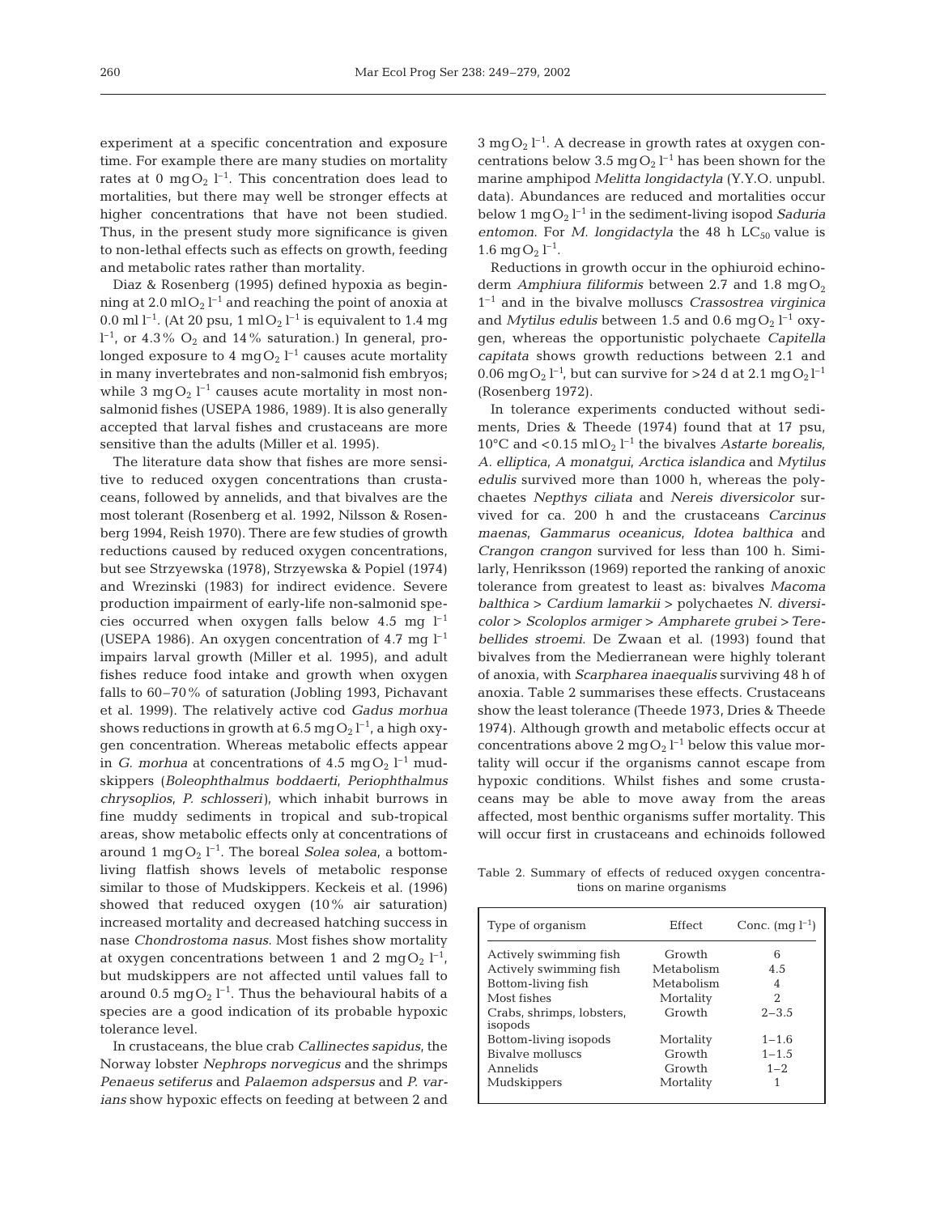experiment at a specific concentration and exposure time. For example there are many studies on mortality rates at 0 $mg O_2 l^{-1}$. This concentration does lead to mortalities, but there may well be stronger effects at higher concentrations that have not been studied. Thus, in the present study more significance is given to non-lethal effects such as effects on growth, feeding and metabolic rates rather than mortality.

Diaz & Rosenberg (1995) defined hypoxia as beginning at 2.0 $ml O_2 l^{-1}$ and reaching the point of anoxia at 0.0 $ml l^{-1}$. (At 20 psu, 1 $ml O_2 l^{-1}$ is equivalent to 1.4 mg $l^{-1}$, or 4.3% $O_2$ and 14% saturation.) In general, prolonged exposure to 4 $mg O_2 l^{-1}$ causes acute mortality in many invertebrates and non-salmonid fish embryos; while 3 $mg O_2 l^{-1}$ causes acute mortality in most non-salmonid fishes (USEPA 1986, 1989). It is also generally accepted that larval fishes and crustaceans are more sensitive than the adults (Miller et al. 1995).

The literature data show that fishes are more sensitive to reduced oxygen concentrations than crustaceans, followed by annelids, and that bivalves are the most tolerant (Rosenberg et al. 1992, Nilsson & Rosenberg 1994, Reish 1970). There are few studies of growth reductions caused by reduced oxygen concentrations, but see Strzyewska (1978), Strzyewska & Popiel (1974) and Wrezinski (1983) for indirect evidence. Severe production impairment of early-life non-salmonid species occurred when oxygen falls below 4.5 mg $l^{-1}$ (USEPA 1986). An oxygen concentration of 4.7 mg $l^{-1}$ impairs larval growth (Miller et al. 1995), and adult fishes reduce food intake and growth when oxygen falls to 60–70% of saturation (Jobling 1993, Pichavant et al. 1999). The relatively active cod *Gadus morhua* shows reductions in growth at 6.5 $mg O_2 l^{-1}$, a high oxygen concentration. Whereas metabolic effects appear in *G. morhua* at concentrations of 4.5 $mg O_2 l^{-1}$ mudskippers (*Boleophthalmus boddaerti*, *Periophthalmus chrysoplios*, *P. schlosseri*), which inhabit burrows in fine muddy sediments in tropical and sub-tropical areas, show metabolic effects only at concentrations of around 1 $mg O_2 l^{-1}$. The boreal *Solea solea*, a bottom-living flatfish shows levels of metabolic response similar to those of Mudskippers. Keckeis et al. (1996) showed that reduced oxygen (10% air saturation) increased mortality and decreased hatching success in nase *Chondrostoma nasus*. Most fishes show mortality at oxygen concentrations between 1 and 2 $mg O_2 l^{-1}$, but mudskippers are not affected until values fall to around 0.5 $mg O_2 l^{-1}$. Thus the behavioural habits of a species are a good indication of its probable hypoxic tolerance level.

In crustaceans, the blue crab *Callinectes sapidus*, the Norway lobster *Nephrops norvegicus* and the shrimps *Penaeus setiferus* and *Palaemon adspersus* and *P. varians* show hypoxic effects on feeding at between 2 and 3 $mg O_2 l^{-1}$. A decrease in growth rates at oxygen concentrations below 3.5 $mg O_2 l^{-1}$ has been shown for the marine amphipod *Melitta longidactyla* (Y.Y.O. unpubl. data). Abundances are reduced and mortalities occur below 1 $mg O_2 l^{-1}$ in the sediment-living isopod *Saduria entomon*. For *M. longidactyla* the 48 h $LC_{50}$ value is 1.6 $mg O_2 l^{-1}$.

Reductions in growth occur in the ophiuroid echinoderm *Amphiura filiformis* between 2.7 and 1.8 $mg O_2 l^{-1}$ and in the bivalve molluscs *Crassostrea virginica* and *Mytilus edulis* between 1.5 and 0.6 $mg O_2 l^{-1}$ oxygen, whereas the opportunistic polychaete *Capitella capitata* shows growth reductions between 2.1 and 0.06 $mg O_2 l^{-1}$, but can survive for >24 d at 2.1 $mg O_2 l^{-1}$ (Rosenberg 1972).

In tolerance experiments conducted without sediments, Dries & Theede (1974) found that at 17 psu, 10°C and <0.15 $ml O_2 l^{-1}$ the bivalves *Astarte borealis*, *A. elliptica*, *A monatgui*, *Arctica islandica* and *Mytilus edulis* survived more than 1000 h, whereas the polychaetes *Nepthys ciliata* and *Nereis diversicolor* survived for ca. 200 h and the crustaceans *Carcinus maenas*, *Gammarus oceanicus*, *Idotea balthica* and *Crangon crangon* survived for less than 100 h. Similarly, Henriksson (1969) reported the ranking of anoxic tolerance from greatest to least as: bivalves *Macoma balthica* > *Cardium lamarkii* > polychaetes *N. diversicolor* > *Scoloplos armiger* > *Ampharete grubei* > *Terebellides stroemi*. De Zwaan et al. (1993) found that bivalves from the Medierranean were highly tolerant of anoxia, with *Scarpharea inaequalis* surviving 48 h of anoxia. Table 2 summarises these effects. Crustaceans show the least tolerance (Theede 1973, Dries & Theede 1974). Although growth and metabolic effects occur at concentrations above 2 $mg O_2 l^{-1}$ below this value mortality will occur if the organisms cannot escape from hypoxic conditions. Whilst fishes and some crustaceans may be able to move away from the areas affected, most benthic organisms suffer mortality. This will occur first in crustaceans and echinoids followed

Table 2. Summary of effects of reduced oxygen concentrations on marine organisms

| Type of organism | Effect | Conc. ($mg l^{-1}$) |
|---|---|---|
| Actively swimming fish | Growth | 6 |
| Actively swimming fish | Metabolism | 4.5 |
| Bottom-living fish | Metabolism | 4 |
| Most fishes | Mortality | 2 |
| Crabs, shrimps, lobsters, isopods | Growth | 2–3.5 |
| Bottom-living isopods | Mortality | 1–1.6 |
| Bivalve molluscs | Growth | 1–1.5 |
| Annelids | Growth | 1–2 |
| Mudskippers | Mortality | 1 |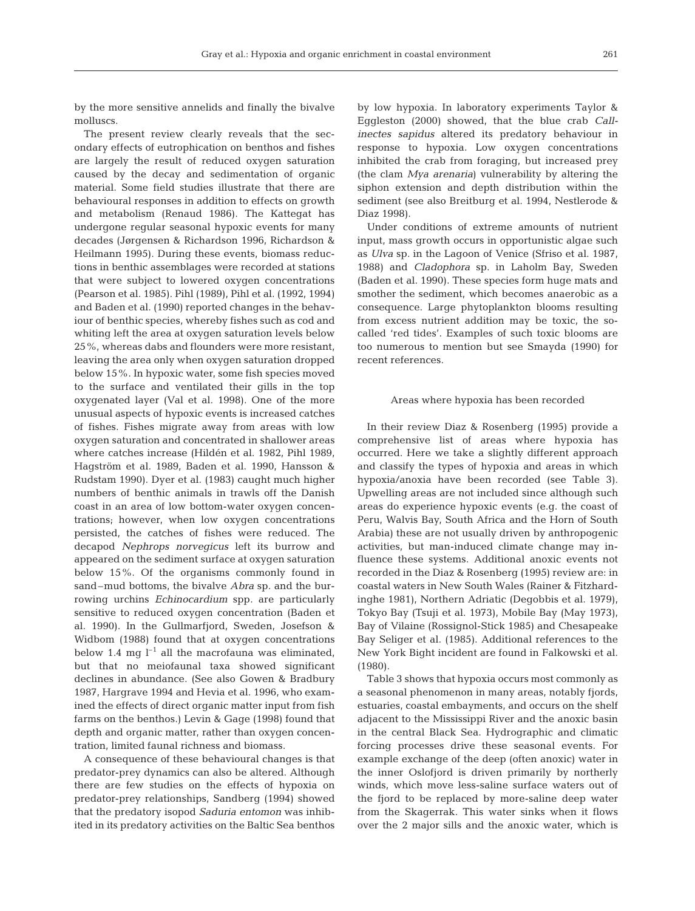by the more sensitive annelids and finally the bivalve molluscs.

The present review clearly reveals that the secondary effects of eutrophication on benthos and fishes are largely the result of reduced oxygen saturation caused by the decay and sedimentation of organic material. Some field studies illustrate that there are behavioural responses in addition to effects on growth and metabolism (Renaud 1986). The Kattegat has undergone regular seasonal hypoxic events for many decades (Jørgensen & Richardson 1996, Richardson & Heilmann 1995). During these events, biomass reductions in benthic assemblages were recorded at stations that were subject to lowered oxygen concentrations (Pearson et al. 1985). Pihl (1989), Pihl et al. (1992, 1994) and Baden et al. (1990) reported changes in the behaviour of benthic species, whereby fishes such as cod and whiting left the area at oxygen saturation levels below 25%, whereas dabs and flounders were more resistant, leaving the area only when oxygen saturation dropped below 15%. In hypoxic water, some fish species moved to the surface and ventilated their gills in the top oxygenated layer (Val et al. 1998). One of the more unusual aspects of hypoxic events is increased catches of fishes. Fishes migrate away from areas with low oxygen saturation and concentrated in shallower areas where catches increase (Hildén et al. 1982, Pihl 1989, Hagström et al. 1989, Baden et al. 1990, Hansson & Rudstam 1990). Dyer et al. (1983) caught much higher numbers of benthic animals in trawls off the Danish coast in an area of low bottom-water oxygen concentrations; however, when low oxygen concentrations persisted, the catches of fishes were reduced. The decapod *Nephrops norvegicus* left its burrow and appeared on the sediment surface at oxygen saturation below 15%. Of the organisms commonly found in sand–mud bottoms, the bivalve *Abra* sp. and the burrowing urchins *Echinocardium* spp. are particularly sensitive to reduced oxygen concentration (Baden et al. 1990). In the Gullmarfjord, Sweden, Josefson & Widbom (1988) found that at oxygen concentrations below 1.4 mg $l^{-1}$ all the macrofauna was eliminated, but that no meiofaunal taxa showed significant declines in abundance. (See also Gowen & Bradbury 1987, Hargrave 1994 and Hevia et al. 1996, who examined the effects of direct organic matter input from fish farms on the benthos.) Levin & Gage (1998) found that depth and organic matter, rather than oxygen concentration, limited faunal richness and biomass.

A consequence of these behavioural changes is that predator-prey dynamics can also be altered. Although there are few studies on the effects of hypoxia on predator-prey relationships, Sandberg (1994) showed that the predatory isopod *Saduria entomon* was inhibited in its predatory activities on the Baltic Sea benthos by low hypoxia. In laboratory experiments Taylor & Eggleston (2000) showed, that the blue crab *Callinectes sapidus* altered its predatory behaviour in response to hypoxia. Low oxygen concentrations inhibited the crab from foraging, but increased prey (the clam *Mya arenaria*) vulnerability by altering the siphon extension and depth distribution within the sediment (see also Breitburg et al. 1994, Nestlerode & Diaz 1998).

Under conditions of extreme amounts of nutrient input, mass growth occurs in opportunistic algae such as *Ulva* sp. in the Lagoon of Venice (Sfriso et al. 1987, 1988) and *Cladophora* sp. in Laholm Bay, Sweden (Baden et al. 1990). These species form huge mats and smother the sediment, which becomes anaerobic as a consequence. Large phytoplankton blooms resulting from excess nutrient addition may be toxic, the so-called 'red tides'. Examples of such toxic blooms are too numerous to mention but see Smayda (1990) for recent references.

## Areas where hypoxia has been recorded

In their review Diaz & Rosenberg (1995) provide a comprehensive list of areas where hypoxia has occurred. Here we take a slightly different approach and classify the types of hypoxia and areas in which hypoxia/anoxia have been recorded (see Table 3). Upwelling areas are not included since although such areas do experience hypoxic events (e.g. the coast of Peru, Walvis Bay, South Africa and the Horn of South Arabia) these are not usually driven by anthropogenic activities, but man-induced climate change may influence these systems. Additional anoxic events not recorded in the Diaz & Rosenberg (1995) review are: in coastal waters in New South Wales (Rainer & Fitzhardinghe 1981), Northern Adriatic (Degobbis et al. 1979), Tokyo Bay (Tsuji et al. 1973), Mobile Bay (May 1973), Bay of Vilaine (Rossignol-Stick 1985) and Chesapeake Bay Seliger et al. (1985). Additional references to the New York Bight incident are found in Falkowski et al. (1980).

Table 3 shows that hypoxia occurs most commonly as a seasonal phenomenon in many areas, notably fjords, estuaries, coastal embayments, and occurs on the shelf adjacent to the Mississippi River and the anoxic basin in the central Black Sea. Hydrographic and climatic forcing processes drive these seasonal events. For example exchange of the deep (often anoxic) water in the inner Oslofjord is driven primarily by northerly winds, which move less-saline surface waters out of the fjord to be replaced by more-saline deep water from the Skagerrak. This water sinks when it flows over the 2 major sills and the anoxic water, which is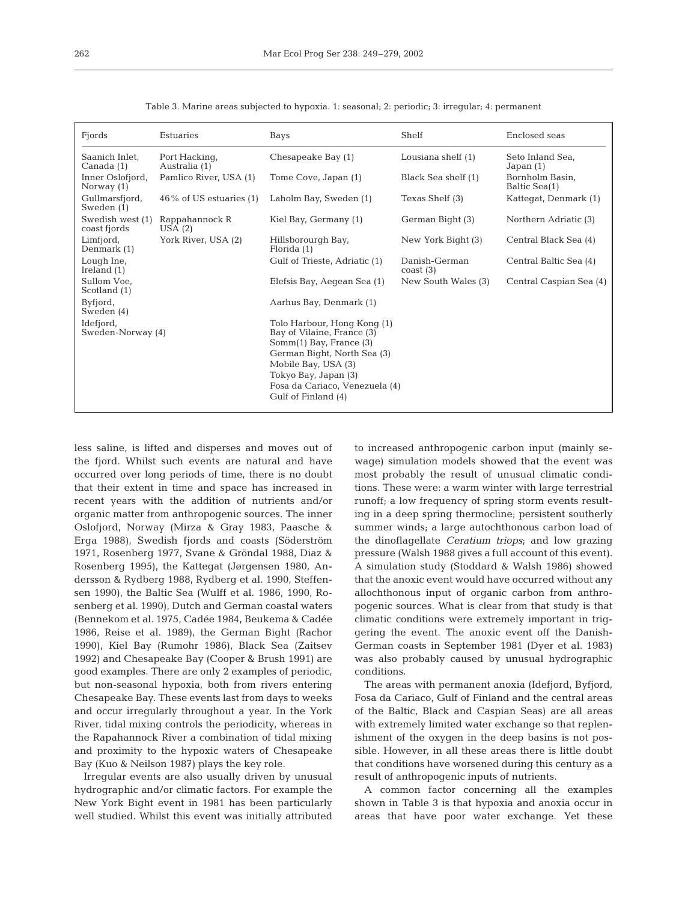Table 3. Marine areas subjected to hypoxia. 1: seasonal; 2: periodic; 3: irregular; 4: permanent

| Fjords | Estuaries | Bays | Shelf | Enclosed seas |
|---|---|---|---|---|
| Saanich Inlet, Canada (1) | Port Hacking, Australia (1) | Chesapeake Bay (1) | Lousiana shelf (1) | Seto Inland Sea, Japan (1) |
| Inner Oslofjord, Norway (1) | Pamlico River, USA (1) | Tome Cove, Japan (1) | Black Sea shelf (1) | Bornholm Basin, Baltic Sea(1) |
| Gullmarsfjord, Sweden (1) | 46% of US estuaries (1) | Laholm Bay, Sweden (1) | Texas Shelf (3) | Kattegat, Denmark (1) |
| Swedish west (1) coast fjords | Rappahannock R USA (2) | Kiel Bay, Germany (1) | German Bight (3) | Northern Adriatic (3) |
| Limfjord, Denmark (1) | York River, USA (2) | Hillsborourgh Bay, Florida (1) | New York Bight (3) | Central Black Sea (4) |
| Lough Ine, Ireland (1) | | Gulf of Trieste, Adriatic (1) | Danish-German coast (3) | Central Baltic Sea (4) |
| Sullom Voe, Scotland (1) | | Elefsis Bay, Aegean Sea (1) | New South Wales (3) | Central Caspian Sea (4) |
| Byfjord, Sweden (4) | | Aarhus Bay, Denmark (1) | | |
| Idefjord, Sweden-Norway (4) | | Tolo Harbour, Hong Kong (1) | | |
| | | Bay of Vilaine, France (3) | | |
| | | Somm(1) Bay, France (3) | | |
| | | German Bight, North Sea (3) | | |
| | | Mobile Bay, USA (3) | | |
| | | Tokyo Bay, Japan (3) | | |
| | | Fosa da Cariaco, Venezuela (4) | | |
| | | Gulf of Finland (4) | | |

less saline, is lifted and disperses and moves out of the fjord. Whilst such events are natural and have occurred over long periods of time, there is no doubt that their extent in time and space has increased in recent years with the addition of nutrients and/or organic matter from anthropogenic sources. The inner Oslofjord, Norway (Mirza & Gray 1983, Paasche & Erga 1988), Swedish fjords and coasts (Söderström 1971, Rosenberg 1977, Svane & Gröndal 1988, Diaz & Rosenberg 1995), the Kattegat (Jørgensen 1980, Andersson & Rydberg 1988, Rydberg et al. 1990, Steffensen 1990), the Baltic Sea (Wulff et al. 1986, 1990, Rosenberg et al. 1990), Dutch and German coastal waters (Bennekom et al. 1975, Cadée 1984, Beukema & Cadée 1986, Reise et al. 1989), the German Bight (Rachor 1990), Kiel Bay (Rumohr 1986), Black Sea (Zaitsev 1992) and Chesapeake Bay (Cooper & Brush 1991) are good examples. There are only 2 examples of periodic, but non-seasonal hypoxia, both from rivers entering Chesapeake Bay. These events last from days to weeks and occur irregularly throughout a year. In the York River, tidal mixing controls the periodicity, whereas in the Rapahannock River a combination of tidal mixing and proximity to the hypoxic waters of Chesapeake Bay (Kuo & Neilson 1987) plays the key role.

Irregular events are also usually driven by unusual hydrographic and/or climatic factors. For example the New York Bight event in 1981 has been particularly well studied. Whilst this event was initially attributed to increased anthropogenic carbon input (mainly sewage) simulation models showed that the event was most probably the result of unusual climatic conditions. These were: a warm winter with large terrestrial runoff; a low frequency of spring storm events resulting in a deep spring thermocline; persistent southerly summer winds; a large autochthonous carbon load of the dinoflagellate *Ceratium triops*; and low grazing pressure (Walsh 1988 gives a full account of this event). A simulation study (Stoddard & Walsh 1986) showed that the anoxic event would have occurred without any allochthonous input of organic carbon from anthropogenic sources. What is clear from that study is that climatic conditions were extremely important in triggering the event. The anoxic event off the Danish-German coasts in September 1981 (Dyer et al. 1983) was also probably caused by unusual hydrographic conditions.

The areas with permanent anoxia (Idefjord, Byfjord, Fosa da Cariaco, Gulf of Finland and the central areas of the Baltic, Black and Caspian Seas) are all areas with extremely limited water exchange so that replenishment of the oxygen in the deep basins is not possible. However, in all these areas there is little doubt that conditions have worsened during this century as a result of anthropogenic inputs of nutrients.

A common factor concerning all the examples shown in Table 3 is that hypoxia and anoxia occur in areas that have poor water exchange. Yet these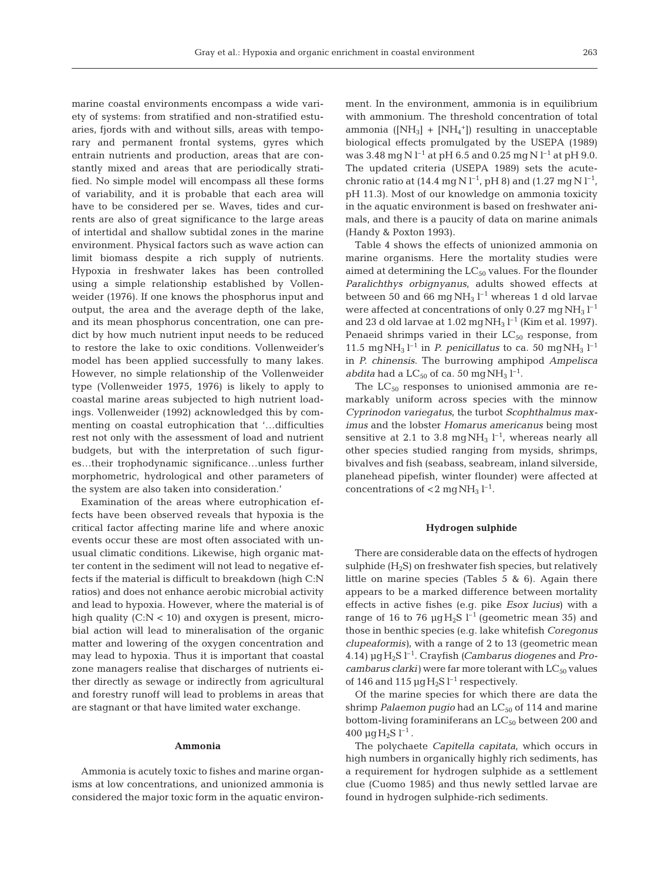marine coastal environments encompass a wide variety of systems: from stratified and non-stratified estuaries, fjords with and without sills, areas with temporary and permanent frontal systems, gyres which entrain nutrients and production, areas that are constantly mixed and areas that are periodically stratified. No simple model will encompass all these forms of variability, and it is probable that each area will have to be considered per se. Waves, tides and currents are also of great significance to the large areas of intertidal and shallow subtidal zones in the marine environment. Physical factors such as wave action can limit biomass despite a rich supply of nutrients. Hypoxia in freshwater lakes has been controlled using a simple relationship established by Vollenweider (1976). If one knows the phosphorus input and output, the area and the average depth of the lake, and its mean phosphorus concentration, one can predict by how much nutrient input needs to be reduced to restore the lake to oxic conditions. Vollenweider's model has been applied successfully to many lakes. However, no simple relationship of the Vollenweider type (Vollenweider 1975, 1976) is likely to apply to coastal marine areas subjected to high nutrient loadings. Vollenweider (1992) acknowledged this by commenting on coastal eutrophication that '…difficulties rest not only with the assessment of load and nutrient budgets, but with the interpretation of such figures…their trophodynamic significance…unless further morphometric, hydrological and other parameters of the system are also taken into consideration.'

Examination of the areas where eutrophication effects have been observed reveals that hypoxia is the critical factor affecting marine life and where anoxic events occur these are most often associated with unusual climatic conditions. Likewise, high organic matter content in the sediment will not lead to negative effects if the material is difficult to breakdown (high C:N ratios) and does not enhance aerobic microbial activity and lead to hypoxia. However, where the material is of high quality (C:N < 10) and oxygen is present, microbial action will lead to mineralisation of the organic matter and lowering of the oxygen concentration and may lead to hypoxia. Thus it is important that coastal zone managers realise that discharges of nutrients either directly as sewage or indirectly from agricultural and forestry runoff will lead to problems in areas that are stagnant or that have limited water exchange.

## Ammonia

Ammonia is acutely toxic to fishes and marine organisms at low concentrations, and unionized ammonia is considered the major toxic form in the aquatic environment. In the environment, ammonia is in equilibrium with ammonium. The threshold concentration of total ammonia ($[NH_3] + [NH_4^+]$) resulting in unacceptable biological effects promulgated by the USEPA (1989) was 3.48 mg N $l^{-1}$ at pH 6.5 and 0.25 mg N $l^{-1}$ at pH 9.0. The updated criteria (USEPA 1989) sets the acute-chronic ratio at (14.4 mg N $l^{-1}$, pH 8) and (1.27 mg N $l^{-1}$, pH 11.3). Most of our knowledge on ammonia toxicity in the aquatic environment is based on freshwater animals, and there is a paucity of data on marine animals (Handy & Poxton 1993).

Table 4 shows the effects of unionized ammonia on marine organisms. Here the mortality studies were aimed at determining the $LC_{50}$ values. For the flounder *Paralichthys orbignyanus*, adults showed effects at between 50 and 66 mg $NH_3$ $l^{-1}$ whereas 1 d old larvae were affected at concentrations of only 0.27 mg $NH_3$ $l^{-1}$ and 23 d old larvae at 1.02 mg $NH_3$ $l^{-1}$ (Kim et al. 1997). Penaeid shrimps varied in their $LC_{50}$ response, from 11.5 mg $NH_3$ $l^{-1}$ in *P. penicillatus* to ca. 50 mg $NH_3$ $l^{-1}$ in *P. chinensis*. The burrowing amphipod *Ampelisca abdita* had a $LC_{50}$ of ca. 50 mg $NH_3$ $l^{-1}$.

The $LC_{50}$ responses to unionised ammonia are remarkably uniform across species with the minnow *Cyprinodon variegatus*, the turbot *Scophthalmus maximus* and the lobster *Homarus americanus* being most sensitive at 2.1 to 3.8 mg $NH_3$ $l^{-1}$, whereas nearly all other species studied ranging from mysids, shrimps, bivalves and fish (seabass, seabream, inland silverside, planehead pipefish, winter flounder) were affected at concentrations of <2 mg $NH_3$ $l^{-1}$.

## Hydrogen sulphide

There are considerable data on the effects of hydrogen sulphide ($H_2S$) on freshwater fish species, but relatively little on marine species (Tables 5 & 6). Again there appears to be a marked difference between mortality effects in active fishes (e.g. pike *Esox lucius*) with a range of 16 to 76 µg $H_2S$ $l^{-1}$ (geometric mean 35) and those in benthic species (e.g. lake whitefish *Coregonus clupeaformis*), with a range of 2 to 13 (geometric mean 4.14) µg $H_2S$ $l^{-1}$. Crayfish (*Cambarus diogenes* and *Procambarus clarki*) were far more tolerant with $LC_{50}$ values of 146 and 115 µg $H_2S$ $l^{-1}$ respectively.

Of the marine species for which there are data the shrimp *Palaemon pugio* had an $LC_{50}$ of 114 and marine bottom-living foraminiferans an $LC_{50}$ between 200 and 400 µg $H_2S$ $l^{-1}$.

The polychaete *Capitella capitata*, which occurs in high numbers in organically highly rich sediments, has a requirement for hydrogen sulphide as a settlement clue (Cuomo 1985) and thus newly settled larvae are found in hydrogen sulphide-rich sediments.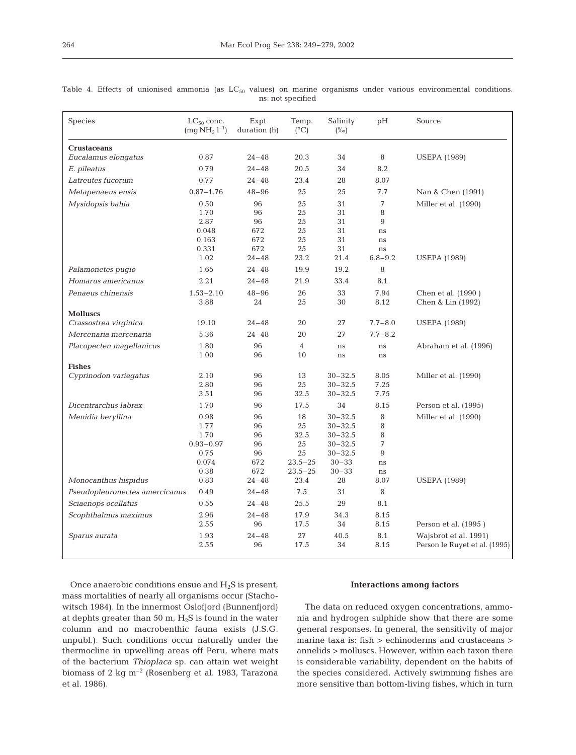Table 4. Effects of unionised ammonia (as $LC_{50}$ values) on marine organisms under various environmental conditions. ns: not specified

| Species | $LC_{50}$ conc. ($mg\,NH_3\,l^{-1}$) | Expt duration (h) | Temp. (°C) | Salinity (‰) | pH | Source |
|---|---|---|---|---|---|---|
| **Crustaceans** | | | | | | |
| *Eucalamus elongatus* | 0.87 | 24–48 | 20.3 | 34 | 8 | USEPA (1989) |
| *E. pileatus* | 0.79 | 24–48 | 20.5 | 34 | 8.2 | |
| *Latreutes fucorum* | 0.77 | 24–48 | 23.4 | 28 | 8.07 | |
| *Metapenaeus ensis* | 0.87–1.76 | 48–96 | 25 | 25 | 7.7 | Nan & Chen (1991) |
| *Mysidopsis bahia* | 0.50 | 96 | 25 | 31 | 7 | Miller et al. (1990) |
| | 1.70 | 96 | 25 | 31 | 8 | |
| | 2.87 | 96 | 25 | 31 | 9 | |
| | 0.048 | 672 | 25 | 31 | ns | |
| | 0.163 | 672 | 25 | 31 | ns | |
| | 0.331 | 672 | 25 | 31 | ns | |
| | 1.02 | 24–48 | 23.2 | 21.4 | 6.8–9.2 | USEPA (1989) |
| *Palamonetes pugio* | 1.65 | 24–48 | 19.9 | 19.2 | 8 | |
| *Homarus americanus* | 2.21 | 24–48 | 21.9 | 33.4 | 8.1 | |
| *Penaeus chinensis* | 1.53–2.10 | 48–96 | 26 | 33 | 7.94 | Chen et al. (1990 ) |
| | 3.88 | 24 | 25 | 30 | 8.12 | Chen & Lin (1992) |
| **Molluscs** | | | | | | |
| *Crassostrea virginica* | 19.10 | 24–48 | 20 | 27 | 7.7–8.0 | USEPA (1989) |
| *Mercenaria mercenaria* | 5.36 | 24–48 | 20 | 27 | 7.7–8.2 | |
| *Placopecten magellanicus* | 1.80 | 96 | 4 | ns | ns | Abraham et al. (1996) |
| | 1.00 | 96 | 10 | ns | ns | |
| **Fishes** | | | | | | |
| *Cyprinodon variegatus* | 2.10 | 96 | 13 | 30–32.5 | 8.05 | Miller et al. (1990) |
| | 2.80 | 96 | 25 | 30–32.5 | 7.25 | |
| | 3.51 | 96 | 32.5 | 30–32.5 | 7.75 | |
| *Dicentrarchus labrax* | 1.70 | 96 | 17.5 | 34 | 8.15 | Person et al. (1995) |
| *Menidia beryllina* | 0.98 | 96 | 18 | 30–32.5 | 8 | Miller et al. (1990) |
| | 1.77 | 96 | 25 | 30–32.5 | 8 | |
| | 1.70 | 96 | 32.5 | 30–32.5 | 8 | |
| | 0.93–0.97 | 96 | 25 | 30–32.5 | 7 | |
| | 0.75 | 96 | 25 | 30–32.5 | 9 | |
| | 0.074 | 672 | 23.5–25 | 30–33 | ns | |
| | 0.38 | 672 | 23.5–25 | 30–33 | ns | |
| *Monocanthus hispidus* | 0.83 | 24–48 | 23.4 | 28 | 8.07 | USEPA (1989) |
| *Pseudopleuronectes amercicanus* | 0.49 | 24–48 | 7.5 | 31 | 8 | |
| *Sciaenops ocellatus* | 0.55 | 24–48 | 25.5 | 29 | 8.1 | |
| *Scophthalmus maximus* | 2.96 | 24–48 | 17.9 | 34.3 | 8.15 | |
| | 2.55 | 96 | 17.5 | 34 | 8.15 | Person et al. (1995 ) |
| *Sparus aurata* | 1.93 | 24–48 | 27 | 40.5 | 8.1 | Wajsbrot et al. 1991) |
| | 2.55 | 96 | 17.5 | 34 | 8.15 | Person le Ruyet et al. (1995) |

Once anaerobic conditions ensue and $H_2S$ is present, mass mortalities of nearly all organisms occur (Stachowitsch 1984). In the innermost Oslofjord (Bunnenfjord) at dephts greater than 50 m, $H_2S$ is found in the water column and no macrobenthic fauna exists (J.S.G. unpubl.). Such conditions occur naturally under the thermocline in upwelling areas off Peru, where mats of the bacterium *Thioplaca* sp. can attain wet weight biomass of 2 kg $m^{-2}$ (Rosenberg et al. 1983, Tarazona et al. 1986).

### Interactions among factors

The data on reduced oxygen concentrations, ammonia and hydrogen sulphide show that there are some general responses. In general, the sensitivity of major marine taxa is: fish > echinoderms and crustaceans > annelids > molluscs. However, within each taxon there is considerable variability, dependent on the habits of the species considered. Actively swimming fishes are more sensitive than bottom-living fishes, which in turn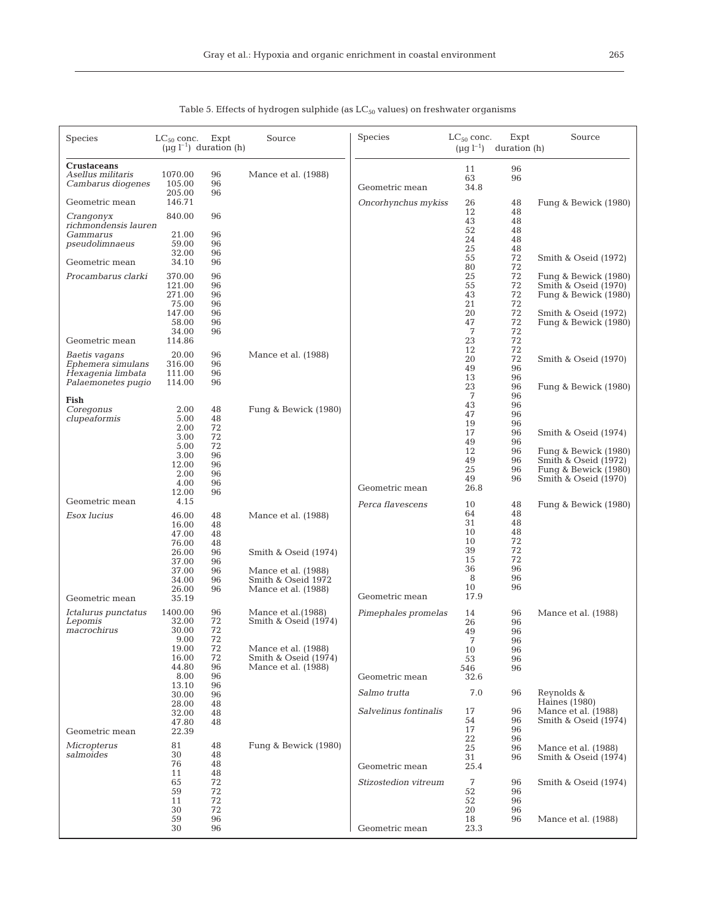Table 5. Effects of hydrogen sulphide (as $LC_{50}$ values) on freshwater organisms

| Species | $LC_{50}$ conc. ($\mu g\ l^{-1}$) | Expt duration (h) | Source |
|---|---|---|---|
| **Crustaceans** | | | |
| *Asellus militaris* | 1070.00 | 96 | Mance et al. (1988) |
| *Cambarus diogenes* | 105.00 | 96 | |
| | 205.00 | 96 | |
| Geometric mean | 146.71 | | |
| *Crangonyx richmondensis lauren* | 840.00 | 96 | |
| *Gammarus pseudolimnaeus* | 21.00 | 96 | |
| | 59.00 | 96 | |
| | 32.00 | 96 | |
| Geometric mean | 34.10 | 96 | |
| *Procambarus clarki* | 370.00 | 96 | |
| | 121.00 | 96 | |
| | 271.00 | 96 | |
| | 75.00 | 96 | |
| | 147.00 | 96 | |
| | 58.00 | 96 | |
| | 34.00 | 96 | |
| Geometric mean | 114.86 | | |
| *Baetis vagans* | 20.00 | 96 | Mance et al. (1988) |
| *Ephemera simulans* | 316.00 | 96 | |
| *Hexagenia limbata* | 111.00 | 96 | |
| *Palaemonetes pugio* | 114.00 | 96 | |
| **Fish** | | | |
| *Coregonus clupeaformis* | 2.00 | 48 | Fung & Bewick (1980) |
| | 5.00 | 48 | |
| | 2.00 | 72 | |
| | 3.00 | 72 | |
| | 5.00 | 72 | |
| | 3.00 | 96 | |
| | 12.00 | 96 | |
| | 2.00 | 96 | |
| | 4.00 | 96 | |
| | 12.00 | 96 | |
| Geometric mean | 4.15 | | |
| *Esox lucius* | 46.00 | 48 | Mance et al. (1988) |
| | 16.00 | 48 | |
| | 47.00 | 48 | |
| | 76.00 | 48 | |
| | 26.00 | 96 | Smith & Oseid (1974) |
| | 37.00 | 96 | |
| | 37.00 | 96 | Mance et al. (1988) |
| | 34.00 | 96 | Smith & Oseid 1972 |
| | 26.00 | 96 | Mance et al. (1988) |
| Geometric mean | 35.19 | | |
| *Ictalurus punctatus* | 1400.00 | 96 | Mance et al.(1988) |
| *Lepomis macrochirus* | 32.00 | 72 | Smith & Oseid (1974) |
| | 30.00 | 72 | |
| | 9.00 | 72 | |
| | 19.00 | 72 | Mance et al. (1988) |
| | 16.00 | 72 | Smith & Oseid (1974) |
| | 44.80 | 96 | Mance et al. (1988) |
| | 8.00 | 96 | |
| | 13.10 | 96 | |
| | 30.00 | 96 | |
| | 28.00 | 48 | |
| | 32.00 | 48 | |
| | 47.80 | 48 | |
| Geometric mean | 22.39 | | |
| *Micropterus salmoides* | 81 | 48 | Fung & Bewick (1980) |
| | 30 | 48 | |
| | 76 | 48 | |
| | 11 | 48 | |
| | 65 | 72 | |
| | 59 | 72 | |
| | 11 | 72 | |
| | 30 | 72 | |
| | 59 | 96 | |
| | 30 | 96 | |
| | 11 | 96 | |
| | 63 | 96 | |
| Geometric mean | 34.8 | | |
| *Oncorhynchus mykiss* | 26 | 48 | Fung & Bewick (1980) |
| | 12 | 48 | |
| | 43 | 48 | |
| | 52 | 48 | |
| | 24 | 48 | |
| | 25 | 48 | |
| | 55 | 72 | Smith & Oseid (1972) |
| | 80 | 72 | |
| | 25 | 72 | Fung & Bewick (1980) |
| | 55 | 72 | Smith & Oseid (1970) |
| | 43 | 72 | Fung & Bewick (1980) |
| | 21 | 72 | |
| | 20 | 72 | Smith & Oseid (1972) |
| | 47 | 72 | Fung & Bewick (1980) |
| | 7 | 72 | |
| | 23 | 72 | |
| | 12 | 72 | |
| | 20 | 72 | Smith & Oseid (1970) |
| | 49 | 96 | |
| | 13 | 96 | |
| | 23 | 96 | Fung & Bewick (1980) |
| | 7 | 96 | |
| | 43 | 96 | |
| | 47 | 96 | |
| | 19 | 96 | |
| | 17 | 96 | Smith & Oseid (1974) |
| | 49 | 96 | |
| | 12 | 96 | Fung & Bewick (1980) |
| | 49 | 96 | Smith & Oseid (1972) |
| | 25 | 96 | Fung & Bewick (1980) |
| | 49 | 96 | Smith & Oseid (1970) |
| Geometric mean | 26.8 | | |
| *Perca flavescens* | 10 | 48 | Fung & Bewick (1980) |
| | 64 | 48 | |
| | 31 | 48 | |
| | 10 | 48 | |
| | 10 | 72 | |
| | 39 | 72 | |
| | 15 | 72 | |
| | 36 | 96 | |
| | 8 | 96 | |
| | 10 | 96 | |
| Geometric mean | 17.9 | | |
| *Pimephales promelas* | 14 | 96 | Mance et al. (1988) |
| | 26 | 96 | |
| | 49 | 96 | |
| | 7 | 96 | |
| | 10 | 96 | |
| | 53 | 96 | |
| | 546 | 96 | |
| Geometric mean | 32.6 | | |
| *Salmo trutta* | 7.0 | 96 | Reynolds & Haines (1980) |
| *Salvelinus fontinalis* | 17 | 96 | Mance et al. (1988) |
| | 54 | 96 | Smith & Oseid (1974) |
| | 17 | 96 | |
| | 22 | 96 | |
| | 25 | 96 | Mance et al. (1988) |
| | 31 | 96 | Smith & Oseid (1974) |
| Geometric mean | 25.4 | | |
| *Stizostedion vitreum* | 7 | 96 | Smith & Oseid (1974) |
| | 52 | 96 | |
| | 52 | 96 | |
| | 20 | 96 | |
| | 18 | 96 | Mance et al. (1988) |
| Geometric mean | 23.3 | | |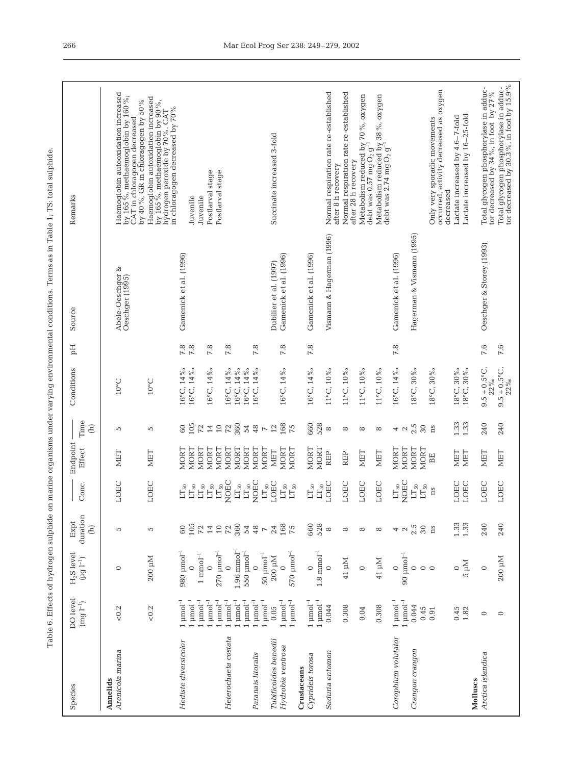Table 6. Effects of hydrogen sulphide on marine organisms under varying environmental conditions. Terms as in Table 1; TS: total sulphide.

| Species | DO level ($mg\ l^{-1}$) | $H_2S$ level ($\mu g\ l^{-1}$) | Expt duration (h) | Conc. | Endpoint Effect | Time (h) | Conditions | pH | Source | Remarks |
|---|---|---|---|---|---|---|---|---|---|---|
| **Annelids** | | | | | | | | | | |
| *Arenicola marina* | <0.2 | 0 | 5 | LOEC | MET | 5 | 10°C | | Abele-Oeschger & Oeschger (1995) | Haemoglobin autooxidation increased by 165%, methaemoglobin by 160%; CAT in chloragogen decreased by 40%, GR in chloragogen by 50% |
| | <0.2 | 200 µM | 5 | LOEC | MET | 5 | 10°C | | | Haemoglobin autoxidation increased by 165%, methaemoglobin by 90%, hydrogen peroxide by 70%. CAT in chloragogen decreased by 70% |
| *Hediste diversicolor* | 1 $\mu mol^{-1}$ | 980 $\mu mol^{-1}$ | 60 | $LT_{50}$ | MORT | 60 | 16°C, 14‰ | 7.8 | Gamenick et al. (1996) | |
| | 1 $\mu mol^{-1}$ | 0 | 105 | $LT_{50}$ | MORT | 105 | 16°C, 14‰ | 7.8 | | Juvenile |
| | 1 $\mu mol^{-1}$ | 1 $mmol^{-1}$ | 72 | $LT_{50}$ | MORT | 72 | | | | Juvenile |
| | 1 $\mu mol^{-1}$ | 0 | 14 | $LT_{50}$ | MORT | 14 | 16°C, 14‰ | 7.8 | | Postlarval stage |
| | 1 $\mu mol^{-1}$ | 270 $\mu mol^{-1}$ | 10 | $LT_{50}$ | MORT | 10 | | | | Postlarval stage |
| *Heterochaeta costata* | 1 $\mu mol^{-1}$ | 0 | 72 | NOEC | MORT | 72 | 16°C, 14‰ | 7.8 | | |
| | 1 $\mu mol^{-1}$ | 1.96 $mmol^{-1}$ | 360 | $LT_{50}$ | MORT | 360 | 16°C, 14‰ | | | |
| | 1 $\mu mol^{-1}$ | 550 $\mu mol^{-1}$ | 54 | $LT_{50}$ | MORT | 54 | 16°C, 14‰ | | | |
| *Paranais litoralis* | 1 $\mu mol^{-1}$ | 0 | 48 | NOEC | MORT | 48 | 16°C, 14‰ | 7.8 | | |
| | 1 $\mu mol^{-1}$ | 50 $\mu mol^{-1}$ | 7 | $LT_{50}$ | MORT | 7 | | | | |
| *Tubificoides benedii* | 0.05 | 200 µM | 24 | LOEC | MET | 12 | | | Dubilier et al. (1997) | Succinate increased 3-fold |
| *Hydrobia ventrosa* | 1 $\mu mol^{-1}$ | 0 | 168 | $LT_{50}$ | MORT | 168 | 16°C, 14‰ | 7.8 | Gamenick et al. (1996) | |
| | 1 $\mu mol^{-1}$ | 570 $\mu mol^{-1}$ | 75 | $LT_{50}$ | MORT | 75 | | | | |
| **Crustaceans** | | | | | | | | | | |
| *Cyprideis torosa* | 1 $\mu mol^{-1}$ | 0 | 660 | $LT_{50}$ | MORT | 660 | 16°C, 14‰ | 7.8 | Gamenick et al. (1996) | |
| | 1 $\mu mol^{-1}$ | 1.8 $mmol^{-1}$ | 528 | $LT_{50}$ | MORT | 528 | | | | |
| *Saduria entomon* | 0.044 | 0 | 8 | LOEC | REP | 8 | 11°C, 10‰ | | Vismann & Hagerman (1996) | Normal respiration rate re-established after 8 h recovery |
| | 0.308 | 41 µM | 8 | LOEC | REP | 8 | 11°C, 10‰ | | | Normal respiration rate re-established after 28 h recovery |
| | 0.04 | 0 | 8 | LOEC | MET | 8 | 11°C, 10‰ | | | Metabolism reduced by 70%, oxygen debt was 0.57 mg $O_2$ $g^{-1}$ |
| | 0.308 | 41 µM | 8 | LOEC | MET | 8 | 11°C, 10‰ | | | Metabolism reduced by 38%, oxygen debt was 2.74 mg $O_2$ $g^{-1}$ |
| *Corophium volutator* | 1 $\mu mol^{-1}$ | 0 | 4 | $LT_{50}$ | MORT | 4 | 16°C, 14‰ | 7.8 | Gamenick et al. (1996) | |
| | 1 $\mu mol^{-1}$ | 90 $\mu mol^{-1}$ | 2 | NOEC | MORT | 2 | | | | |
| *Crangon crangon* | 0.044 | 0 | 2.5 | $LT_{50}$ | MORT | 2.5 | 18°C, 30‰ | | Hagerman & Vismann (1995) | |
| | 0.45 | 0 | 30 | $LT_{50}$ | MORT | 30 | | | | |
| | 0.91 | 0 | ns | ns | BE | ns | 18°C, 30‰ | | | Only very sporadic movements occurred, activity decreased as oxygen decreased |
| | 0.45 | 0 | 1.33 | LOEC | MET | 1.33 | 18°C, 30‰ | | | Lactate increased by 4.6–7-fold |
| | 1.82 | 5 µM | 1.33 | LOEC | MET | 1.33 | 18°C, 30‰ | | | Lactate increased by 16–25-fold |
| **Molluscs** | | | | | | | | | | |
| *Arctica islandica* | 0 | 0 | 240 | LOEC | MET | 240 | 9.5 + 0.5°C, 22‰ | 7.6 | Oeschger & Storey (1993) | Total glycogen phosphorylase in adductor decreased by 34%, in foot by 27% |
| | 0 | 200 µM | 240 | LOEC | MET | 240 | 9.5 + 0.5°C, 22‰ | 7.6 | | Total glycogen phosphorylase in adductor decreased by 30.3%, in foot by 15.9% |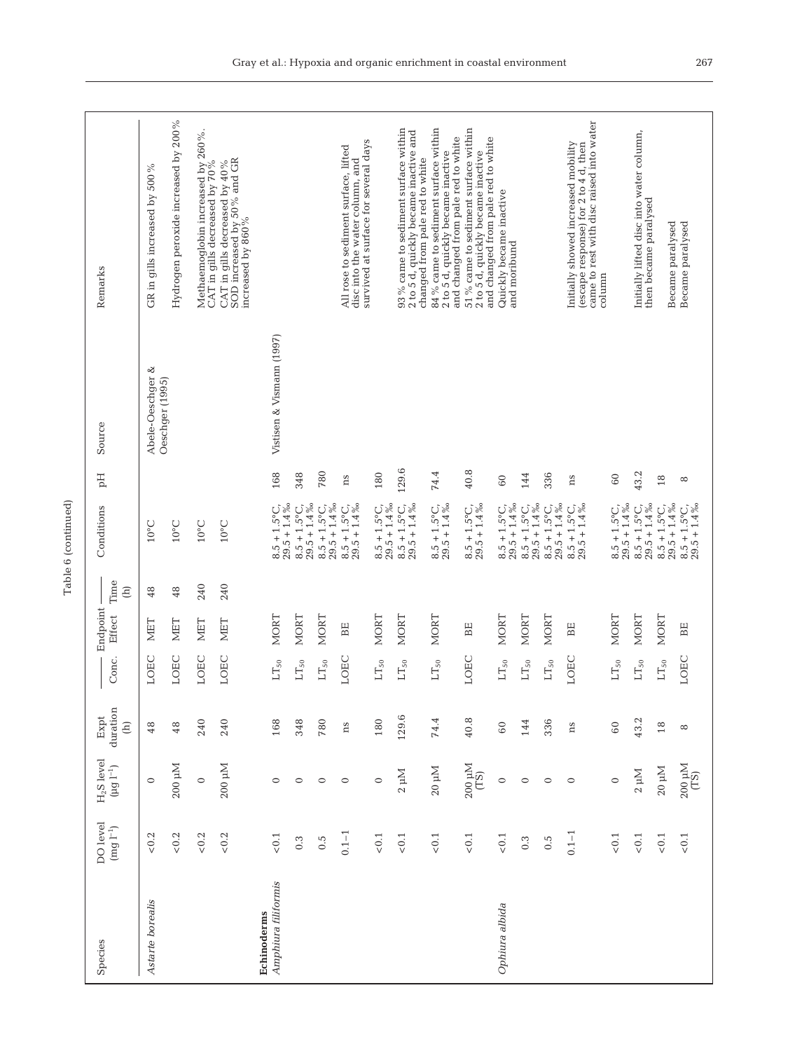Table 6 (continued)

| Species | DO level (mg $l^{-1}$) | $H_2S$ level (μg $l^{-1}$) | Expt duration (h) | Endpoint Conc. | Effect | Time (h) | Conditions | pH | Source | Remarks |
|---|---|---|---|---|---|---|---|---|---|---|
| *Astarte borealis* | <0.2 | 0 | 48 | LOEC | MET | 48 | 10°C | | Abele-Oeschger & Oeschger (1995) | GR in gills increased by 500% |
| | <0.2 | 200 μM | 48 | LOEC | MET | 48 | 10°C | | | Hydrogen peroxide increased by 200% |
| | <0.2 | 0 | 240 | LOEC | MET | 240 | 10°C | | | Methaemoglobin increased by 260%. CAT in gills decreased by 70% |
| | <0.2 | 200 μM | 240 | LOEC | MET | 240 | 10°C | | | CAT in gills decreased by 40% SOD increased by 50% and GR increased by 860% |
| **Echinoderms** | | | | | | | | | | |
| *Amphiura filiformis* | <0.1 | 0 | 168 | $LT_{50}$ | MORT | | 8.5 + 1.5°C, 29.5 + 1.4‰ | 168 | Vistisen & Vismann (1997) | |
| | 0.3 | 0 | 348 | $LT_{50}$ | MORT | | 8.5 + 1.5°C, 29.5 + 1.4‰ | 348 | | |
| | 0.5 | 0 | 780 | $LT_{50}$ | MORT | | 8.5 + 1.5°C, 29.5 + 1.4‰ | 780 | | |
| | 0.1–1 | 0 | ns | LOEC | BE | | 8.5 + 1.5°C, 29.5 + 1.4‰ | ns | | All rose to sediment surface, lifted disc into the water column, and survived at surface for several days |
| | <0.1 | 0 | 180 | $LT_{50}$ | MORT | | 8.5 + 1.5°C, 29.5 + 1.4‰ | 180 | | |
| | <0.1 | 2 μM | 129.6 | $LT_{50}$ | MORT | | 8.5 + 1.5°C, 29.5 + 1.4‰ | 129.6 | | 93% came to sediment surface within 2 to 5 d, quickly became inactive and changed from pale red to white |
| | <0.1 | 20 μM | 74.4 | $LT_{50}$ | MORT | | 8.5 + 1.5°C, 29.5 + 1.4‰ | 74.4 | | 84% came to sediment surface within 2 to 5 d, quickly became inactive and changed from pale red to white |
| | <0.1 | 200 μM (TS) | 40.8 | LOEC | BE | | 8.5 + 1.5°C, 29.5 + 1.4‰ | 40.8 | | 51% came to sediment surface within 2 to 5 d, quickly became inactive and changed from pale red to white |
| *Ophiura albida* | <0.1 | 0 | 60 | $LT_{50}$ | MORT | | 8.5 + 1.5°C, 29.5 + 1.4‰ | 60 | | Quickly became inactive and moribund |
| | 0.3 | 0 | 144 | $LT_{50}$ | MORT | | 8.5 + 1.5°C, 29.5 + 1.4‰ | 144 | | |
| | 0.5 | 0 | 336 | $LT_{50}$ | MORT | | 8.5 + 1.5°C, 29.5 + 1.4‰ | 336 | | |
| | 0.1–1 | 0 | ns | LOEC | BE | | 8.5 + 1.5°C, 29.5 + 1.4‰ | ns | | Initially showed increased mobility (escape response) for 2 to 4 d, then came to rest with disc raised into water column |
| | <0.1 | 0 | 60 | $LT_{50}$ | MORT | | 8.5 + 1.5°C, 29.5 + 1.4‰ | 60 | | |
| | <0.1 | 2 μM | 43.2 | $LT_{50}$ | MORT | | 8.5 + 1.5°C, 29.5 + 1.4‰ | 43.2 | | Initially lifted disc into water column, then became paralysed |
| | <0.1 | 20 μM | 18 | $LT_{50}$ | MORT | | 8.5 + 1.5°C, 29.5 + 1.4‰ | 18 | | Became paralysed |
| | <0.1 | 200 μM (TS) | 8 | LOEC | BE | | 8.5 + 1.5°C, 29.5 + 1.4‰ | 8 | | Became paralysed |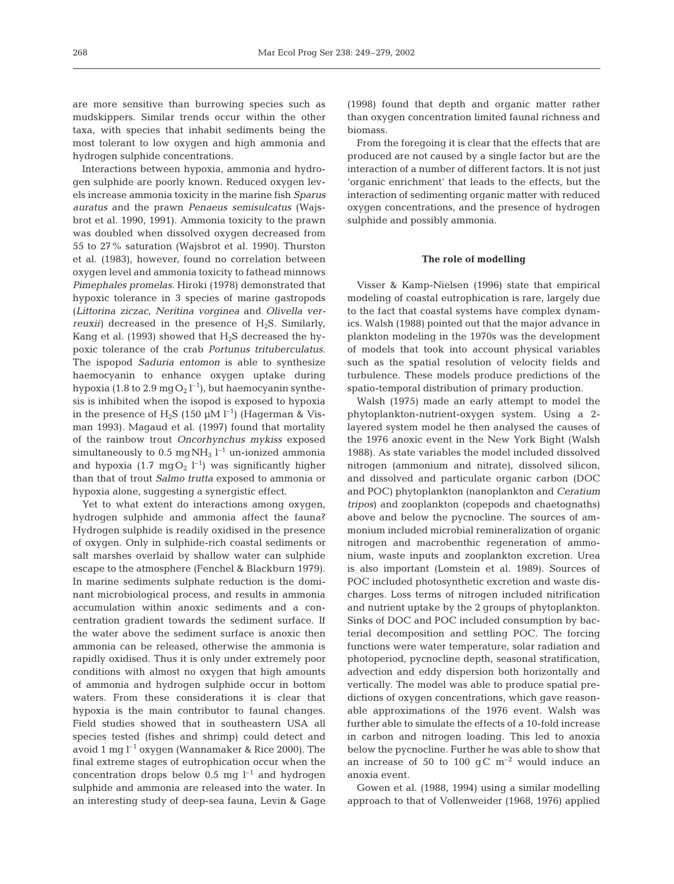are more sensitive than burrowing species such as mudskippers. Similar trends occur within the other taxa, with species that inhabit sediments being the most tolerant to low oxygen and high ammonia and hydrogen sulphide concentrations.

Interactions between hypoxia, ammonia and hydrogen sulphide are poorly known. Reduced oxygen levels increase ammonia toxicity in the marine fish *Sparus auratus* and the prawn *Penaeus semisulcatus* (Wajsbrot et al. 1990, 1991). Ammonia toxicity to the prawn was doubled when dissolved oxygen decreased from 55 to 27% saturation (Wajsbrot et al. 1990). Thurston et al. (1983), however, found no correlation between oxygen level and ammonia toxicity to fathead minnows *Pimephales promelas*. Hiroki (1978) demonstrated that hypoxic tolerance in 3 species of marine gastropods (*Littorina ziczac*, *Neritina vorginea* and *Olivella verreuxii*) decreased in the presence of $H_2S$. Similarly, Kang et al. (1993) showed that $H_2S$ decreased the hypoxic tolerance of the crab *Portunus trituberculatus*. The ispopod *Saduria entomon* is able to synthesize haemocyanin to enhance oxygen uptake during hypoxia (1.8 to 2.9 mg $O_2$ $l^{-1}$), but haemocyanin synthesis is inhibited when the isopod is exposed to hypoxia in the presence of $H_2S$ (150 µM $l^{-1}$) (Hagerman & Visman 1993). Magaud et al. (1997) found that mortality of the rainbow trout *Oncorhynchus mykiss* exposed simultaneously to 0.5 mg $NH_3$ $l^{-1}$ un-ionized ammonia and hypoxia (1.7 mg $O_2$ $l^{-1}$) was significantly higher than that of trout *Salmo trutta* exposed to ammonia or hypoxia alone, suggesting a synergistic effect.

Yet to what extent do interactions among oxygen, hydrogen sulphide and ammonia affect the fauna? Hydrogen sulphide is readily oxidised in the presence of oxygen. Only in sulphide-rich coastal sediments or salt marshes overlaid by shallow water can sulphide escape to the atmosphere (Fenchel & Blackburn 1979). In marine sediments sulphate reduction is the dominant microbiological process, and results in ammonia accumulation within anoxic sediments and a concentration gradient towards the sediment surface. If the water above the sediment surface is anoxic then ammonia can be released, otherwise the ammonia is rapidly oxidised. Thus it is only under extremely poor conditions with almost no oxygen that high amounts of ammonia and hydrogen sulphide occur in bottom waters. From these considerations it is clear that hypoxia is the main contributor to faunal changes. Field studies showed that in southeastern USA all species tested (fishes and shrimp) could detect and avoid 1 mg $l^{-1}$ oxygen (Wannamaker & Rice 2000). The final extreme stages of eutrophication occur when the concentration drops below 0.5 mg $l^{-1}$ and hydrogen sulphide and ammonia are released into the water. In an interesting study of deep-sea fauna, Levin & Gage (1998) found that depth and organic matter rather than oxygen concentration limited faunal richness and biomass.

From the foregoing it is clear that the effects that are produced are not caused by a single factor but are the interaction of a number of different factors. It is not just 'organic enrichment' that leads to the effects, but the interaction of sedimenting organic matter with reduced oxygen concentrations, and the presence of hydrogen sulphide and possibly ammonia.

## The role of modelling

Visser & Kamp-Nielsen (1996) state that empirical modeling of coastal eutrophication is rare, largely due to the fact that coastal systems have complex dynamics. Walsh (1988) pointed out that the major advance in plankton modeling in the 1970s was the development of models that took into account physical variables such as the spatial resolution of velocity fields and turbulence. These models produce predictions of the spatio-temporal distribution of primary production.

Walsh (1975) made an early attempt to model the phytoplankton-nutrient-oxygen system. Using a 2-layered system model he then analysed the causes of the 1976 anoxic event in the New York Bight (Walsh 1988). As state variables the model included dissolved nitrogen (ammonium and nitrate), dissolved silicon, and dissolved and particulate organic carbon (DOC and POC) phytoplankton (nanoplankton and *Ceratium tripos*) and zooplankton (copepods and chaetognaths) above and below the pycnocline. The sources of ammonium included microbial remineralization of organic nitrogen and macrobenthic regeneration of ammonium, waste inputs and zooplankton excretion. Urea is also important (Lomstein et al. 1989). Sources of POC included photosynthetic excretion and waste discharges. Loss terms of nitrogen included nitrification and nutrient uptake by the 2 groups of phytoplankton. Sinks of DOC and POC included consumption by bacterial decomposition and settling POC. The forcing functions were water temperature, solar radiation and photoperiod, pycnocline depth, seasonal stratification, advection and eddy dispersion both horizontally and vertically. The model was able to produce spatial predictions of oxygen concentrations, which gave reasonable approximations of the 1976 event. Walsh was further able to simulate the effects of a 10-fold increase in carbon and nitrogen loading. This led to anoxia below the pycnocline. Further he was able to show that an increase of 50 to 100 gC $m^{-2}$ would induce an anoxia event.

Gowen et al. (1988, 1994) using a similar modelling approach to that of Vollenweider (1968, 1976) applied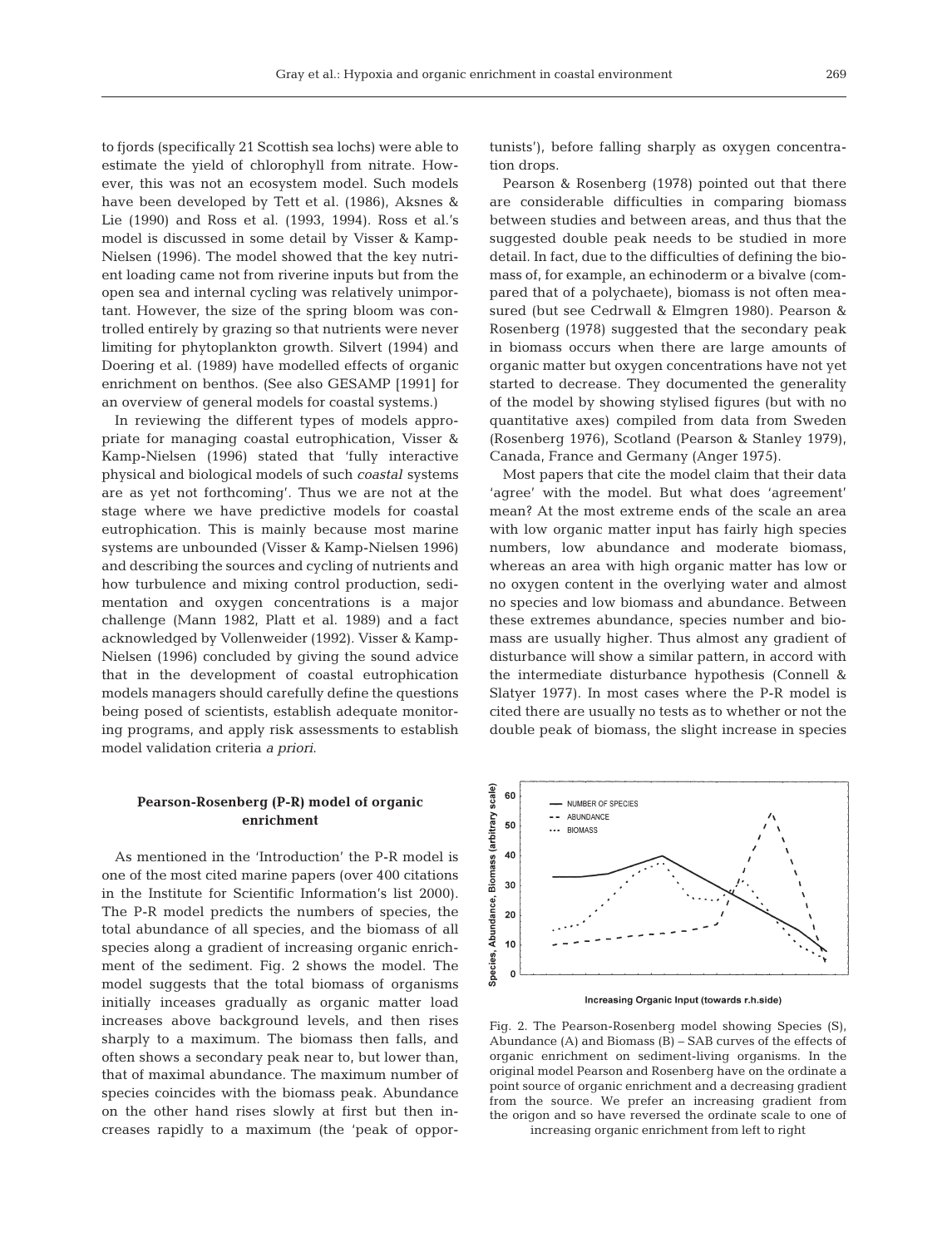to fjords (specifically 21 Scottish sea lochs) were able to estimate the yield of chlorophyll from nitrate. However, this was not an ecosystem model. Such models have been developed by Tett et al. (1986), Aksnes & Lie (1990) and Ross et al. (1993, 1994). Ross et al.'s model is discussed in some detail by Visser & Kamp-Nielsen (1996). The model showed that the key nutrient loading came not from riverine inputs but from the open sea and internal cycling was relatively unimportant. However, the size of the spring bloom was controlled entirely by grazing so that nutrients were never limiting for phytoplankton growth. Silvert (1994) and Doering et al. (1989) have modelled effects of organic enrichment on benthos. (See also GESAMP [1991] for an overview of general models for coastal systems.)

In reviewing the different types of models appropriate for managing coastal eutrophication, Visser & Kamp-Nielsen (1996) stated that 'fully interactive physical and biological models of such *coastal* systems are as yet not forthcoming'. Thus we are not at the stage where we have predictive models for coastal eutrophication. This is mainly because most marine systems are unbounded (Visser & Kamp-Nielsen 1996) and describing the sources and cycling of nutrients and how turbulence and mixing control production, sedimentation and oxygen concentrations is a major challenge (Mann 1982, Platt et al. 1989) and a fact acknowledged by Vollenweider (1992). Visser & Kamp-Nielsen (1996) concluded by giving the sound advice that in the development of coastal eutrophication models managers should carefully define the questions being posed of scientists, establish adequate monitoring programs, and apply risk assessments to establish model validation criteria *a priori*.

## Pearson-Rosenberg (P-R) model of organic enrichment

As mentioned in the 'Introduction' the P-R model is one of the most cited marine papers (over 400 citations in the Institute for Scientific Information's list 2000). The P-R model predicts the numbers of species, the total abundance of all species, and the biomass of all species along a gradient of increasing organic enrichment of the sediment. Fig. 2 shows the model. The model suggests that the total biomass of organisms initially inceases gradually as organic matter load increases above background levels, and then rises sharply to a maximum. The biomass then falls, and often shows a secondary peak near to, but lower than, that of maximal abundance. The maximum number of species coincides with the biomass peak. Abundance on the other hand rises slowly at first but then increases rapidly to a maximum (the 'peak of opportunists'), before falling sharply as oxygen concentration drops.

Pearson & Rosenberg (1978) pointed out that there are considerable difficulties in comparing biomass between studies and between areas, and thus that the suggested double peak needs to be studied in more detail. In fact, due to the difficulties of defining the biomass of, for example, an echinoderm or a bivalve (compared that of a polychaete), biomass is not often measured (but see Cedrwall & Elmgren 1980). Pearson & Rosenberg (1978) suggested that the secondary peak in biomass occurs when there are large amounts of organic matter but oxygen concentrations have not yet started to decrease. They documented the generality of the model by showing stylised figures (but with no quantitative axes) compiled from data from Sweden (Rosenberg 1976), Scotland (Pearson & Stanley 1979), Canada, France and Germany (Anger 1975).

Most papers that cite the model claim that their data 'agree' with the model. But what does 'agreement' mean? At the most extreme ends of the scale an area with low organic matter input has fairly high species numbers, low abundance and moderate biomass, whereas an area with high organic matter has low or no oxygen content in the overlying water and almost no species and low biomass and abundance. Between these extremes abundance, species number and biomass are usually higher. Thus almost any gradient of disturbance will show a similar pattern, in accord with the intermediate disturbance hypothesis (Connell & Slatyer 1977). In most cases where the P-R model is cited there are usually no tests as to whether or not the double peak of biomass, the slight increase in species

Fig. 2. The Pearson-Rosenberg model showing Species (S), Abundance (A) and Biomass (B) – SAB curves of the effects of organic enrichment on sediment-living organisms. In the original model Pearson and Rosenberg have on the ordinate a point source of organic enrichment and a decreasing gradient from the source. We prefer an increasing gradient from the origon and so have reversed the ordinate scale to one of increasing organic enrichment from left to right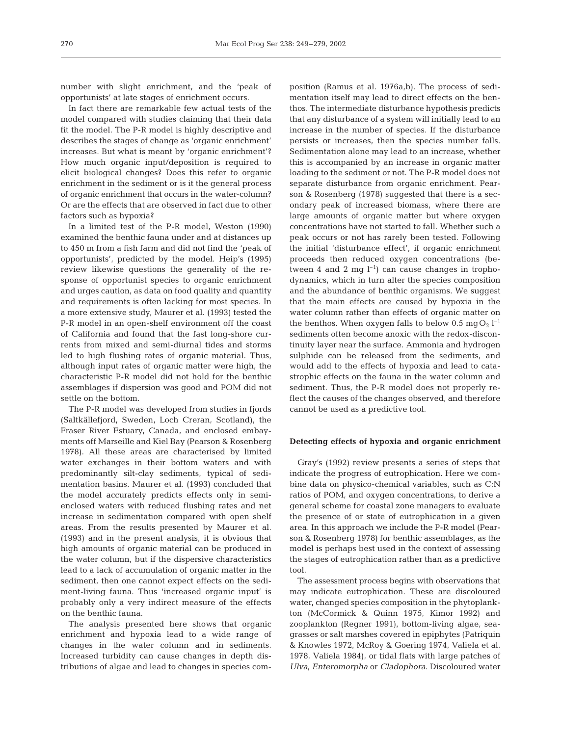number with slight enrichment, and the 'peak of opportunists' at late stages of enrichment occurs.

In fact there are remarkable few actual tests of the model compared with studies claiming that their data fit the model. The P-R model is highly descriptive and describes the stages of change as 'organic enrichment' increases. But what is meant by 'organic enrichment'? How much organic input/deposition is required to elicit biological changes? Does this refer to organic enrichment in the sediment or is it the general process of organic enrichment that occurs in the water-column? Or are the effects that are observed in fact due to other factors such as hypoxia?

In a limited test of the P-R model, Weston (1990) examined the benthic fauna under and at distances up to 450 m from a fish farm and did not find the 'peak of opportunists', predicted by the model. Heip's (1995) review likewise questions the generality of the response of opportunist species to organic enrichment and urges caution, as data on food quality and quantity and requirements is often lacking for most species. In a more extensive study, Maurer et al. (1993) tested the P-R model in an open-shelf environment off the coast of California and found that the fast long-shore currents from mixed and semi-diurnal tides and storms led to high flushing rates of organic material. Thus, although input rates of organic matter were high, the characteristic P-R model did not hold for the benthic assemblages if dispersion was good and POM did not settle on the bottom.

The P-R model was developed from studies in fjords (Saltkällefjord, Sweden, Loch Creran, Scotland), the Fraser River Estuary, Canada, and enclosed embayments off Marseille and Kiel Bay (Pearson & Rosenberg 1978). All these areas are characterised by limited water exchanges in their bottom waters and with predominantly silt-clay sediments, typical of sedimentation basins. Maurer et al. (1993) concluded that the model accurately predicts effects only in semi-enclosed waters with reduced flushing rates and net increase in sedimentation compared with open shelf areas. From the results presented by Maurer et al. (1993) and in the present analysis, it is obvious that high amounts of organic material can be produced in the water column, but if the dispersive characteristics lead to a lack of accumulation of organic matter in the sediment, then one cannot expect effects on the sediment-living fauna. Thus 'increased organic input' is probably only a very indirect measure of the effects on the benthic fauna.

The analysis presented here shows that organic enrichment and hypoxia lead to a wide range of changes in the water column and in sediments. Increased turbidity can cause changes in depth distributions of algae and lead to changes in species composition (Ramus et al. 1976a,b). The process of sedimentation itself may lead to direct effects on the benthos. The intermediate disturbance hypothesis predicts that any disturbance of a system will initially lead to an increase in the number of species. If the disturbance persists or increases, then the species number falls. Sedimentation alone may lead to an increase, whether this is accompanied by an increase in organic matter loading to the sediment or not. The P-R model does not separate disturbance from organic enrichment. Pearson & Rosenberg (1978) suggested that there is a secondary peak of increased biomass, where there are large amounts of organic matter but where oxygen concentrations have not started to fall. Whether such a peak occurs or not has rarely been tested. Following the initial 'disturbance effect', if organic enrichment proceeds then reduced oxygen concentrations (between 4 and 2 mg $l^{-1}$) can cause changes in trophodynamics, which in turn alter the species composition and the abundance of benthic organisms. We suggest that the main effects are caused by hypoxia in the water column rather than effects of organic matter on the benthos. When oxygen falls to below 0.5 mg$O_2$ $l^{-1}$ sediments often become anoxic with the redox-discontinuity layer near the surface. Ammonia and hydrogen sulphide can be released from the sediments, and would add to the effects of hypoxia and lead to catastrophic effects on the fauna in the water column and sediment. Thus, the P-R model does not properly reflect the causes of the changes observed, and therefore cannot be used as a predictive tool.

### Detecting effects of hypoxia and organic enrichment

Gray's (1992) review presents a series of steps that indicate the progress of eutrophication. Here we combine data on physico-chemical variables, such as C:N ratios of POM, and oxygen concentrations, to derive a general scheme for coastal zone managers to evaluate the presence of or state of eutrophication in a given area. In this approach we include the P-R model (Pearson & Rosenberg 1978) for benthic assemblages, as the model is perhaps best used in the context of assessing the stages of eutrophication rather than as a predictive tool.

The assessment process begins with observations that may indicate eutrophication. These are discoloured water, changed species composition in the phytoplankton (McCormick & Quinn 1975, Kimor 1992) and zooplankton (Regner 1991), bottom-living algae, seagrasses or salt marshes covered in epiphytes (Patriquin & Knowles 1972, McRoy & Goering 1974, Valiela et al. 1978, Valiela 1984), or tidal flats with large patches of *Ulva*, *Enteromorpha* or *Cladophora*. Discoloured water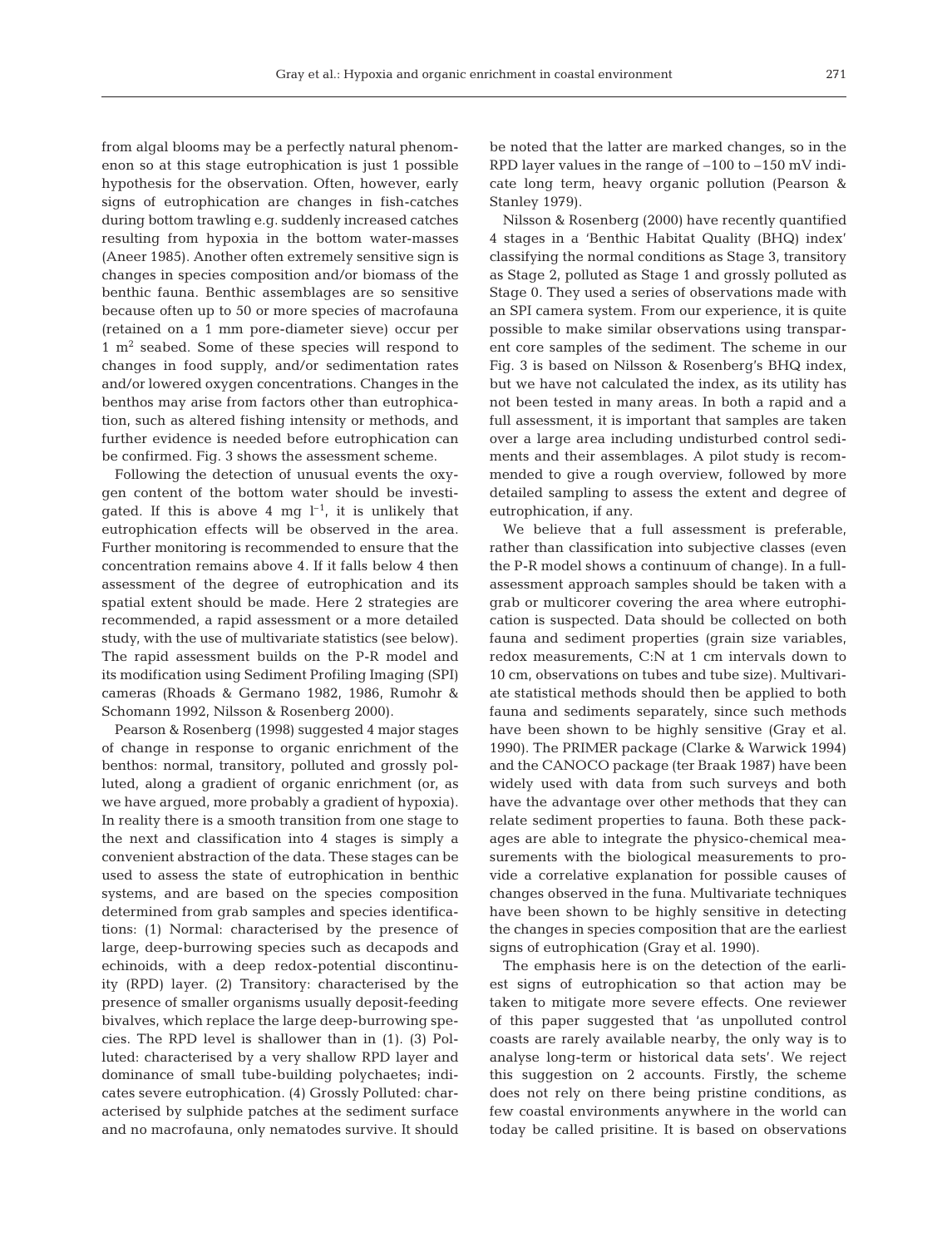from algal blooms may be a perfectly natural phenomenon so at this stage eutrophication is just 1 possible hypothesis for the observation. Often, however, early signs of eutrophication are changes in fish-catches during bottom trawling e.g. suddenly increased catches resulting from hypoxia in the bottom water-masses (Aneer 1985). Another often extremely sensitive sign is changes in species composition and/or biomass of the benthic fauna. Benthic assemblages are so sensitive because often up to 50 or more species of macrofauna (retained on a 1 mm pore-diameter sieve) occur per 1 $m^2$ seabed. Some of these species will respond to changes in food supply, and/or sedimentation rates and/or lowered oxygen concentrations. Changes in the benthos may arise from factors other than eutrophication, such as altered fishing intensity or methods, and further evidence is needed before eutrophication can be confirmed. Fig. 3 shows the assessment scheme.

Following the detection of unusual events the oxygen content of the bottom water should be investigated. If this is above 4 mg $l^{-1}$, it is unlikely that eutrophication effects will be observed in the area. Further monitoring is recommended to ensure that the concentration remains above 4. If it falls below 4 then assessment of the degree of eutrophication and its spatial extent should be made. Here 2 strategies are recommended, a rapid assessment or a more detailed study, with the use of multivariate statistics (see below). The rapid assessment builds on the P-R model and its modification using Sediment Profiling Imaging (SPI) cameras (Rhoads & Germano 1982, 1986, Rumohr & Schomann 1992, Nilsson & Rosenberg 2000).

Pearson & Rosenberg (1998) suggested 4 major stages of change in response to organic enrichment of the benthos: normal, transitory, polluted and grossly polluted, along a gradient of organic enrichment (or, as we have argued, more probably a gradient of hypoxia). In reality there is a smooth transition from one stage to the next and classification into 4 stages is simply a convenient abstraction of the data. These stages can be used to assess the state of eutrophication in benthic systems, and are based on the species composition determined from grab samples and species identifications: (1) Normal: characterised by the presence of large, deep-burrowing species such as decapods and echinoids, with a deep redox-potential discontinuity (RPD) layer. (2) Transitory: characterised by the presence of smaller organisms usually deposit-feeding bivalves, which replace the large deep-burrowing species. The RPD level is shallower than in (1). (3) Polluted: characterised by a very shallow RPD layer and dominance of small tube-building polychaetes; indicates severe eutrophication. (4) Grossly Polluted: characterised by sulphide patches at the sediment surface and no macrofauna, only nematodes survive. It should be noted that the latter are marked changes, so in the RPD layer values in the range of –100 to –150 mV indicate long term, heavy organic pollution (Pearson & Stanley 1979).

Nilsson & Rosenberg (2000) have recently quantified 4 stages in a 'Benthic Habitat Quality (BHQ) index' classifying the normal conditions as Stage 3, transitory as Stage 2, polluted as Stage 1 and grossly polluted as Stage 0. They used a series of observations made with an SPI camera system. From our experience, it is quite possible to make similar observations using transparent core samples of the sediment. The scheme in our Fig. 3 is based on Nilsson & Rosenberg's BHQ index, but we have not calculated the index, as its utility has not been tested in many areas. In both a rapid and a full assessment, it is important that samples are taken over a large area including undisturbed control sediments and their assemblages. A pilot study is recommended to give a rough overview, followed by more detailed sampling to assess the extent and degree of eutrophication, if any.

We believe that a full assessment is preferable, rather than classification into subjective classes (even the P-R model shows a continuum of change). In a full-assessment approach samples should be taken with a grab or multicorer covering the area where eutrophication is suspected. Data should be collected on both fauna and sediment properties (grain size variables, redox measurements, C:N at 1 cm intervals down to 10 cm, observations on tubes and tube size). Multivariate statistical methods should then be applied to both fauna and sediments separately, since such methods have been shown to be highly sensitive (Gray et al. 1990). The PRIMER package (Clarke & Warwick 1994) and the CANOCO package (ter Braak 1987) have been widely used with data from such surveys and both have the advantage over other methods that they can relate sediment properties to fauna. Both these packages are able to integrate the physico-chemical measurements with the biological measurements to provide a correlative explanation for possible causes of changes observed in the funa. Multivariate techniques have been shown to be highly sensitive in detecting the changes in species composition that are the earliest signs of eutrophication (Gray et al. 1990).

The emphasis here is on the detection of the earliest signs of eutrophication so that action may be taken to mitigate more severe effects. One reviewer of this paper suggested that 'as unpolluted control coasts are rarely available nearby, the only way is to analyse long-term or historical data sets'. We reject this suggestion on 2 accounts. Firstly, the scheme does not rely on there being pristine conditions, as few coastal environments anywhere in the world can today be called prisitine. It is based on observations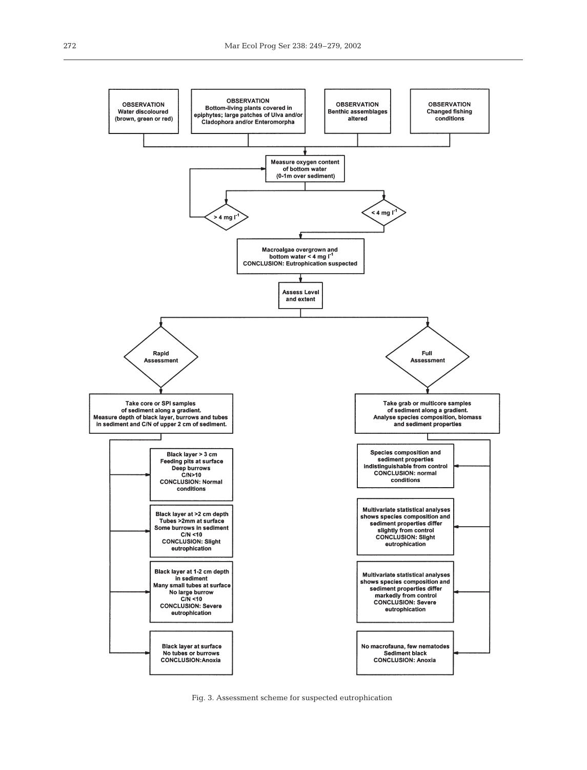**OBSERVATION**
Water discoloured (brown, green or red)

**OBSERVATION**
Bottom-living plants covered in epiphytes; large patches of Ulva and/or Cladophora and/or Enteromorpha

**OBSERVATION**
Benthic assemblages altered

**OBSERVATION**
Changed fishing conditions

**Measure oxygen content of bottom water (0-1m over sediment)**

- $> 4$ mg $l^{-1}$
- $< 4$ mg $l^{-1}$

**Macroalgae overgrown and bottom water $< 4$ mg $l^{-1}$**
**CONCLUSION: Eutrophication suspected**

**Assess Level and extent**

**Rapid Assessment**

Take core or SPI samples of sediment along a gradient. Measure depth of black layer, burrows and tubes in sediment and C/N of upper 2 cm of sediment.

- Black layer > 3 cm
  Feeding pits at surface
  Deep burrows
  C/N>10
  CONCLUSION: Normal conditions
- Black layer at >2 cm depth
  Tubes >2mm at surface
  Some burrows in sediment
  C/N <10
  CONCLUSION: Slight eutrophication
- Black layer at 1-2 cm depth in sediment
  Many small tubes at surface
  No large burrow
  C/N <10
  CONCLUSION: Severe eutrophication
- Black layer at surface
  No tubes or burrows
  CONCLUSION:Anoxia

**Full Assessment**

Take grab or multicore samples of sediment along a gradient. Analyse species composition, biomass and sediment properties

- Species composition and sediment properties indistinguishable from control
  CONCLUSION: normal conditions
- Multivariate statistical analyses shows species composition and sediment properties differ slightly from control
  CONCLUSION: Slight eutrophication
- Multivariate statistical analyses shows species composition and sediment properties differ markedly from control
  CONCLUSION: Severe eutrophication
- No macrofauna, few nematodes
  Sediment black
  CONCLUSION: Anoxia

Fig. 3. Assessment scheme for suspected eutrophication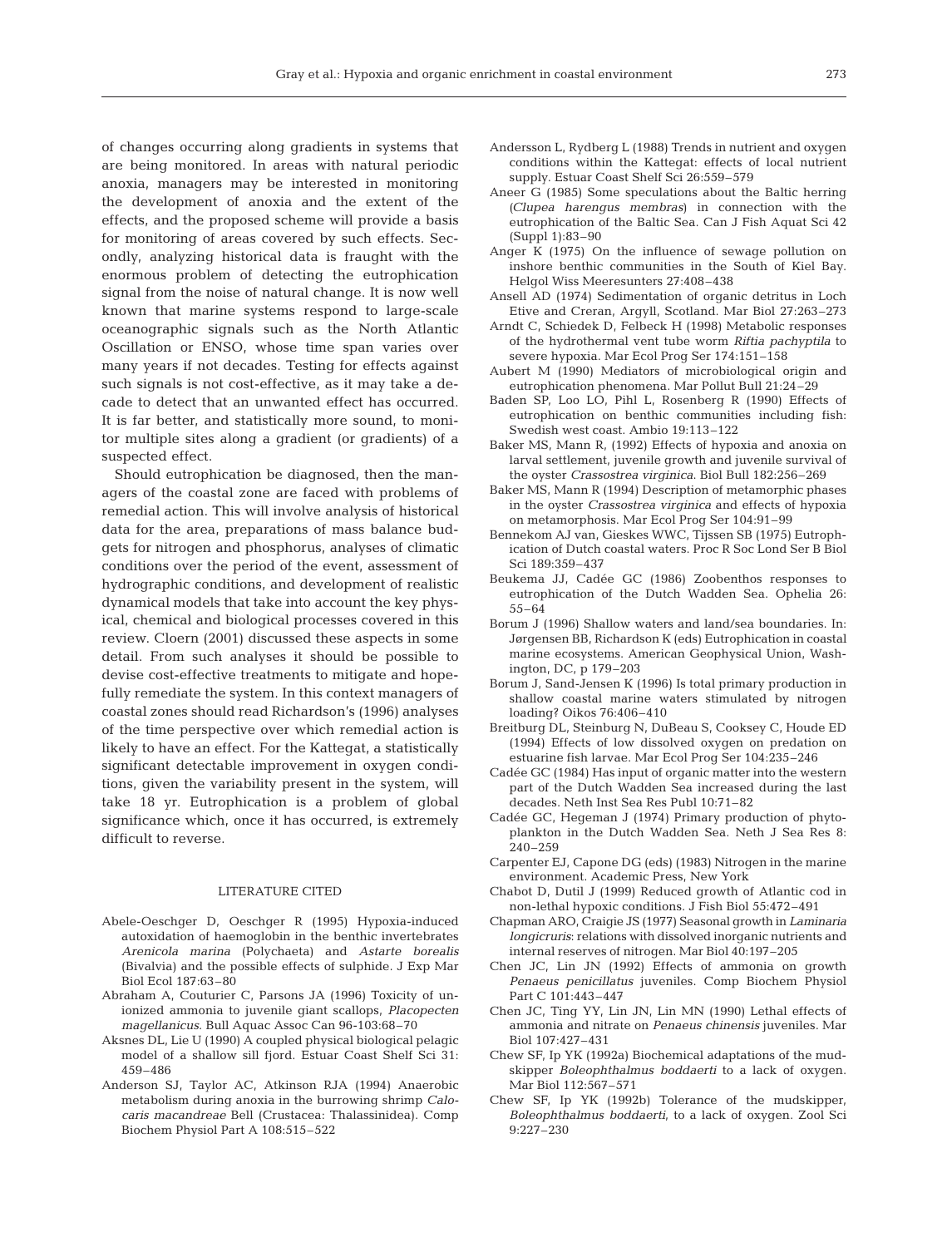of changes occurring along gradients in systems that are being monitored. In areas with natural periodic anoxia, managers may be interested in monitoring the development of anoxia and the extent of the effects, and the proposed scheme will provide a basis for monitoring of areas covered by such effects. Secondly, analyzing historical data is fraught with the enormous problem of detecting the eutrophication signal from the noise of natural change. It is now well known that marine systems respond to large-scale oceanographic signals such as the North Atlantic Oscillation or ENSO, whose time span varies over many years if not decades. Testing for effects against such signals is not cost-effective, as it may take a decade to detect that an unwanted effect has occurred. It is far better, and statistically more sound, to monitor multiple sites along a gradient (or gradients) of a suspected effect.

Should eutrophication be diagnosed, then the managers of the coastal zone are faced with problems of remedial action. This will involve analysis of historical data for the area, preparations of mass balance budgets for nitrogen and phosphorus, analyses of climatic conditions over the period of the event, assessment of hydrographic conditions, and development of realistic dynamical models that take into account the key physical, chemical and biological processes covered in this review. Cloern (2001) discussed these aspects in some detail. From such analyses it should be possible to devise cost-effective treatments to mitigate and hopefully remediate the system. In this context managers of coastal zones should read Richardson's (1996) analyses of the time perspective over which remedial action is likely to have an effect. For the Kattegat, a statistically significant detectable improvement in oxygen conditions, given the variability present in the system, will take 18 yr. Eutrophication is a problem of global significance which, once it has occurred, is extremely difficult to reverse.

## LITERATURE CITED

Abele-Oeschger D, Oeschger R (1995) Hypoxia-induced autoxidation of haemoglobin in the benthic invertebrates *Arenicola marina* (Polychaeta) and *Astarte borealis* (Bivalvia) and the possible effects of sulphide. J Exp Mar Biol Ecol 187:63–80

Abraham A, Couturier C, Parsons JA (1996) Toxicity of unionized ammonia to juvenile giant scallops, *Placopecten magellanicus*. Bull Aquac Assoc Can 96-103:68–70

Aksnes DL, Lie U (1990) A coupled physical biological pelagic model of a shallow sill fjord. Estuar Coast Shelf Sci 31: 459–486

Anderson SJ, Taylor AC, Atkinson RJA (1994) Anaerobic metabolism during anoxia in the burrowing shrimp *Calocaris macandreae* Bell (Crustacea: Thalassinidea). Comp Biochem Physiol Part A 108:515–522

Andersson L, Rydberg L (1988) Trends in nutrient and oxygen conditions within the Kattegat: effects of local nutrient supply. Estuar Coast Shelf Sci 26:559–579

Aneer G (1985) Some speculations about the Baltic herring (*Clupea harengus membras*) in connection with the eutrophication of the Baltic Sea. Can J Fish Aquat Sci 42 (Suppl 1):83–90

Anger K (1975) On the influence of sewage pollution on inshore benthic communities in the South of Kiel Bay. Helgol Wiss Meeresunters 27:408–438

Ansell AD (1974) Sedimentation of organic detritus in Loch Etive and Creran, Argyll, Scotland. Mar Biol 27:263–273

Arndt C, Schiedek D, Felbeck H (1998) Metabolic responses of the hydrothermal vent tube worm *Riftia pachyptila* to severe hypoxia. Mar Ecol Prog Ser 174:151–158

Aubert M (1990) Mediators of microbiological origin and eutrophication phenomena. Mar Pollut Bull 21:24–29

Baden SP, Loo LO, Pihl L, Rosenberg R (1990) Effects of eutrophication on benthic communities including fish: Swedish west coast. Ambio 19:113–122

Baker MS, Mann R, (1992) Effects of hypoxia and anoxia on larval settlement, juvenile growth and juvenile survival of the oyster *Crassostrea virginica*. Biol Bull 182:256–269

Baker MS, Mann R (1994) Description of metamorphic phases in the oyster *Crassostrea virginica* and effects of hypoxia on metamorphosis. Mar Ecol Prog Ser 104:91–99

Bennekom AJ van, Gieskes WWC, Tijssen SB (1975) Eutrophication of Dutch coastal waters. Proc R Soc Lond Ser B Biol Sci 189:359–437

Beukema JJ, Cadée GC (1986) Zoobenthos responses to eutrophication of the Dutch Wadden Sea. Ophelia 26: 55–64

Borum J (1996) Shallow waters and land/sea boundaries. In: Jørgensen BB, Richardson K (eds) Eutrophication in coastal marine ecosystems. American Geophysical Union, Washington, DC, p 179–203

Borum J, Sand-Jensen K (1996) Is total primary production in shallow coastal marine waters stimulated by nitrogen loading? Oikos 76:406–410

Breitburg DL, Steinburg N, DuBeau S, Cooksey C, Houde ED (1994) Effects of low dissolved oxygen on predation on estuarine fish larvae. Mar Ecol Prog Ser 104:235–246

Cadée GC (1984) Has input of organic matter into the western part of the Dutch Wadden Sea increased during the last decades. Neth Inst Sea Res Publ 10:71–82

Cadée GC, Hegeman J (1974) Primary production of phytoplankton in the Dutch Wadden Sea. Neth J Sea Res 8: 240–259

Carpenter EJ, Capone DG (eds) (1983) Nitrogen in the marine environment. Academic Press, New York

Chabot D, Dutil J (1999) Reduced growth of Atlantic cod in non-lethal hypoxic conditions. J Fish Biol 55:472–491

Chapman ARO, Craigie JS (1977) Seasonal growth in *Laminaria longicruris*: relations with dissolved inorganic nutrients and internal reserves of nitrogen. Mar Biol 40:197–205

Chen JC, Lin JN (1992) Effects of ammonia on growth *Penaeus penicillatus* juveniles. Comp Biochem Physiol Part C 101:443–447

Chen JC, Ting YY, Lin JN, Lin MN (1990) Lethal effects of ammonia and nitrate on *Penaeus chinensis* juveniles. Mar Biol 107:427–431

Chew SF, Ip YK (1992a) Biochemical adaptations of the mudskipper *Boleophthalmus boddaerti* to a lack of oxygen. Mar Biol 112:567–571

Chew SF, Ip YK (1992b) Tolerance of the mudskipper, *Boleophthalmus boddaerti*, to a lack of oxygen. Zool Sci 9:227–230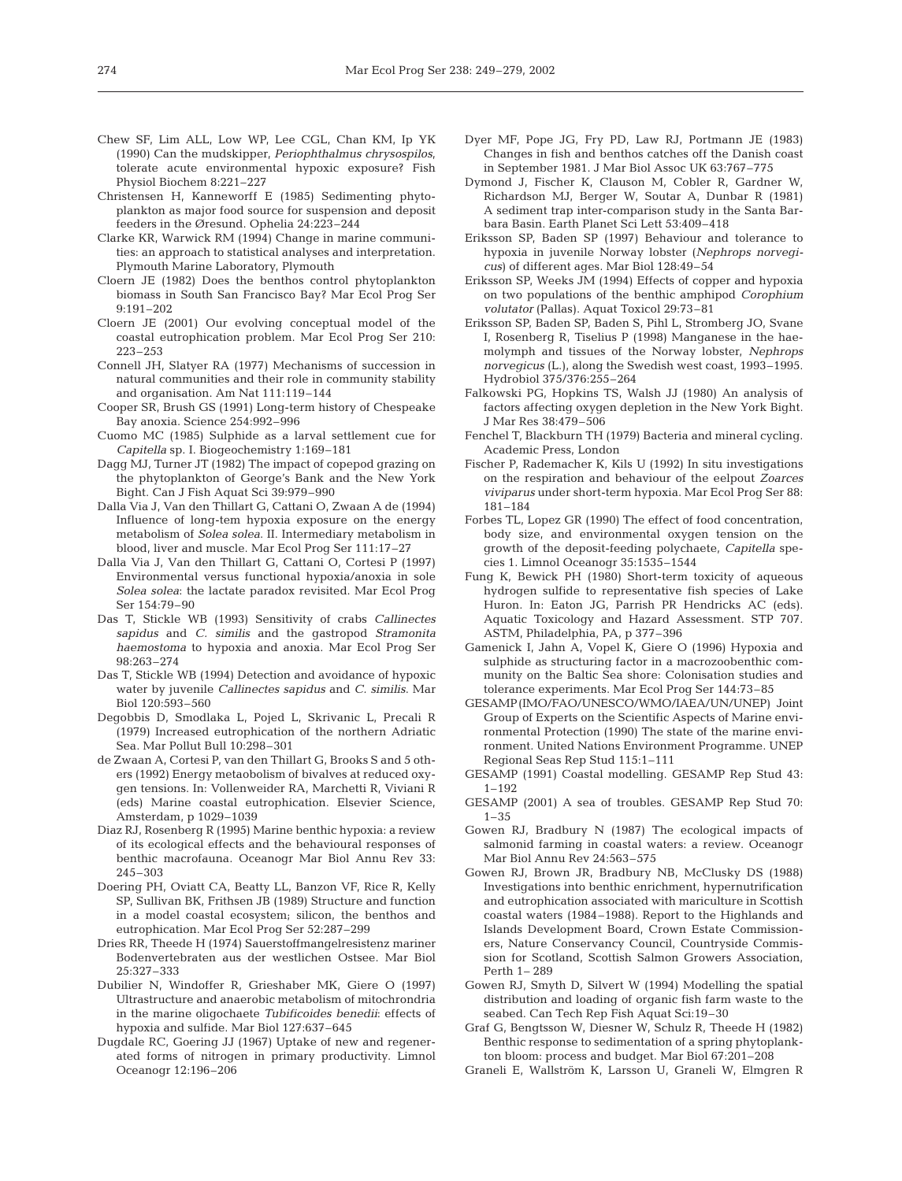Chew SF, Lim ALL, Low WP, Lee CGL, Chan KM, Ip YK (1990) Can the mudskipper, *Periophthalmus chrysospilos*, tolerate acute environmental hypoxic exposure? Fish Physiol Biochem 8:221–227

Christensen H, Kanneworff E (1985) Sedimenting phytoplankton as major food source for suspension and deposit feeders in the Øresund. Ophelia 24:223–244

Clarke KR, Warwick RM (1994) Change in marine communities: an approach to statistical analyses and interpretation. Plymouth Marine Laboratory, Plymouth

Cloern JE (1982) Does the benthos control phytoplankton biomass in South San Francisco Bay? Mar Ecol Prog Ser 9:191–202

Cloern JE (2001) Our evolving conceptual model of the coastal eutrophication problem. Mar Ecol Prog Ser 210: 223–253

Connell JH, Slatyer RA (1977) Mechanisms of succession in natural communities and their role in community stability and organisation. Am Nat 111:119–144

Cooper SR, Brush GS (1991) Long-term history of Chespeake Bay anoxia. Science 254:992–996

Cuomo MC (1985) Sulphide as a larval settlement cue for *Capitella* sp. I. Biogeochemistry 1:169–181

Dagg MJ, Turner JT (1982) The impact of copepod grazing on the phytoplankton of George's Bank and the New York Bight. Can J Fish Aquat Sci 39:979–990

Dalla Via J, Van den Thillart G, Cattani O, Zwaan A de (1994) Influence of long-tem hypoxia exposure on the energy metabolism of *Solea solea*. II. Intermediary metabolism in blood, liver and muscle. Mar Ecol Prog Ser 111:17–27

Dalla Via J, Van den Thillart G, Cattani O, Cortesi P (1997) Environmental versus functional hypoxia/anoxia in sole *Solea solea*: the lactate paradox revisited. Mar Ecol Prog Ser 154:79–90

Das T, Stickle WB (1993) Sensitivity of crabs *Callinectes sapidus* and *C. similis* and the gastropod *Stramonita haemostoma* to hypoxia and anoxia. Mar Ecol Prog Ser 98:263–274

Das T, Stickle WB (1994) Detection and avoidance of hypoxic water by juvenile *Callinectes sapidus* and *C. similis*. Mar Biol 120:593–560

Degobbis D, Smodlaka L, Pojed L, Skrivanic L, Precali R (1979) Increased eutrophication of the northern Adriatic Sea. Mar Pollut Bull 10:298–301

de Zwaan A, Cortesi P, van den Thillart G, Brooks S and 5 others (1992) Energy metaobolism of bivalves at reduced oxygen tensions. In: Vollenweider RA, Marchetti R, Viviani R (eds) Marine coastal eutrophication. Elsevier Science, Amsterdam, p 1029–1039

Diaz RJ, Rosenberg R (1995) Marine benthic hypoxia: a review of its ecological effects and the behavioural responses of benthic macrofauna. Oceanogr Mar Biol Annu Rev 33: 245–303

Doering PH, Oviatt CA, Beatty LL, Banzon VF, Rice R, Kelly SP, Sullivan BK, Frithsen JB (1989) Structure and function in a model coastal ecosystem; silicon, the benthos and eutrophication. Mar Ecol Prog Ser 52:287–299

Dries RR, Theede H (1974) Sauerstoffmangelresistenz mariner Bodenvertebraten aus der westlichen Ostsee. Mar Biol 25:327–333

Dubilier N, Windoffer R, Grieshaber MK, Giere O (1997) Ultrastructure and anaerobic metabolism of mitochrondria in the marine oligochaete *Tubificoides benedii*: effects of hypoxia and sulfide. Mar Biol 127:637–645

Dugdale RC, Goering JJ (1967) Uptake of new and regenerated forms of nitrogen in primary productivity. Limnol Oceanogr 12:196–206

Dyer MF, Pope JG, Fry PD, Law RJ, Portmann JE (1983) Changes in fish and benthos catches off the Danish coast in September 1981. J Mar Biol Assoc UK 63:767–775

Dymond J, Fischer K, Clauson M, Cobler R, Gardner W, Richardson MJ, Berger W, Soutar A, Dunbar R (1981) A sediment trap inter-comparison study in the Santa Barbara Basin. Earth Planet Sci Lett 53:409–418

Eriksson SP, Baden SP (1997) Behaviour and tolerance to hypoxia in juvenile Norway lobster (*Nephrops norvegicus*) of different ages. Mar Biol 128:49–54

Eriksson SP, Weeks JM (1994) Effects of copper and hypoxia on two populations of the benthic amphipod *Corophium volutator* (Pallas). Aquat Toxicol 29:73–81

Eriksson SP, Baden SP, Baden S, Pihl L, Stromberg JO, Svane I, Rosenberg R, Tiselius P (1998) Manganese in the haemolymph and tissues of the Norway lobster, *Nephrops norvegicus* (L.), along the Swedish west coast, 1993–1995. Hydrobiol 375/376:255–264

Falkowski PG, Hopkins TS, Walsh JJ (1980) An analysis of factors affecting oxygen depletion in the New York Bight. J Mar Res 38:479–506

Fenchel T, Blackburn TH (1979) Bacteria and mineral cycling. Academic Press, London

Fischer P, Rademacher K, Kils U (1992) In situ investigations on the respiration and behaviour of the eelpout *Zoarces viviparus* under short-term hypoxia. Mar Ecol Prog Ser 88: 181–184

Forbes TL, Lopez GR (1990) The effect of food concentration, body size, and environmental oxygen tension on the growth of the deposit-feeding polychaete, *Capitella* species 1. Limnol Oceanogr 35:1535–1544

Fung K, Bewick PH (1980) Short-term toxicity of aqueous hydrogen sulfide to representative fish species of Lake Huron. In: Eaton JG, Parrish PR Hendricks AC (eds). Aquatic Toxicology and Hazard Assessment. STP 707. ASTM, Philadelphia, PA, p 377–396

Gamenick I, Jahn A, Vopel K, Giere O (1996) Hypoxia and sulphide as structuring factor in a macrozoobenthic community on the Baltic Sea shore: Colonisation studies and tolerance experiments. Mar Ecol Prog Ser 144:73–85

GESAMP (IMO/FAO/UNESCO/WMO/IAEA/UN/UNEP) Joint Group of Experts on the Scientific Aspects of Marine environmental Protection (1990) The state of the marine environment. United Nations Environment Programme. UNEP Regional Seas Rep Stud 115:1–111

GESAMP (1991) Coastal modelling. GESAMP Rep Stud 43: 1–192

GESAMP (2001) A sea of troubles. GESAMP Rep Stud 70: 1–35

Gowen RJ, Bradbury N (1987) The ecological impacts of salmonid farming in coastal waters: a review. Oceanogr Mar Biol Annu Rev 24:563–575

Gowen RJ, Brown JR, Bradbury NB, McClusky DS (1988) Investigations into benthic enrichment, hypernutrification and eutrophication associated with mariculture in Scottish coastal waters (1984–1988). Report to the Highlands and Islands Development Board, Crown Estate Commissioners, Nature Conservancy Council, Countryside Commission for Scotland, Scottish Salmon Growers Association, Perth 1– 289

Gowen RJ, Smyth D, Silvert W (1994) Modelling the spatial distribution and loading of organic fish farm waste to the seabed. Can Tech Rep Fish Aquat Sci:19–30

Graf G, Bengtsson W, Diesner W, Schulz R, Theede H (1982) Benthic response to sedimentation of a spring phytoplankton bloom: process and budget. Mar Biol 67:201–208

Graneli E, Wallström K, Larsson U, Graneli W, Elmgren R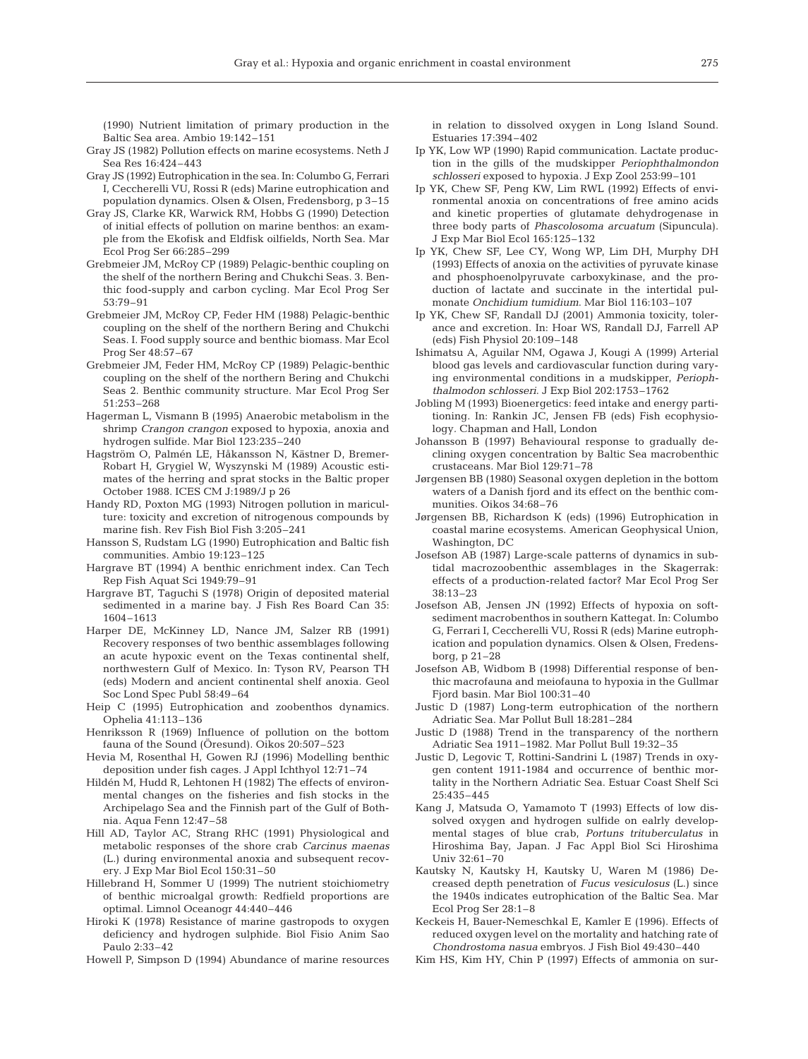(1990) Nutrient limitation of primary production in the Baltic Sea area. Ambio 19:142–151

Gray JS (1982) Pollution effects on marine ecosystems. Neth J Sea Res 16:424–443

Gray JS (1992) Eutrophication in the sea. In: Columbo G, Ferrari I, Ceccherelli VU, Rossi R (eds) Marine eutrophication and population dynamics. Olsen & Olsen, Fredensborg, p 3–15

Gray JS, Clarke KR, Warwick RM, Hobbs G (1990) Detection of initial effects of pollution on marine benthos: an example from the Ekofisk and Eldfisk oilfields, North Sea. Mar Ecol Prog Ser 66:285–299

Grebmeier JM, McRoy CP (1989) Pelagic-benthic coupling on the shelf of the northern Bering and Chukchi Seas. 3. Benthic food-supply and carbon cycling. Mar Ecol Prog Ser 53:79–91

Grebmeier JM, McRoy CP, Feder HM (1988) Pelagic-benthic coupling on the shelf of the northern Bering and Chukchi Seas. I. Food supply source and benthic biomass. Mar Ecol Prog Ser 48:57–67

Grebmeier JM, Feder HM, McRoy CP (1989) Pelagic-benthic coupling on the shelf of the northern Bering and Chukchi Seas 2. Benthic community structure. Mar Ecol Prog Ser 51:253–268

Hagerman L, Vismann B (1995) Anaerobic metabolism in the shrimp *Crangon crangon* exposed to hypoxia, anoxia and hydrogen sulfide. Mar Biol 123:235–240

Hagström O, Palmén LE, Håkansson N, Kästner D, Bremer-Robart H, Grygiel W, Wyszynski M (1989) Acoustic estimates of the herring and sprat stocks in the Baltic proper October 1988. ICES CM J:1989/J p 26

Handy RD, Poxton MG (1993) Nitrogen pollution in mariculture: toxicity and excretion of nitrogenous compounds by marine fish. Rev Fish Biol Fish 3:205–241

Hansson S, Rudstam LG (1990) Eutrophication and Baltic fish communities. Ambio 19:123–125

Hargrave BT (1994) A benthic enrichment index. Can Tech Rep Fish Aquat Sci 1949:79–91

Hargrave BT, Taguchi S (1978) Origin of deposited material sedimented in a marine bay. J Fish Res Board Can 35: 1604–1613

Harper DE, McKinney LD, Nance JM, Salzer RB (1991) Recovery responses of two benthic assemblages following an acute hypoxic event on the Texas continental shelf, northwestern Gulf of Mexico. In: Tyson RV, Pearson TH (eds) Modern and ancient continental shelf anoxia. Geol Soc Lond Spec Publ 58:49–64

Heip C (1995) Eutrophication and zoobenthos dynamics. Ophelia 41:113–136

Henriksson R (1969) Influence of pollution on the bottom fauna of the Sound (Öresund). Oikos 20:507–523

Hevia M, Rosenthal H, Gowen RJ (1996) Modelling benthic deposition under fish cages. J Appl Ichthyol 12:71–74

Hildén M, Hudd R, Lehtonen H (1982) The effects of environmental changes on the fisheries and fish stocks in the Archipelago Sea and the Finnish part of the Gulf of Bothnia. Aqua Fenn 12:47–58

Hill AD, Taylor AC, Strang RHC (1991) Physiological and metabolic responses of the shore crab *Carcinus maenas* (L.) during environmental anoxia and subsequent recovery. J Exp Mar Biol Ecol 150:31–50

Hillebrand H, Sommer U (1999) The nutrient stoichiometry of benthic microalgal growth: Redfield proportions are optimal. Limnol Oceanogr 44:440–446

Hiroki K (1978) Resistance of marine gastropods to oxygen deficiency and hydrogen sulphide. Biol Fisio Anim Sao Paulo 2:33–42

Howell P, Simpson D (1994) Abundance of marine resources in relation to dissolved oxygen in Long Island Sound. Estuaries 17:394–402

Ip YK, Low WP (1990) Rapid communication. Lactate production in the gills of the mudskipper *Periophthalmondon schlosseri* exposed to hypoxia. J Exp Zool 253:99–101

Ip YK, Chew SF, Peng KW, Lim RWL (1992) Effects of environmental anoxia on concentrations of free amino acids and kinetic properties of glutamate dehydrogenase in three body parts of *Phascolosoma arcuatum* (Sipuncula). J Exp Mar Biol Ecol 165:125–132

Ip YK, Chew SF, Lee CY, Wong WP, Lim DH, Murphy DH (1993) Effects of anoxia on the activities of pyruvate kinase and phosphoenolpyruvate carboxykinase, and the production of lactate and succinate in the intertidal pulmonate *Onchidium tumidium*. Mar Biol 116:103–107

Ip YK, Chew SF, Randall DJ (2001) Ammonia toxicity, tolerance and excretion. In: Hoar WS, Randall DJ, Farrell AP (eds) Fish Physiol 20:109–148

Ishimatsu A, Aguilar NM, Ogawa J, Kougi A (1999) Arterial blood gas levels and cardiovascular function during varying environmental conditions in a mudskipper, *Periophthalmodon schlosseri*. J Exp Biol 202:1753–1762

Jobling M (1993) Bioenergetics: feed intake and energy partitioning. In: Rankin JC, Jensen FB (eds) Fish ecophysiology. Chapman and Hall, London

Johansson B (1997) Behavioural response to gradually declining oxygen concentration by Baltic Sea macrobenthic crustaceans. Mar Biol 129:71–78

Jørgensen BB (1980) Seasonal oxygen depletion in the bottom waters of a Danish fjord and its effect on the benthic communities. Oikos 34:68–76

Jørgensen BB, Richardson K (eds) (1996) Eutrophication in coastal marine ecosystems. American Geophysical Union, Washington, DC

Josefson AB (1987) Large-scale patterns of dynamics in subtidal macrozoobenthic assemblages in the Skagerrak: effects of a production-related factor? Mar Ecol Prog Ser 38:13–23

Josefson AB, Jensen JN (1992) Effects of hypoxia on soft-sediment macrobenthos in southern Kattegat. In: Columbo G, Ferrari I, Ceccherelli VU, Rossi R (eds) Marine eutrophication and population dynamics. Olsen & Olsen, Fredensborg, p 21–28

Josefson AB, Widbom B (1998) Differential response of benthic macrofauna and meiofauna to hypoxia in the Gullmar Fjord basin. Mar Biol 100:31–40

Justic D (1987) Long-term eutrophication of the northern Adriatic Sea. Mar Pollut Bull 18:281–284

Justic D (1988) Trend in the transparency of the northern Adriatic Sea 1911–1982. Mar Pollut Bull 19:32–35

Justic D, Legovic T, Rottini-Sandrini L (1987) Trends in oxygen content 1911-1984 and occurrence of benthic mortality in the Northern Adriatic Sea. Estuar Coast Shelf Sci 25:435–445

Kang J, Matsuda O, Yamamoto T (1993) Effects of low dissolved oxygen and hydrogen sulfide on ealrly developmental stages of blue crab, *Portuns trituberculatus* in Hiroshima Bay, Japan. J Fac Appl Biol Sci Hiroshima Univ 32:61–70

Kautsky N, Kautsky H, Kautsky U, Waren M (1986) Decreased depth penetration of *Fucus vesiculosus* (L.) since the 1940s indicates eutrophication of the Baltic Sea. Mar Ecol Prog Ser 28:1–8

Keckeis H, Bauer-Nemeschkal E, Kamler E (1996). Effects of reduced oxygen level on the mortality and hatching rate of *Chondrostoma nasua* embryos. J Fish Biol 49:430–440

Kim HS, Kim HY, Chin P (1997) Effects of ammonia on sur-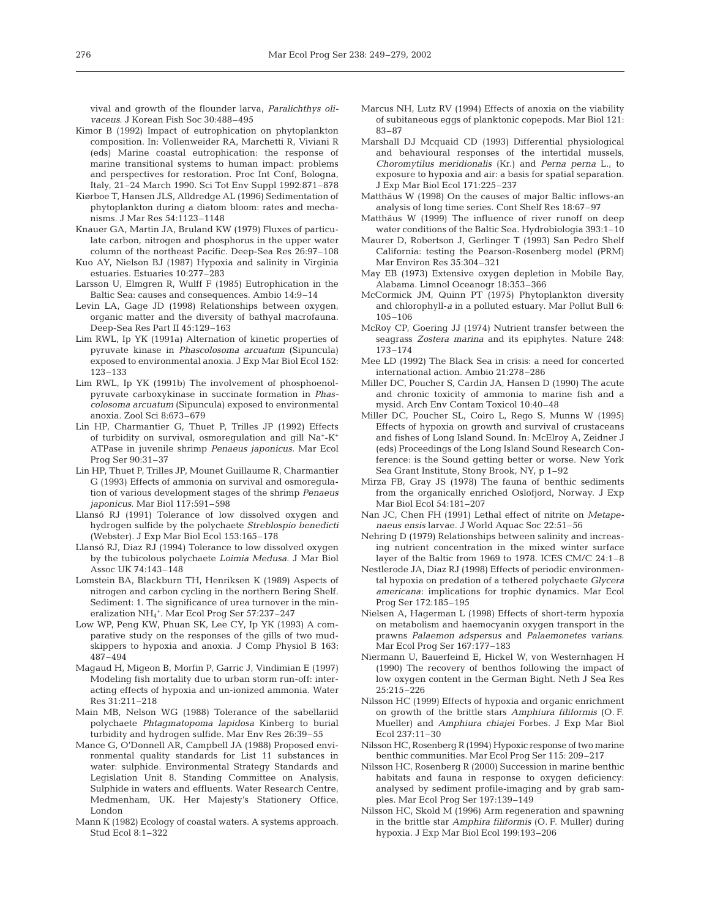vival and growth of the flounder larva, *Paralichthys olivaceus*. J Korean Fish Soc 30:488–495

Kimor B (1992) Impact of eutrophication on phytoplankton composition. In: Vollenweider RA, Marchetti R, Viviani R (eds) Marine coastal eutrophication: the response of marine transitional systems to human impact: problems and perspectives for restoration. Proc Int Conf, Bologna, Italy, 21–24 March 1990. Sci Tot Env Suppl 1992:871–878

Kiørboe T, Hansen JLS, Alldredge AL (1996) Sedimentation of phytoplankton during a diatom bloom: rates and mechanisms. J Mar Res 54:1123–1148

Knauer GA, Martin JA, Bruland KW (1979) Fluxes of particulate carbon, nitrogen and phosphorus in the upper water column of the northeast Pacific. Deep-Sea Res 26:97–108

Kuo AY, Nielson BJ (1987) Hypoxia and salinity in Virginia estuaries. Estuaries 10:277–283

Larsson U, Elmgren R, Wulff F (1985) Eutrophication in the Baltic Sea: causes and consequences. Ambio 14:9–14

Levin LA, Gage JD (1998) Relationships between oxygen, organic matter and the diversity of bathyal macrofauna. Deep-Sea Res Part II 45:129–163

Lim RWL, Ip YK (1991a) Alternation of kinetic properties of pyruvate kinase in *Phascolosoma arcuatum* (Sipuncula) exposed to environmental anoxia. J Exp Mar Biol Ecol 152: 123–133

Lim RWL, Ip YK (1991b) The involvement of phosphoenolpyruvate carboxykinase in succinate formation in *Phascolosoma arcuatum* (Sipuncula) exposed to environmental anoxia. Zool Sci 8:673–679

Lin HP, Charmantier G, Thuet P, Trilles JP (1992) Effects of turbidity on survival, osmoregulation and gill $Na^{+}$-$K^{+}$ ATPase in juvenile shrimp *Penaeus japonicus*. Mar Ecol Prog Ser 90:31–37

Lin HP, Thuet P, Trilles JP, Mounet Guillaume R, Charmantier G (1993) Effects of ammonia on survival and osmoregulation of various development stages of the shrimp *Penaeus japonicus*. Mar Biol 117:591–598

Llansó RJ (1991) Tolerance of low dissolved oxygen and hydrogen sulfide by the polychaete *Streblospio benedicti* (Webster). J Exp Mar Biol Ecol 153:165–178

Llansó RJ, Diaz RJ (1994) Tolerance to low dissolved oxygen by the tubicolous polychaete *Loimia Medusa*. J Mar Biol Assoc UK 74:143–148

Lomstein BA, Blackburn TH, Henriksen K (1989) Aspects of nitrogen and carbon cycling in the northern Bering Shelf. Sediment: 1. The significance of urea turnover in the mineralization $NH_4^{+}$. Mar Ecol Prog Ser 57:237–247

Low WP, Peng KW, Phuan SK, Lee CY, Ip YK (1993) A comparative study on the responses of the gills of two mudskippers to hypoxia and anoxia. J Comp Physiol B 163: 487–494

Magaud H, Migeon B, Morfin P, Garric J, Vindimian E (1997) Modeling fish mortality due to urban storm run-off: interacting effects of hypoxia and un-ionized ammonia. Water Res 31:211–218

Main MB, Nelson WG (1988) Tolerance of the sabellariid polychaete *Phtagmatopoma lapidosa* Kinberg to burial turbidity and hydrogen sulfide. Mar Env Res 26:39–55

Mance G, O'Donnell AR, Campbell JA (1988) Proposed environmental quality standards for List 11 substances in water: sulphide. Environmental Strategy Standards and Legislation Unit 8. Standing Committee on Analysis, Sulphide in waters and effluents. Water Research Centre, Medmenham, UK. Her Majesty's Stationery Office, London

Mann K (1982) Ecology of coastal waters. A systems approach. Stud Ecol 8:1–322

Marcus NH, Lutz RV (1994) Effects of anoxia on the viability of subitaneous eggs of planktonic copepods. Mar Biol 121: 83–87

Marshall DJ Mcquaid CD (1993) Differential physiological and behavioural responses of the intertidal mussels, *Choromytilus meridionalis* (Kr.) and *Perna perna* L., to exposure to hypoxia and air: a basis for spatial separation. J Exp Mar Biol Ecol 171:225–237

Matthäus W (1998) On the causes of major Baltic inflows-an analysis of long time series. Cont Shelf Res 18:67–97

Matthäus W (1999) The influence of river runoff on deep water conditions of the Baltic Sea. Hydrobiologia 393:1–10

Maurer D, Robertson J, Gerlinger T (1993) San Pedro Shelf California: testing the Pearson-Rosenberg model (PRM) Mar Environ Res 35:304–321

May EB (1973) Extensive oxygen depletion in Mobile Bay, Alabama. Limnol Oceanogr 18:353–366

McCormick JM, Quinn PT (1975) Phytoplankton diversity and chlorophyll-*a* in a polluted estuary. Mar Pollut Bull 6: 105–106

McRoy CP, Goering JJ (1974) Nutrient transfer between the seagrass *Zostera marina* and its epiphytes. Nature 248: 173–174

Mee LD (1992) The Black Sea in crisis: a need for concerted international action. Ambio 21:278–286

Miller DC, Poucher S, Cardin JA, Hansen D (1990) The acute and chronic toxicity of ammonia to marine fish and a mysid. Arch Env Contam Toxicol 10:40–48

Miller DC, Poucher SL, Coiro L, Rego S, Munns W (1995) Effects of hypoxia on growth and survival of crustaceans and fishes of Long Island Sound. In: McElroy A, Zeidner J (eds) Proceedings of the Long Island Sound Research Conference: is the Sound getting better or worse. New York Sea Grant Institute, Stony Brook, NY, p 1–92

Mirza FB, Gray JS (1978) The fauna of benthic sediments from the organically enriched Oslofjord, Norway. J Exp Mar Biol Ecol 54:181–207

Nan JC, Chen FH (1991) Lethal effect of nitrite on *Metapenaeus ensis* larvae. J World Aquac Soc 22:51–56

Nehring D (1979) Relationships between salinity and increasing nutrient concentration in the mixed winter surface layer of the Baltic from 1969 to 1978. ICES CM/C 24:1–8

Nestlerode JA, Diaz RJ (1998) Effects of periodic environmental hypoxia on predation of a tethered polychaete *Glycera americana*: implications for trophic dynamics. Mar Ecol Prog Ser 172:185–195

Nielsen A, Hagerman L (1998) Effects of short-term hypoxia on metabolism and haemocyanin oxygen transport in the prawns *Palaemon adspersus* and *Palaemonetes varians*. Mar Ecol Prog Ser 167:177–183

Niermann U, Bauerfeind E, Hickel W, von Westernhagen H (1990) The recovery of benthos following the impact of low oxygen content in the German Bight. Neth J Sea Res 25:215–226

Nilsson HC (1999) Effects of hypoxia and organic enrichment on growth of the brittle stars *Amphiura filiformis* (O.F. Mueller) and *Amphiura chiajei* Forbes. J Exp Mar Biol Ecol 237:11–30

Nilsson HC, Rosenberg R (1994) Hypoxic response of two marine benthic communities. Mar Ecol Prog Ser 115: 209–217

Nilsson HC, Rosenberg R (2000) Succession in marine benthic habitats and fauna in response to oxygen deficiency: analysed by sediment profile-imaging and by grab samples. Mar Ecol Prog Ser 197:139–149

Nilsson HC, Skold M (1996) Arm regeneration and spawning in the brittle star *Amphira filiformis* (O. F. Muller) during hypoxia. J Exp Mar Biol Ecol 199:193–206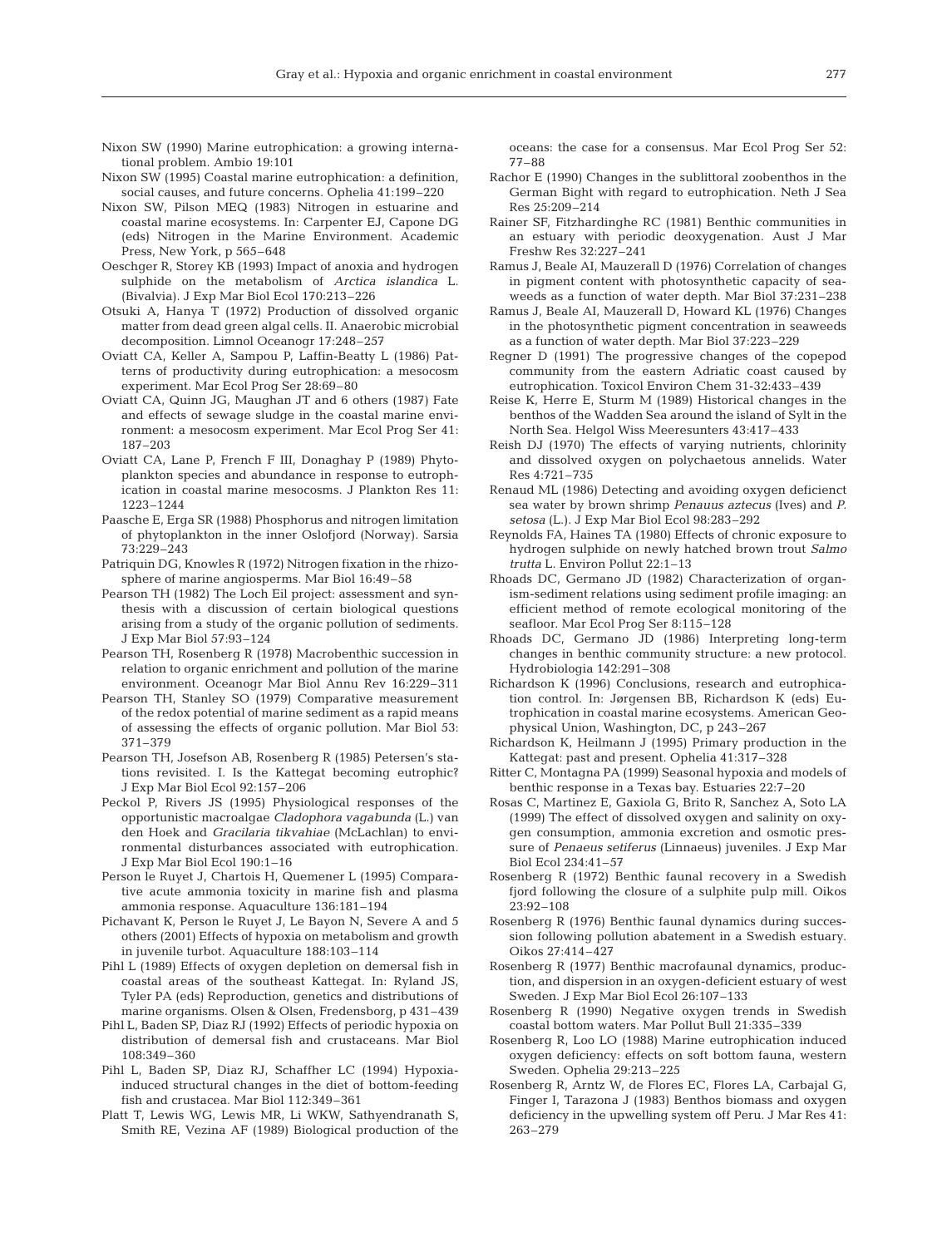Nixon SW (1990) Marine eutrophication: a growing international problem. Ambio 19:101

Nixon SW (1995) Coastal marine eutrophication: a definition, social causes, and future concerns. Ophelia 41:199–220

Nixon SW, Pilson MEQ (1983) Nitrogen in estuarine and coastal marine ecosystems. In: Carpenter EJ, Capone DG (eds) Nitrogen in the Marine Environment. Academic Press, New York, p 565–648

Oeschger R, Storey KB (1993) Impact of anoxia and hydrogen sulphide on the metabolism of *Arctica islandica* L. (Bivalvia). J Exp Mar Biol Ecol 170:213–226

Otsuki A, Hanya T (1972) Production of dissolved organic matter from dead green algal cells. II. Anaerobic microbial decomposition. Limnol Oceanogr 17:248–257

Oviatt CA, Keller A, Sampou P, Laffin-Beatty L (1986) Patterns of productivity during eutrophication: a mesocosm experiment. Mar Ecol Prog Ser 28:69–80

Oviatt CA, Quinn JG, Maughan JT and 6 others (1987) Fate and effects of sewage sludge in the coastal marine environment: a mesocosm experiment. Mar Ecol Prog Ser 41: 187–203

Oviatt CA, Lane P, French F III, Donaghay P (1989) Phytoplankton species and abundance in response to eutrophication in coastal marine mesocosms. J Plankton Res 11: 1223–1244

Paasche E, Erga SR (1988) Phosphorus and nitrogen limitation of phytoplankton in the inner Oslofjord (Norway). Sarsia 73:229–243

Patriquin DG, Knowles R (1972) Nitrogen fixation in the rhizosphere of marine angiosperms. Mar Biol 16:49–58

Pearson TH (1982) The Loch Eil project: assessment and synthesis with a discussion of certain biological questions arising from a study of the organic pollution of sediments. J Exp Mar Biol 57:93–124

Pearson TH, Rosenberg R (1978) Macrobenthic succession in relation to organic enrichment and pollution of the marine environment. Oceanogr Mar Biol Annu Rev 16:229–311

Pearson TH, Stanley SO (1979) Comparative measurement of the redox potential of marine sediment as a rapid means of assessing the effects of organic pollution. Mar Biol 53: 371–379

Pearson TH, Josefson AB, Rosenberg R (1985) Petersen's stations revisited. I. Is the Kattegat becoming eutrophic? J Exp Mar Biol Ecol 92:157–206

Peckol P, Rivers JS (1995) Physiological responses of the opportunistic macroalgae *Cladophora vagabunda* (L.) van den Hoek and *Gracilaria tikvahiae* (McLachlan) to environmental disturbances associated with eutrophication. J Exp Mar Biol Ecol 190:1–16

Person le Ruyet J, Chartois H, Quemener L (1995) Comparative acute ammonia toxicity in marine fish and plasma ammonia response. Aquaculture 136:181–194

Pichavant K, Person le Ruyet J, Le Bayon N, Severe A and 5 others (2001) Effects of hypoxia on metabolism and growth in juvenile turbot. Aquaculture 188:103–114

Pihl L (1989) Effects of oxygen depletion on demersal fish in coastal areas of the southeast Kattegat. In: Ryland JS, Tyler PA (eds) Reproduction, genetics and distributions of marine organisms. Olsen & Olsen, Fredensborg, p 431–439

Pihl L, Baden SP, Diaz RJ (1992) Effects of periodic hypoxia on distribution of demersal fish and crustaceans. Mar Biol 108:349–360

Pihl L, Baden SP, Diaz RJ, Schaffher LC (1994) Hypoxia-induced structural changes in the diet of bottom-feeding fish and crustacea. Mar Biol 112:349–361

Platt T, Lewis WG, Lewis MR, Li WKW, Sathyendranath S, Smith RE, Vezina AF (1989) Biological production of the oceans: the case for a consensus. Mar Ecol Prog Ser 52: 77–88

Rachor E (1990) Changes in the sublittoral zoobenthos in the German Bight with regard to eutrophication. Neth J Sea Res 25:209–214

Rainer SF, Fitzhardinghe RC (1981) Benthic communities in an estuary with periodic deoxygenation. Aust J Mar Freshw Res 32:227–241

Ramus J, Beale AI, Mauzerall D (1976) Correlation of changes in pigment content with photosynthetic capacity of seaweeds as a function of water depth. Mar Biol 37:231–238

Ramus J, Beale AI, Mauzerall D, Howard KL (1976) Changes in the photosynthetic pigment concentration in seaweeds as a function of water depth. Mar Biol 37:223–229

Regner D (1991) The progressive changes of the copepod community from the eastern Adriatic coast caused by eutrophication. Toxicol Environ Chem 31-32:433–439

Reise K, Herre E, Sturm M (1989) Historical changes in the benthos of the Wadden Sea around the island of Sylt in the North Sea. Helgol Wiss Meeresunters 43:417–433

Reish DJ (1970) The effects of varying nutrients, chlorinity and dissolved oxygen on polychaetous annelids. Water Res 4:721–735

Renaud ML (1986) Detecting and avoiding oxygen deficienct sea water by brown shrimp *Penauus aztecus* (Ives) and *P. setosa* (L.). J Exp Mar Biol Ecol 98:283–292

Reynolds FA, Haines TA (1980) Effects of chronic exposure to hydrogen sulphide on newly hatched brown trout *Salmo trutta* L. Environ Pollut 22:1–13

Rhoads DC, Germano JD (1982) Characterization of organism-sediment relations using sediment profile imaging: an efficient method of remote ecological monitoring of the seafloor. Mar Ecol Prog Ser 8:115–128

Rhoads DC, Germano JD (1986) Interpreting long-term changes in benthic community structure: a new protocol. Hydrobiologia 142:291–308

Richardson K (1996) Conclusions, research and eutrophication control. In: Jørgensen BB, Richardson K (eds) Eutrophication in coastal marine ecosystems. American Geophysical Union, Washington, DC, p 243–267

Richardson K, Heilmann J (1995) Primary production in the Kattegat: past and present. Ophelia 41:317–328

Ritter C, Montagna PA (1999) Seasonal hypoxia and models of benthic response in a Texas bay. Estuaries 22:7–20

Rosas C, Martinez E, Gaxiola G, Brito R, Sanchez A, Soto LA (1999) The effect of dissolved oxygen and salinity on oxygen consumption, ammonia excretion and osmotic pressure of *Penaeus setiferus* (Linnaeus) juveniles. J Exp Mar Biol Ecol 234:41–57

Rosenberg R (1972) Benthic faunal recovery in a Swedish fjord following the closure of a sulphite pulp mill. Oikos 23:92–108

Rosenberg R (1976) Benthic faunal dynamics during succession following pollution abatement in a Swedish estuary. Oikos 27:414–427

Rosenberg R (1977) Benthic macrofaunal dynamics, production, and dispersion in an oxygen-deficient estuary of west Sweden. J Exp Mar Biol Ecol 26:107–133

Rosenberg R (1990) Negative oxygen trends in Swedish coastal bottom waters. Mar Pollut Bull 21:335–339

Rosenberg R, Loo LO (1988) Marine eutrophication induced oxygen deficiency: effects on soft bottom fauna, western Sweden. Ophelia 29:213–225

Rosenberg R, Arntz W, de Flores EC, Flores LA, Carbajal G, Finger I, Tarazona J (1983) Benthos biomass and oxygen deficiency in the upwelling system off Peru. J Mar Res 41: 263–279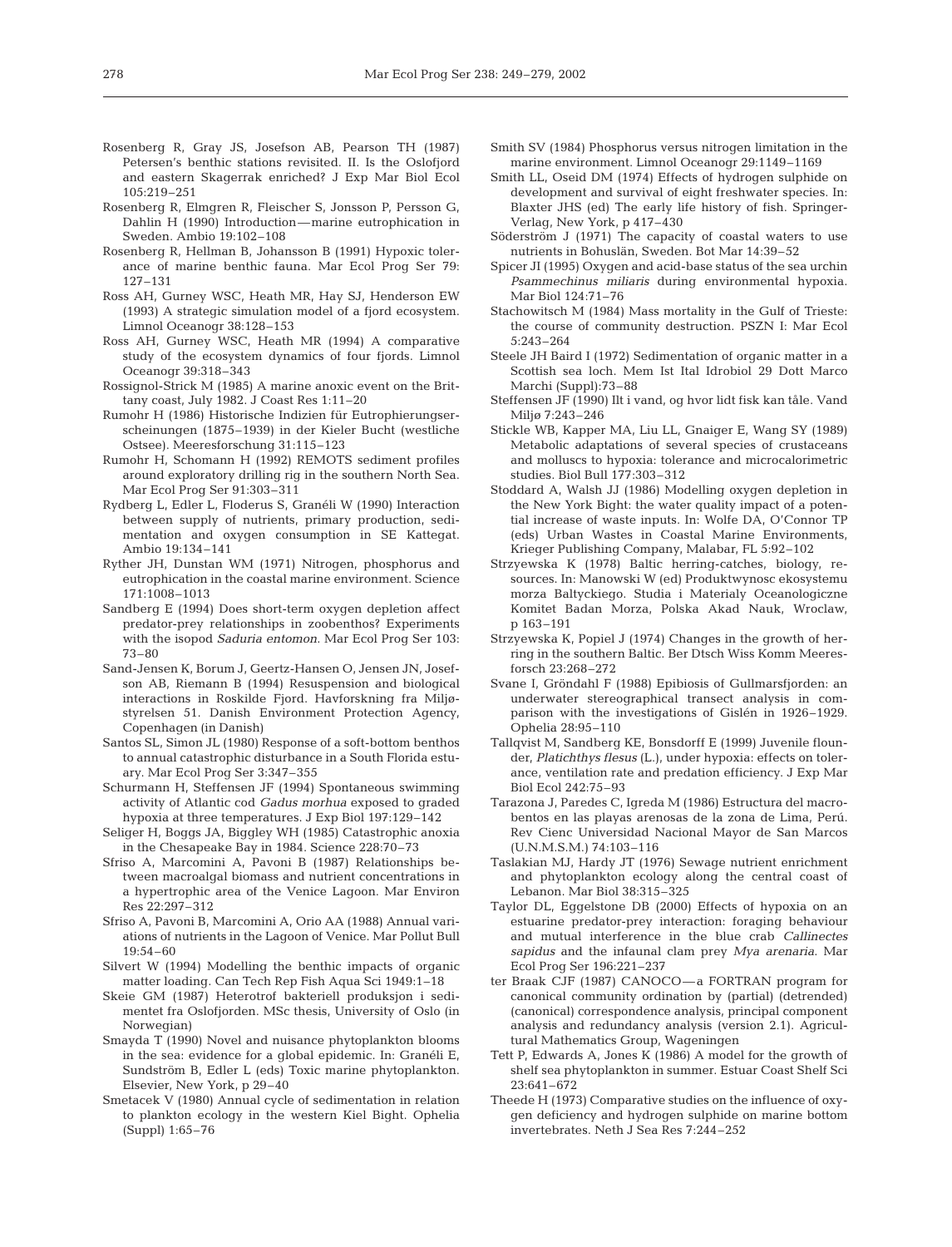Rosenberg R, Gray JS, Josefson AB, Pearson TH (1987) Petersen's benthic stations revisited. II. Is the Oslofjord and eastern Skagerrak enriched? J Exp Mar Biol Ecol 105:219–251

Rosenberg R, Elmgren R, Fleischer S, Jonsson P, Persson G, Dahlin H (1990) Introduction—marine eutrophication in Sweden. Ambio 19:102–108

Rosenberg R, Hellman B, Johansson B (1991) Hypoxic tolerance of marine benthic fauna. Mar Ecol Prog Ser 79: 127–131

Ross AH, Gurney WSC, Heath MR, Hay SJ, Henderson EW (1993) A strategic simulation model of a fjord ecosystem. Limnol Oceanogr 38:128–153

Ross AH, Gurney WSC, Heath MR (1994) A comparative study of the ecosystem dynamics of four fjords. Limnol Oceanogr 39:318–343

Rossignol-Strick M (1985) A marine anoxic event on the Brittany coast, July 1982. J Coast Res 1:11–20

Rumohr H (1986) Historische Indizien für Eutrophierungserscheinungen (1875–1939) in der Kieler Bucht (westliche Ostsee). Meeresforschung 31:115–123

Rumohr H, Schomann H (1992) REMOTS sediment profiles around exploratory drilling rig in the southern North Sea. Mar Ecol Prog Ser 91:303–311

Rydberg L, Edler L, Floderus S, Granéli W (1990) Interaction between supply of nutrients, primary production, sedimentation and oxygen consumption in SE Kattegat. Ambio 19:134–141

Ryther JH, Dunstan WM (1971) Nitrogen, phosphorus and eutrophication in the coastal marine environment. Science 171:1008–1013

Sandberg E (1994) Does short-term oxygen depletion affect predator-prey relationships in zoobenthos? Experiments with the isopod *Saduria entomon*. Mar Ecol Prog Ser 103: 73–80

Sand-Jensen K, Borum J, Geertz-Hansen O, Jensen JN, Josefson AB, Riemann B (1994) Resuspension and biological interactions in Roskilde Fjord. Havforskning fra Miljøstyrelsen 51. Danish Environment Protection Agency, Copenhagen (in Danish)

Santos SL, Simon JL (1980) Response of a soft-bottom benthos to annual catastrophic disturbance in a South Florida estuary. Mar Ecol Prog Ser 3:347–355

Schurmann H, Steffensen JF (1994) Spontaneous swimming activity of Atlantic cod *Gadus morhua* exposed to graded hypoxia at three temperatures. J Exp Biol 197:129–142

Seliger H, Boggs JA, Biggley WH (1985) Catastrophic anoxia in the Chesapeake Bay in 1984. Science 228:70–73

Sfriso A, Marcomini A, Pavoni B (1987) Relationships between macroalgal biomass and nutrient concentrations in a hypertrophic area of the Venice Lagoon. Mar Environ Res 22:297–312

Sfriso A, Pavoni B, Marcomini A, Orio AA (1988) Annual variations of nutrients in the Lagoon of Venice. Mar Pollut Bull 19:54–60

Silvert W (1994) Modelling the benthic impacts of organic matter loading. Can Tech Rep Fish Aqua Sci 1949:1–18

Skeie GM (1987) Heterotrof bakteriell produksjon i sedimentet fra Oslofjorden. MSc thesis, University of Oslo (in Norwegian)

Smayda T (1990) Novel and nuisance phytoplankton blooms in the sea: evidence for a global epidemic. In: Granéli E, Sundström B, Edler L (eds) Toxic marine phytoplankton. Elsevier, New York, p 29–40

Smetacek V (1980) Annual cycle of sedimentation in relation to plankton ecology in the western Kiel Bight. Ophelia (Suppl) 1:65–76

Smith SV (1984) Phosphorus versus nitrogen limitation in the marine environment. Limnol Oceanogr 29:1149–1169

Smith LL, Oseid DM (1974) Effects of hydrogen sulphide on development and survival of eight freshwater species. In: Blaxter JHS (ed) The early life history of fish. Springer-Verlag, New York, p 417–430

Söderström J (1971) The capacity of coastal waters to use nutrients in Bohuslän, Sweden. Bot Mar 14:39–52

Spicer JI (1995) Oxygen and acid-base status of the sea urchin *Psammechinus miliaris* during environmental hypoxia. Mar Biol 124:71–76

Stachowitsch M (1984) Mass mortality in the Gulf of Trieste: the course of community destruction. PSZN I: Mar Ecol 5:243–264

Steele JH Baird I (1972) Sedimentation of organic matter in a Scottish sea loch. Mem Ist Ital Idrobiol 29 Dott Marco Marchi (Suppl):73–88

Steffensen JF (1990) Ilt i vand, og hvor lidt fisk kan tåle. Vand Miljø 7:243–246

Stickle WB, Kapper MA, Liu LL, Gnaiger E, Wang SY (1989) Metabolic adaptations of several species of crustaceans and molluscs to hypoxia: tolerance and microcalorimetric studies. Biol Bull 177:303–312

Stoddard A, Walsh JJ (1986) Modelling oxygen depletion in the New York Bight: the water quality impact of a potential increase of waste inputs. In: Wolfe DA, O'Connor TP (eds) Urban Wastes in Coastal Marine Environments, Krieger Publishing Company, Malabar, FL 5:92–102

Strzyewska K (1978) Baltic herring-catches, biology, resources. In: Manowski W (ed) Produktwynosc ekosystemu morza Baltyckiego. Studia i Materialy Oceanologiczne Komitet Badan Morza, Polska Akad Nauk, Wroclaw, p 163–191

Strzyewska K, Popiel J (1974) Changes in the growth of herring in the southern Baltic. Ber Dtsch Wiss Komm Meeresforsch 23:268–272

Svane I, Gröndahl F (1988) Epibiosis of Gullmarsfjorden: an underwater stereographical transect analysis in comparison with the investigations of Gislén in 1926–1929. Ophelia 28:95–110

Tallqvist M, Sandberg KE, Bonsdorff E (1999) Juvenile flounder, *Platichthys flesus* (L.), under hypoxia: effects on tolerance, ventilation rate and predation efficiency. J Exp Mar Biol Ecol 242:75–93

Tarazona J, Paredes C, Igreda M (1986) Estructura del macrobentos en las playas arenosas de la zona de Lima, Perú. Rev Cienc Universidad Nacional Mayor de San Marcos (U.N.M.S.M.) 74:103–116

Taslakian MJ, Hardy JT (1976) Sewage nutrient enrichment and phytoplankton ecology along the central coast of Lebanon. Mar Biol 38:315–325

Taylor DL, Eggelstone DB (2000) Effects of hypoxia on an estuarine predator-prey interaction: foraging behaviour and mutual interference in the blue crab *Callinectes sapidus* and the infaunal clam prey *Mya arenaria*. Mar Ecol Prog Ser 196:221–237

ter Braak CJF (1987) CANOCO—a FORTRAN program for canonical community ordination by (partial) (detrended) (canonical) correspondence analysis, principal component analysis and redundancy analysis (version 2.1). Agricultural Mathematics Group, Wageningen

Tett P, Edwards A, Jones K (1986) A model for the growth of shelf sea phytoplankton in summer. Estuar Coast Shelf Sci 23:641–672

Theede H (1973) Comparative studies on the influence of oxygen deficiency and hydrogen sulphide on marine bottom invertebrates. Neth J Sea Res 7:244–252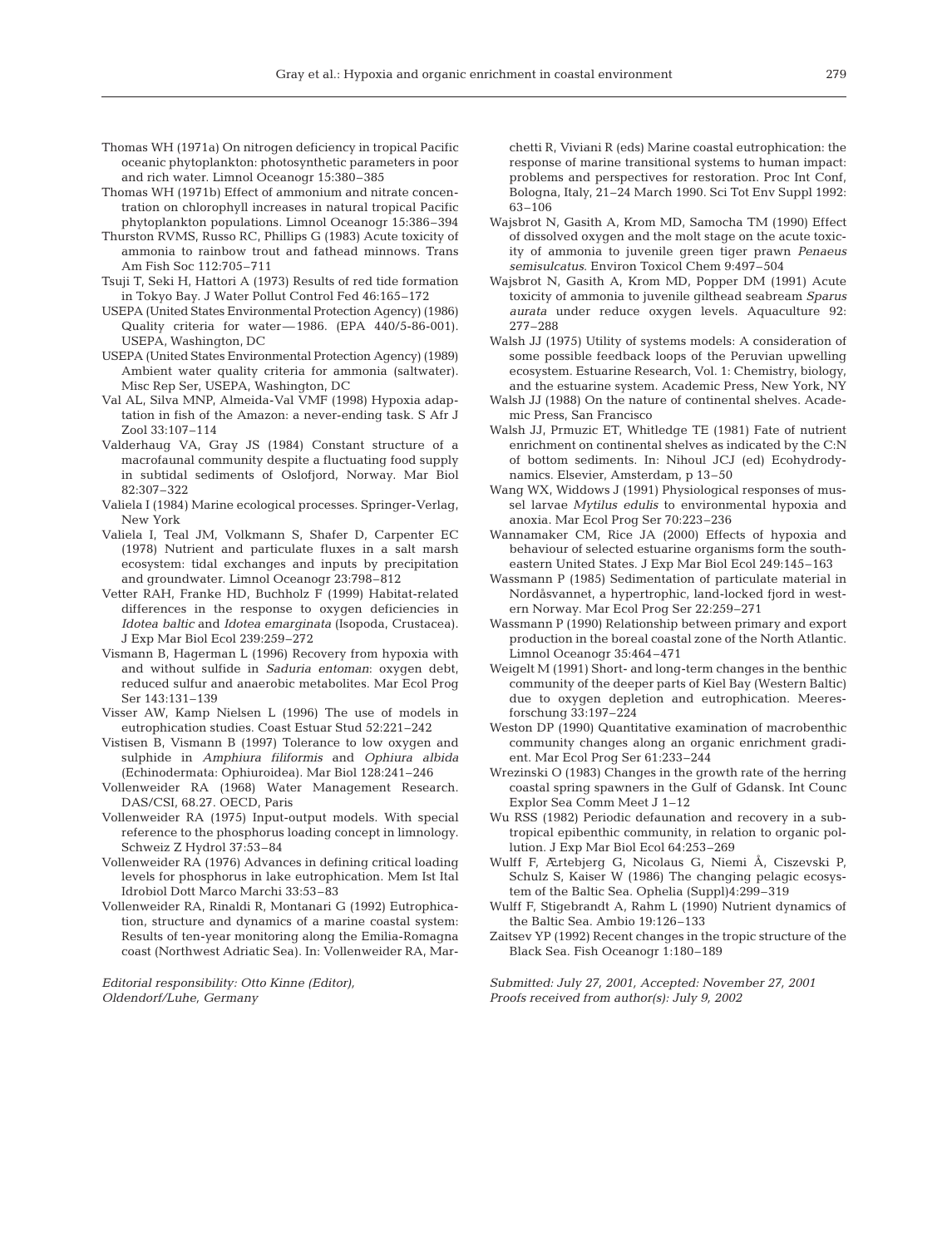Thomas WH (1971a) On nitrogen deficiency in tropical Pacific oceanic phytoplankton: photosynthetic parameters in poor and rich water. Limnol Oceanogr 15:380–385

Thomas WH (1971b) Effect of ammonium and nitrate concentration on chlorophyll increases in natural tropical Pacific phytoplankton populations. Limnol Oceanogr 15:386–394

Thurston RVMS, Russo RC, Phillips G (1983) Acute toxicity of ammonia to rainbow trout and fathead minnows. Trans Am Fish Soc 112:705–711

Tsuji T, Seki H, Hattori A (1973) Results of red tide formation in Tokyo Bay. J Water Pollut Control Fed 46:165–172

USEPA (United States Environmental Protection Agency) (1986) Quality criteria for water—1986. (EPA 440/5-86-001). USEPA, Washington, DC

USEPA (United States Environmental Protection Agency) (1989) Ambient water quality criteria for ammonia (saltwater). Misc Rep Ser, USEPA, Washington, DC

Val AL, Silva MNP, Almeida-Val VMF (1998) Hypoxia adaptation in fish of the Amazon: a never-ending task. S Afr J Zool 33:107–114

Valderhaug VA, Gray JS (1984) Constant structure of a macrofaunal community despite a fluctuating food supply in subtidal sediments of Oslofjord, Norway. Mar Biol 82:307–322

Valiela I (1984) Marine ecological processes. Springer-Verlag, New York

Valiela I, Teal JM, Volkmann S, Shafer D, Carpenter EC (1978) Nutrient and particulate fluxes in a salt marsh ecosystem: tidal exchanges and inputs by precipitation and groundwater. Limnol Oceanogr 23:798–812

Vetter RAH, Franke HD, Buchholz F (1999) Habitat-related differences in the response to oxygen deficiencies in *Idotea baltic* and *Idotea emarginata* (Isopoda, Crustacea). J Exp Mar Biol Ecol 239:259–272

Vismann B, Hagerman L (1996) Recovery from hypoxia with and without sulfide in *Saduria entoman*: oxygen debt, reduced sulfur and anaerobic metabolites. Mar Ecol Prog Ser 143:131–139

Visser AW, Kamp Nielsen L (1996) The use of models in eutrophication studies. Coast Estuar Stud 52:221–242

Vistisen B, Vismann B (1997) Tolerance to low oxygen and sulphide in *Amphiura filiformis* and *Ophiura albida* (Echinodermata: Ophiuroidea). Mar Biol 128:241–246

Vollenweider RA (1968) Water Management Research. DAS/CSI, 68.27. OECD, Paris

Vollenweider RA (1975) Input-output models. With special reference to the phosphorus loading concept in limnology. Schweiz Z Hydrol 37:53–84

Vollenweider RA (1976) Advances in defining critical loading levels for phosphorus in lake eutrophication. Mem Ist Ital Idrobiol Dott Marco Marchi 33:53–83

Vollenweider RA, Rinaldi R, Montanari G (1992) Eutrophication, structure and dynamics of a marine coastal system: Results of ten-year monitoring along the Emilia-Romagna coast (Northwest Adriatic Sea). In: Vollenweider RA, Marchetti R, Viviani R (eds) Marine coastal eutrophication: the response of marine transitional systems to human impact: problems and perspectives for restoration. Proc Int Conf, Bologna, Italy, 21–24 March 1990. Sci Tot Env Suppl 1992: 63–106

Wajsbrot N, Gasith A, Krom MD, Samocha TM (1990) Effect of dissolved oxygen and the molt stage on the acute toxicity of ammonia to juvenile green tiger prawn *Penaeus semisulcatus*. Environ Toxicol Chem 9:497–504

Wajsbrot N, Gasith A, Krom MD, Popper DM (1991) Acute toxicity of ammonia to juvenile gilthead seabream *Sparus aurata* under reduce oxygen levels. Aquaculture 92: 277–288

Walsh JJ (1975) Utility of systems models: A consideration of some possible feedback loops of the Peruvian upwelling ecosystem. Estuarine Research, Vol. 1: Chemistry, biology, and the estuarine system. Academic Press, New York, NY

Walsh JJ (1988) On the nature of continental shelves. Academic Press, San Francisco

Walsh JJ, Prmuzic ET, Whitledge TE (1981) Fate of nutrient enrichment on continental shelves as indicated by the C:N of bottom sediments. In: Nihoul JCJ (ed) Ecohydrodynamics. Elsevier, Amsterdam, p 13–50

Wang WX, Widdows J (1991) Physiological responses of mussel larvae *Mytilus edulis* to environmental hypoxia and anoxia. Mar Ecol Prog Ser 70:223–236

Wannamaker CM, Rice JA (2000) Effects of hypoxia and behaviour of selected estuarine organisms form the southeastern United States. J Exp Mar Biol Ecol 249:145–163

Wassmann P (1985) Sedimentation of particulate material in Nordåsvannet, a hypertrophic, land-locked fjord in western Norway. Mar Ecol Prog Ser 22:259–271

Wassmann P (1990) Relationship between primary and export production in the boreal coastal zone of the North Atlantic. Limnol Oceanogr 35:464–471

Weigelt M (1991) Short- and long-term changes in the benthic community of the deeper parts of Kiel Bay (Western Baltic) due to oxygen depletion and eutrophication. Meeresforschung 33:197–224

Weston DP (1990) Quantitative examination of macrobenthic community changes along an organic enrichment gradient. Mar Ecol Prog Ser 61:233–244

Wrezinski O (1983) Changes in the growth rate of the herring coastal spring spawners in the Gulf of Gdansk. Int Counc Explor Sea Comm Meet J 1–12

Wu RSS (1982) Periodic defaunation and recovery in a subtropical epibenthic community, in relation to organic pollution. J Exp Mar Biol Ecol 64:253–269

Wulff F, Ærtebjerg G, Nicolaus G, Niemi Å, Ciszevski P, Schulz S, Kaiser W (1986) The changing pelagic ecosystem of the Baltic Sea. Ophelia (Suppl)4:299–319

Wulff F, Stigebrandt A, Rahm L (1990) Nutrient dynamics of the Baltic Sea. Ambio 19:126–133

Zaitsev YP (1992) Recent changes in the tropic structure of the Black Sea. Fish Oceanogr 1:180–189

*Editorial responsibility: Otto Kinne (Editor), Oldendorf/Luhe, Germany*

*Submitted: July 27, 2001, Accepted: November 27, 2001*
*Proofs received from author(s): July 9, 2002*